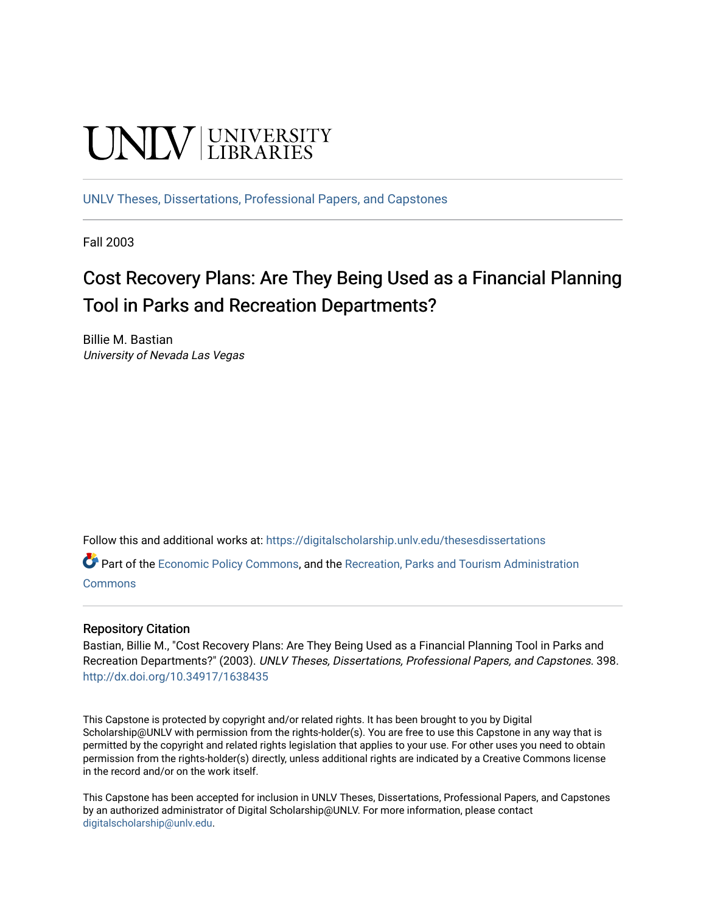UNLV | UNIVERSITY LIBRARIES

UNLV Theses, Dissertations, Professional Papers, and Capstones

Fall 2003

# Cost Recovery Plans: Are They Being Used as a Financial Planning Tool in Parks and Recreation Departments?

Billie M. Bastian
*University of Nevada Las Vegas*

Follow this and additional works at: https://digitalscholarship.unlv.edu/thesesdissertations

Part of the Economic Policy Commons, and the Recreation, Parks and Tourism Administration Commons

## Repository Citation

Bastian, Billie M., "Cost Recovery Plans: Are They Being Used as a Financial Planning Tool in Parks and Recreation Departments?" (2003). *UNLV Theses, Dissertations, Professional Papers, and Capstones*. 398.
http://dx.doi.org/10.34917/1638435

This Capstone is protected by copyright and/or related rights. It has been brought to you by Digital Scholarship@UNLV with permission from the rights-holder(s). You are free to use this Capstone in any way that is permitted by the copyright and related rights legislation that applies to your use. For other uses you need to obtain permission from the rights-holder(s) directly, unless additional rights are indicated by a Creative Commons license in the record and/or on the work itself.

This Capstone has been accepted for inclusion in UNLV Theses, Dissertations, Professional Papers, and Capstones by an authorized administrator of Digital Scholarship@UNLV. For more information, please contact digitalscholarship@unlv.edu.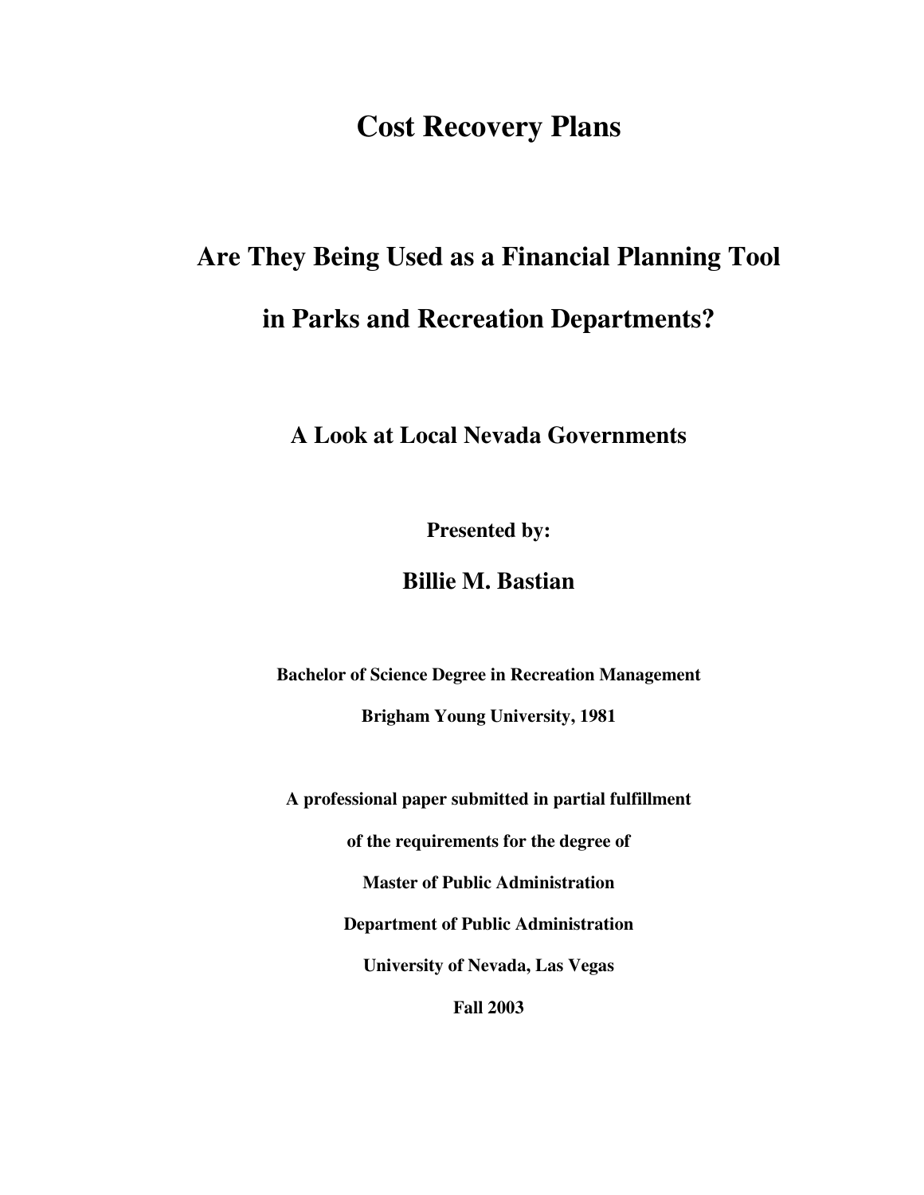# Cost Recovery Plans

## Are They Being Used as a Financial Planning Tool in Parks and Recreation Departments?

### A Look at Local Nevada Governments

**Presented by:**

**Billie M. Bastian**

**Bachelor of Science Degree in Recreation Management**

**Brigham Young University, 1981**

**A professional paper submitted in partial fulfillment**

**of the requirements for the degree of**

**Master of Public Administration**

**Department of Public Administration**

**University of Nevada, Las Vegas**

**Fall 2003**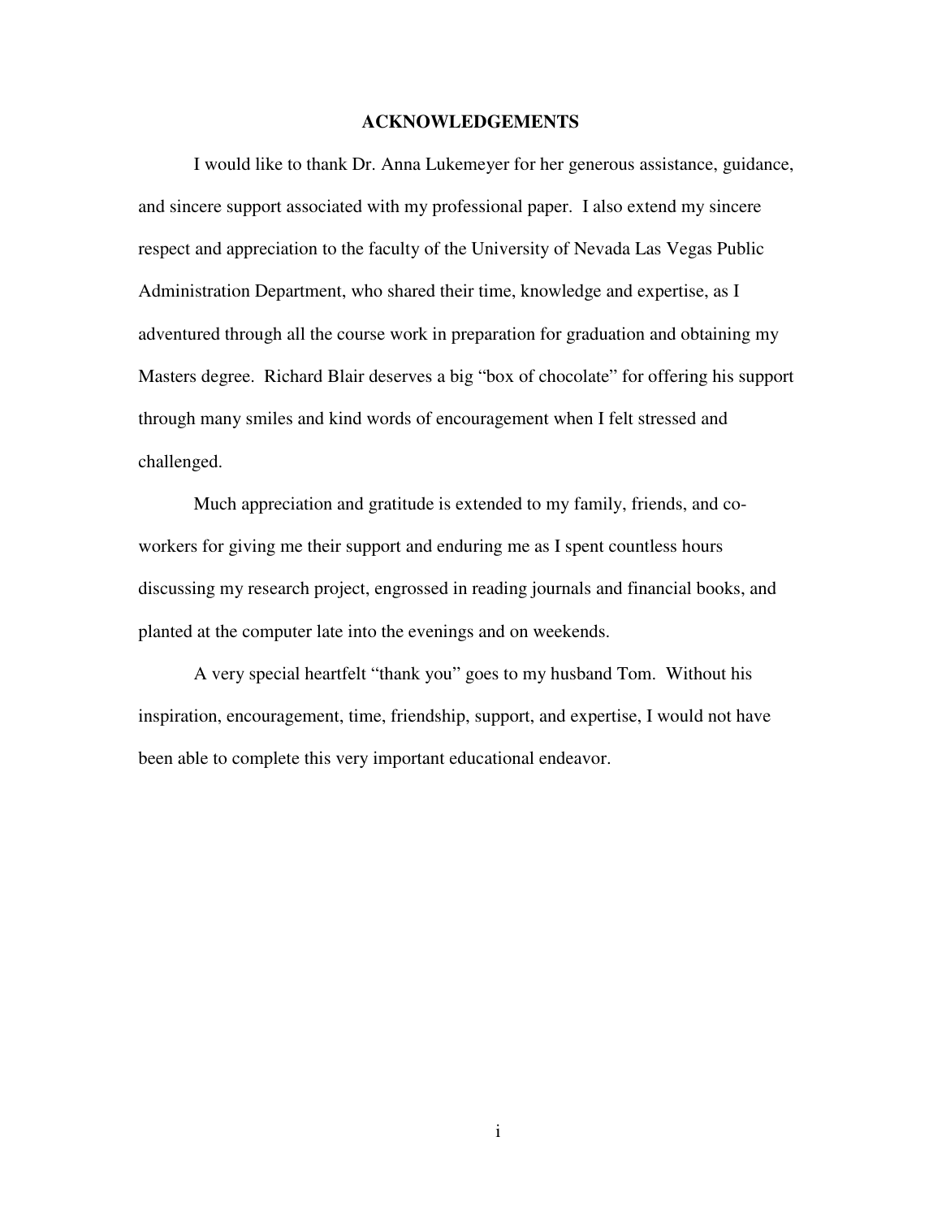# ACKNOWLEDGEMENTS

I would like to thank Dr. Anna Lukemeyer for her generous assistance, guidance, and sincere support associated with my professional paper. I also extend my sincere respect and appreciation to the faculty of the University of Nevada Las Vegas Public Administration Department, who shared their time, knowledge and expertise, as I adventured through all the course work in preparation for graduation and obtaining my Masters degree. Richard Blair deserves a big "box of chocolate" for offering his support through many smiles and kind words of encouragement when I felt stressed and challenged.

Much appreciation and gratitude is extended to my family, friends, and co-workers for giving me their support and enduring me as I spent countless hours discussing my research project, engrossed in reading journals and financial books, and planted at the computer late into the evenings and on weekends.

A very special heartfelt "thank you" goes to my husband Tom. Without his inspiration, encouragement, time, friendship, support, and expertise, I would not have been able to complete this very important educational endeavor.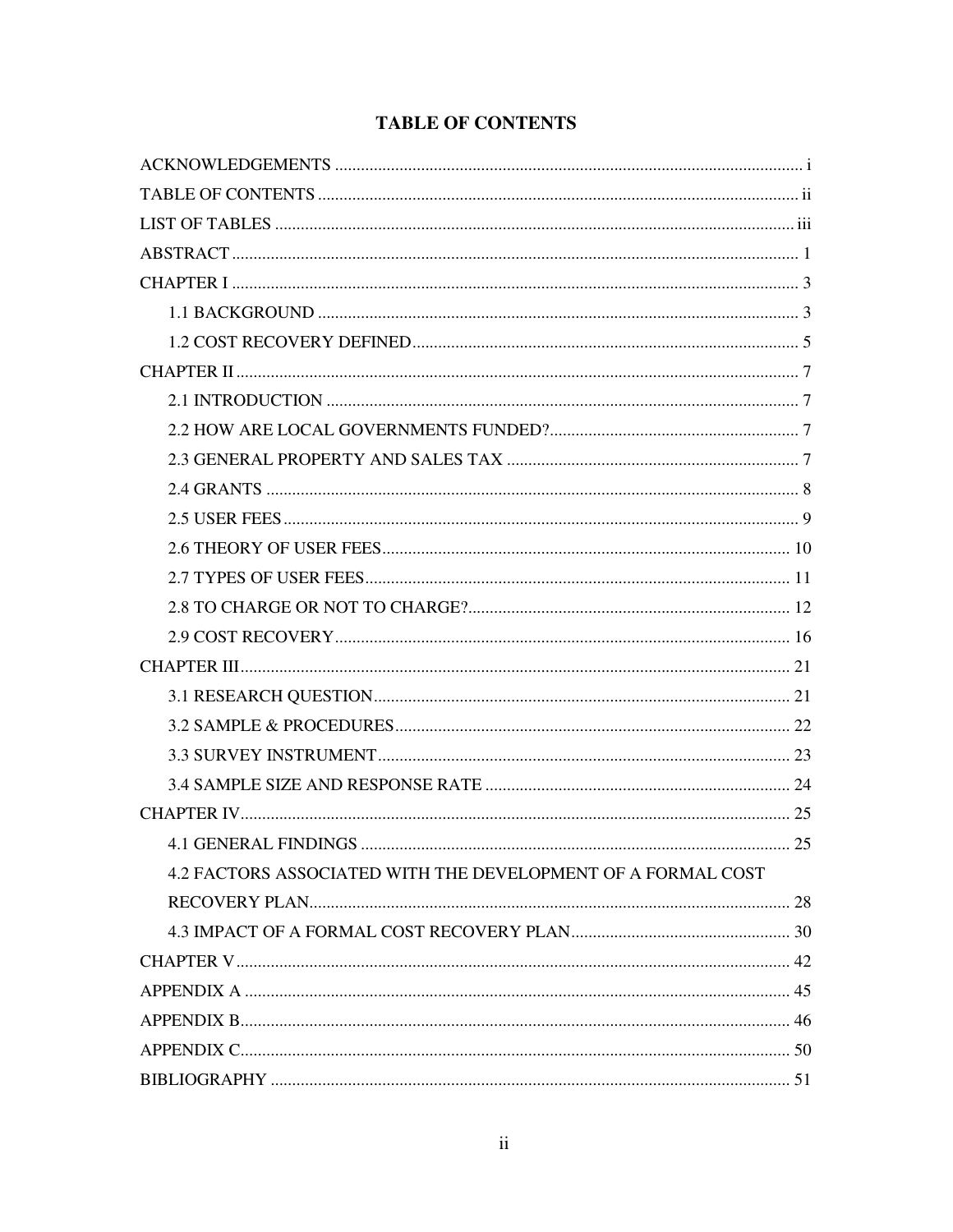# TABLE OF CONTENTS

ACKNOWLEDGEMENTS ........................................................................................................ i

TABLE OF CONTENTS ........................................................................................................ ii

LIST OF TABLES ................................................................................................................ iii

ABSTRACT .......................................................................................................................... 1

CHAPTER I .......................................................................................................................... 3

- 1.1 BACKGROUND ........................................................................................................ 3
- 1.2 COST RECOVERY DEFINED .................................................................................. 5

CHAPTER II ......................................................................................................................... 7

- 2.1 INTRODUCTION ...................................................................................................... 7
- 2.2 HOW ARE LOCAL GOVERNMENTS FUNDED? .................................................... 7
- 2.3 GENERAL PROPERTY AND SALES TAX .............................................................. 7
- 2.4 GRANTS .................................................................................................................... 8
- 2.5 USER FEES ............................................................................................................... 9
- 2.6 THEORY OF USER FEES ........................................................................................ 10
- 2.7 TYPES OF USER FEES ............................................................................................ 11
- 2.8 TO CHARGE OR NOT TO CHARGE? ..................................................................... 12
- 2.9 COST RECOVERY .................................................................................................... 16

CHAPTER III ........................................................................................................................ 21

- 3.1 RESEARCH QUESTION ........................................................................................... 21
- 3.2 SAMPLE & PROCEDURES ...................................................................................... 22
- 3.3 SURVEY INSTRUMENT ........................................................................................... 23
- 3.4 SAMPLE SIZE AND RESPONSE RATE ................................................................... 24

CHAPTER IV ........................................................................................................................ 25

- 4.1 GENERAL FINDINGS ............................................................................................... 25
- 4.2 FACTORS ASSOCIATED WITH THE DEVELOPMENT OF A FORMAL COST RECOVERY PLAN ............................................................................................................ 28
- 4.3 IMPACT OF A FORMAL COST RECOVERY PLAN ................................................ 30

CHAPTER V ......................................................................................................................... 42

APPENDIX A ........................................................................................................................ 45

APPENDIX B ........................................................................................................................ 46

APPENDIX C ........................................................................................................................ 50

BIBLIOGRAPHY ................................................................................................................. 51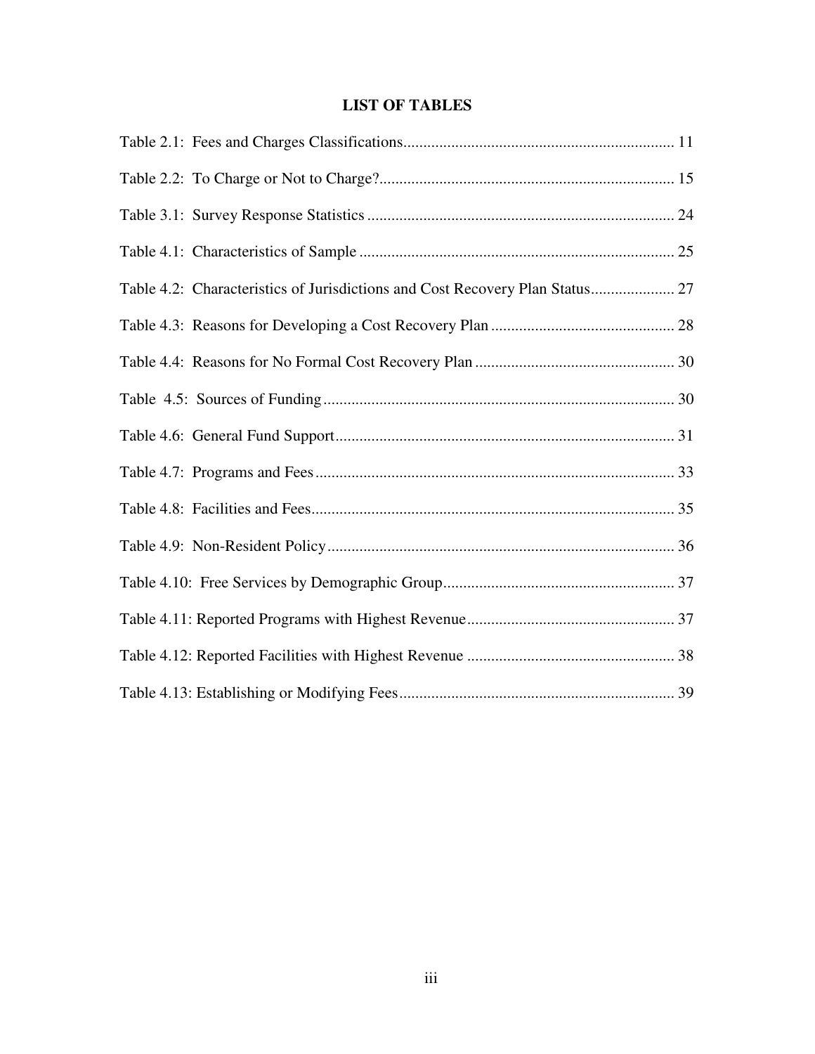# LIST OF TABLES

Table 2.1: Fees and Charges Classifications.................................................................... 11

Table 2.2: To Charge or Not to Charge?......................................................................... 15

Table 3.1: Survey Response Statistics ............................................................................ 24

Table 4.1: Characteristics of Sample .............................................................................. 25

Table 4.2: Characteristics of Jurisdictions and Cost Recovery Plan Status..................... 27

Table 4.3: Reasons for Developing a Cost Recovery Plan .............................................. 28

Table 4.4: Reasons for No Formal Cost Recovery Plan .................................................. 30

Table 4.5: Sources of Funding ........................................................................................ 30

Table 4.6: General Fund Support..................................................................................... 31

Table 4.7: Programs and Fees.......................................................................................... 33

Table 4.8: Facilities and Fees........................................................................................... 35

Table 4.9: Non-Resident Policy....................................................................................... 36

Table 4.10: Free Services by Demographic Group.......................................................... 37

Table 4.11: Reported Programs with Highest Revenue.................................................... 37

Table 4.12: Reported Facilities with Highest Revenue .................................................... 38

Table 4.13: Establishing or Modifying Fees..................................................................... 39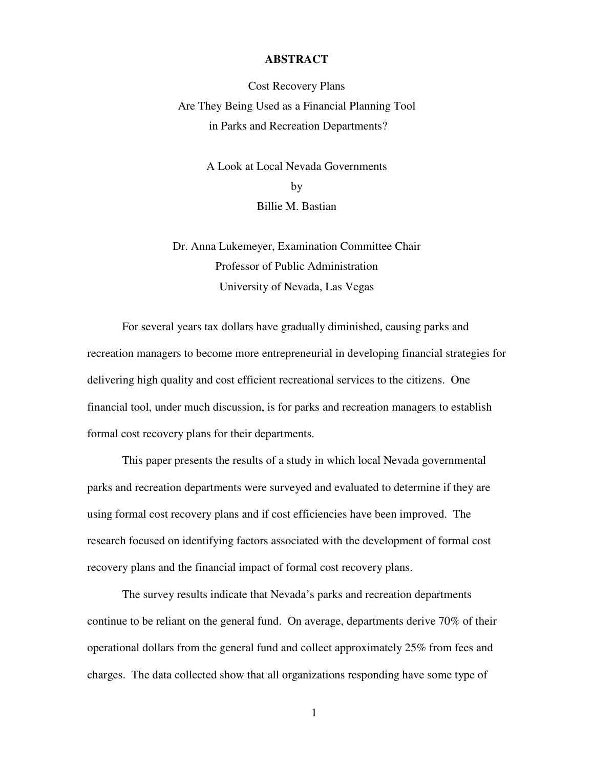# ABSTRACT

Cost Recovery Plans
Are They Being Used as a Financial Planning Tool
in Parks and Recreation Departments?

A Look at Local Nevada Governments
by
Billie M. Bastian

Dr. Anna Lukemeyer, Examination Committee Chair
Professor of Public Administration
University of Nevada, Las Vegas

For several years tax dollars have gradually diminished, causing parks and recreation managers to become more entrepreneurial in developing financial strategies for delivering high quality and cost efficient recreational services to the citizens. One financial tool, under much discussion, is for parks and recreation managers to establish formal cost recovery plans for their departments.

This paper presents the results of a study in which local Nevada governmental parks and recreation departments were surveyed and evaluated to determine if they are using formal cost recovery plans and if cost efficiencies have been improved. The research focused on identifying factors associated with the development of formal cost recovery plans and the financial impact of formal cost recovery plans.

The survey results indicate that Nevada's parks and recreation departments continue to be reliant on the general fund. On average, departments derive 70% of their operational dollars from the general fund and collect approximately 25% from fees and charges. The data collected show that all organizations responding have some type of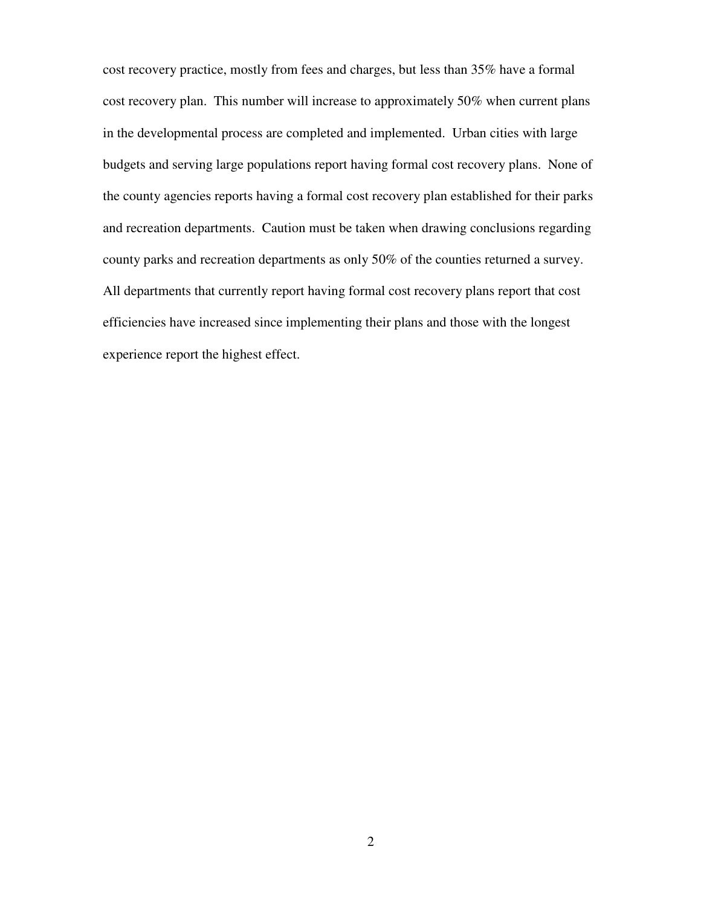cost recovery practice, mostly from fees and charges, but less than 35% have a formal cost recovery plan. This number will increase to approximately 50% when current plans in the developmental process are completed and implemented. Urban cities with large budgets and serving large populations report having formal cost recovery plans. None of the county agencies reports having a formal cost recovery plan established for their parks and recreation departments. Caution must be taken when drawing conclusions regarding county parks and recreation departments as only 50% of the counties returned a survey. All departments that currently report having formal cost recovery plans report that cost efficiencies have increased since implementing their plans and those with the longest experience report the highest effect.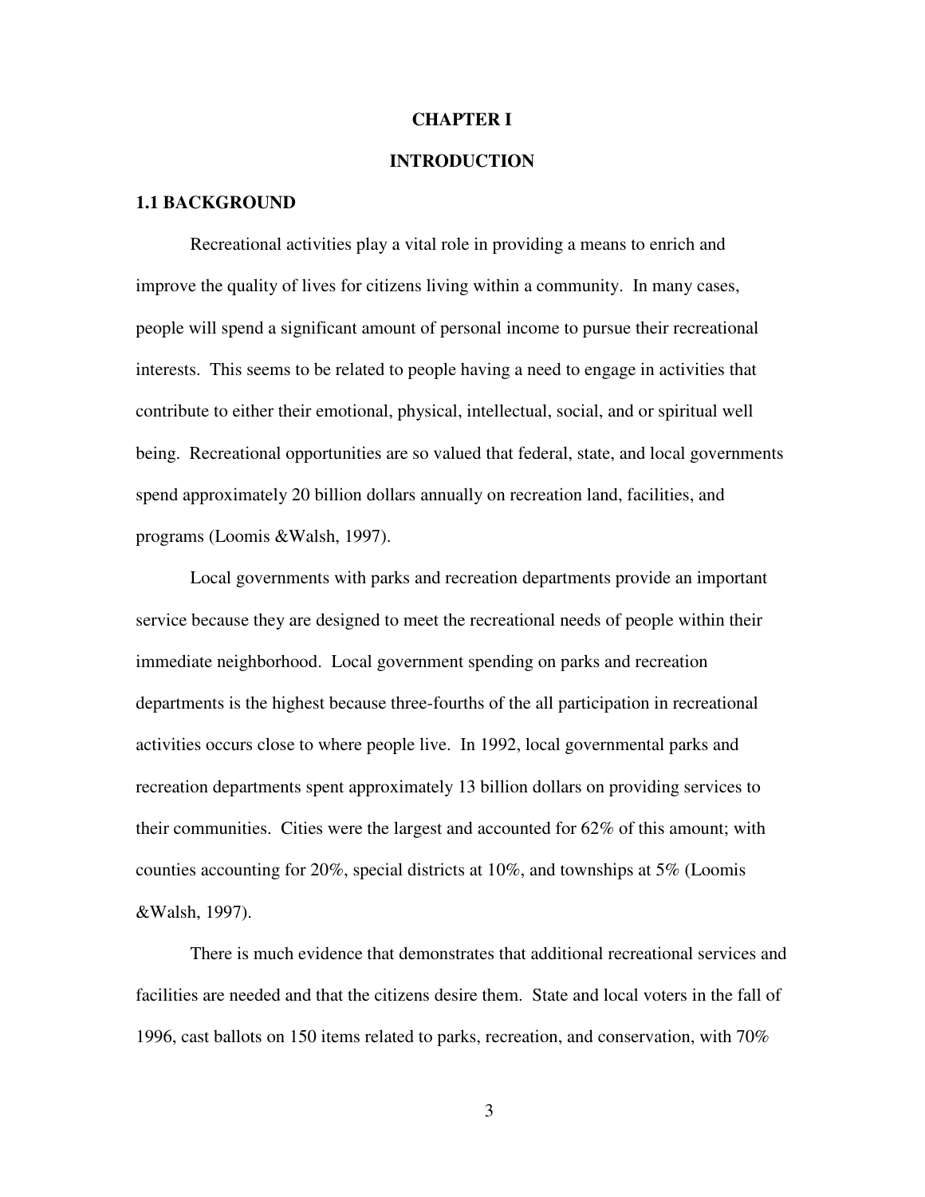# CHAPTER I

# INTRODUCTION

## 1.1 BACKGROUND

Recreational activities play a vital role in providing a means to enrich and improve the quality of lives for citizens living within a community. In many cases, people will spend a significant amount of personal income to pursue their recreational interests. This seems to be related to people having a need to engage in activities that contribute to either their emotional, physical, intellectual, social, and or spiritual well being. Recreational opportunities are so valued that federal, state, and local governments spend approximately 20 billion dollars annually on recreation land, facilities, and programs (Loomis &Walsh, 1997).

Local governments with parks and recreation departments provide an important service because they are designed to meet the recreational needs of people within their immediate neighborhood. Local government spending on parks and recreation departments is the highest because three-fourths of the all participation in recreational activities occurs close to where people live. In 1992, local governmental parks and recreation departments spent approximately 13 billion dollars on providing services to their communities. Cities were the largest and accounted for 62% of this amount; with counties accounting for 20%, special districts at 10%, and townships at 5% (Loomis &Walsh, 1997).

There is much evidence that demonstrates that additional recreational services and facilities are needed and that the citizens desire them. State and local voters in the fall of 1996, cast ballots on 150 items related to parks, recreation, and conservation, with 70%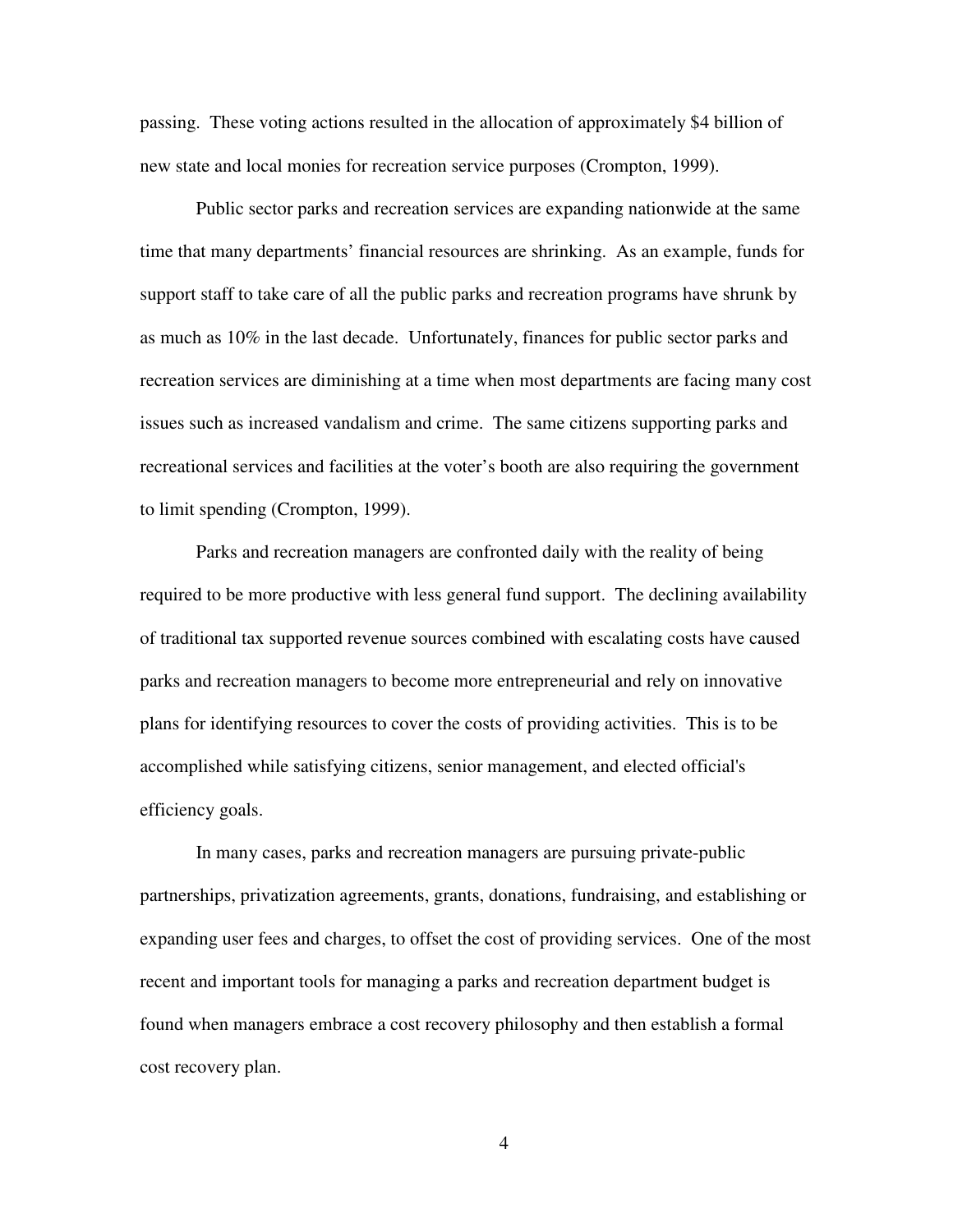passing. These voting actions resulted in the allocation of approximately $4 billion of new state and local monies for recreation service purposes (Crompton, 1999).

Public sector parks and recreation services are expanding nationwide at the same time that many departments' financial resources are shrinking. As an example, funds for support staff to take care of all the public parks and recreation programs have shrunk by as much as 10% in the last decade. Unfortunately, finances for public sector parks and recreation services are diminishing at a time when most departments are facing many cost issues such as increased vandalism and crime. The same citizens supporting parks and recreational services and facilities at the voter's booth are also requiring the government to limit spending (Crompton, 1999).

Parks and recreation managers are confronted daily with the reality of being required to be more productive with less general fund support. The declining availability of traditional tax supported revenue sources combined with escalating costs have caused parks and recreation managers to become more entrepreneurial and rely on innovative plans for identifying resources to cover the costs of providing activities. This is to be accomplished while satisfying citizens, senior management, and elected official's efficiency goals.

In many cases, parks and recreation managers are pursuing private-public partnerships, privatization agreements, grants, donations, fundraising, and establishing or expanding user fees and charges, to offset the cost of providing services. One of the most recent and important tools for managing a parks and recreation department budget is found when managers embrace a cost recovery philosophy and then establish a formal cost recovery plan.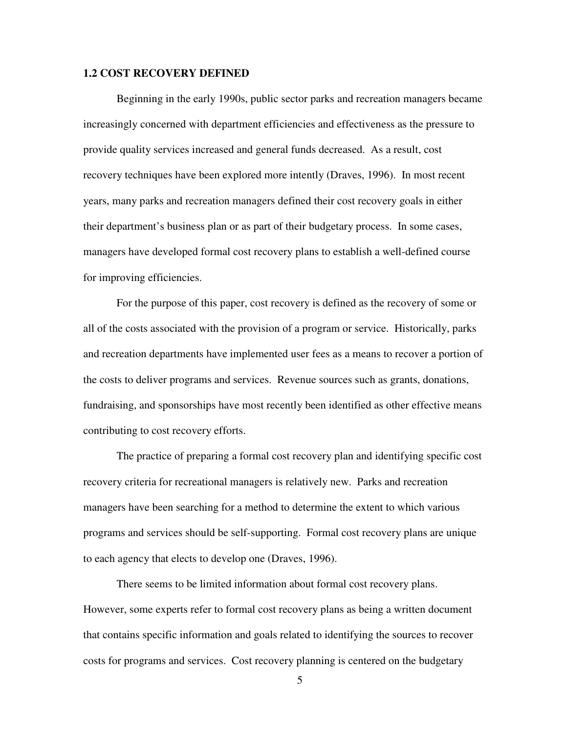### 1.2 COST RECOVERY DEFINED

Beginning in the early 1990s, public sector parks and recreation managers became increasingly concerned with department efficiencies and effectiveness as the pressure to provide quality services increased and general funds decreased. As a result, cost recovery techniques have been explored more intently (Draves, 1996). In most recent years, many parks and recreation managers defined their cost recovery goals in either their department's business plan or as part of their budgetary process. In some cases, managers have developed formal cost recovery plans to establish a well-defined course for improving efficiencies.

For the purpose of this paper, cost recovery is defined as the recovery of some or all of the costs associated with the provision of a program or service. Historically, parks and recreation departments have implemented user fees as a means to recover a portion of the costs to deliver programs and services. Revenue sources such as grants, donations, fundraising, and sponsorships have most recently been identified as other effective means contributing to cost recovery efforts.

The practice of preparing a formal cost recovery plan and identifying specific cost recovery criteria for recreational managers is relatively new. Parks and recreation managers have been searching for a method to determine the extent to which various programs and services should be self-supporting. Formal cost recovery plans are unique to each agency that elects to develop one (Draves, 1996).

There seems to be limited information about formal cost recovery plans. However, some experts refer to formal cost recovery plans as being a written document that contains specific information and goals related to identifying the sources to recover costs for programs and services. Cost recovery planning is centered on the budgetary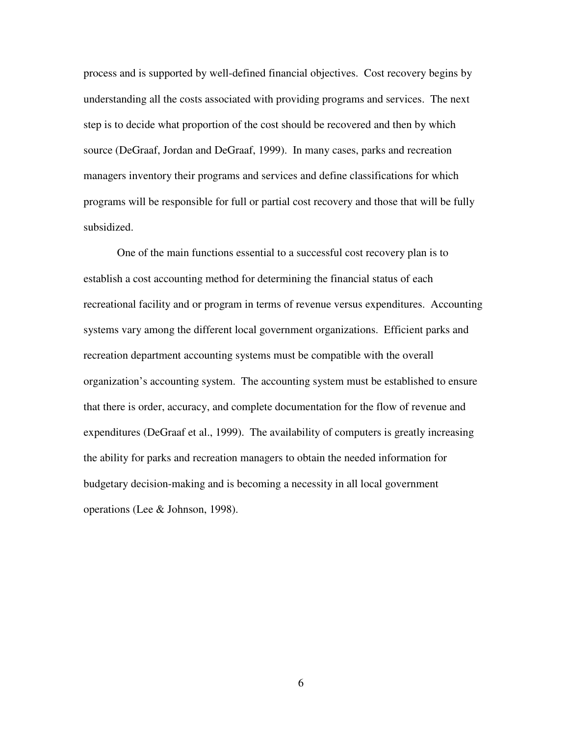process and is supported by well-defined financial objectives. Cost recovery begins by understanding all the costs associated with providing programs and services. The next step is to decide what proportion of the cost should be recovered and then by which source (DeGraaf, Jordan and DeGraaf, 1999). In many cases, parks and recreation managers inventory their programs and services and define classifications for which programs will be responsible for full or partial cost recovery and those that will be fully subsidized.

One of the main functions essential to a successful cost recovery plan is to establish a cost accounting method for determining the financial status of each recreational facility and or program in terms of revenue versus expenditures. Accounting systems vary among the different local government organizations. Efficient parks and recreation department accounting systems must be compatible with the overall organization's accounting system. The accounting system must be established to ensure that there is order, accuracy, and complete documentation for the flow of revenue and expenditures (DeGraaf et al., 1999). The availability of computers is greatly increasing the ability for parks and recreation managers to obtain the needed information for budgetary decision-making and is becoming a necessity in all local government operations (Lee & Johnson, 1998).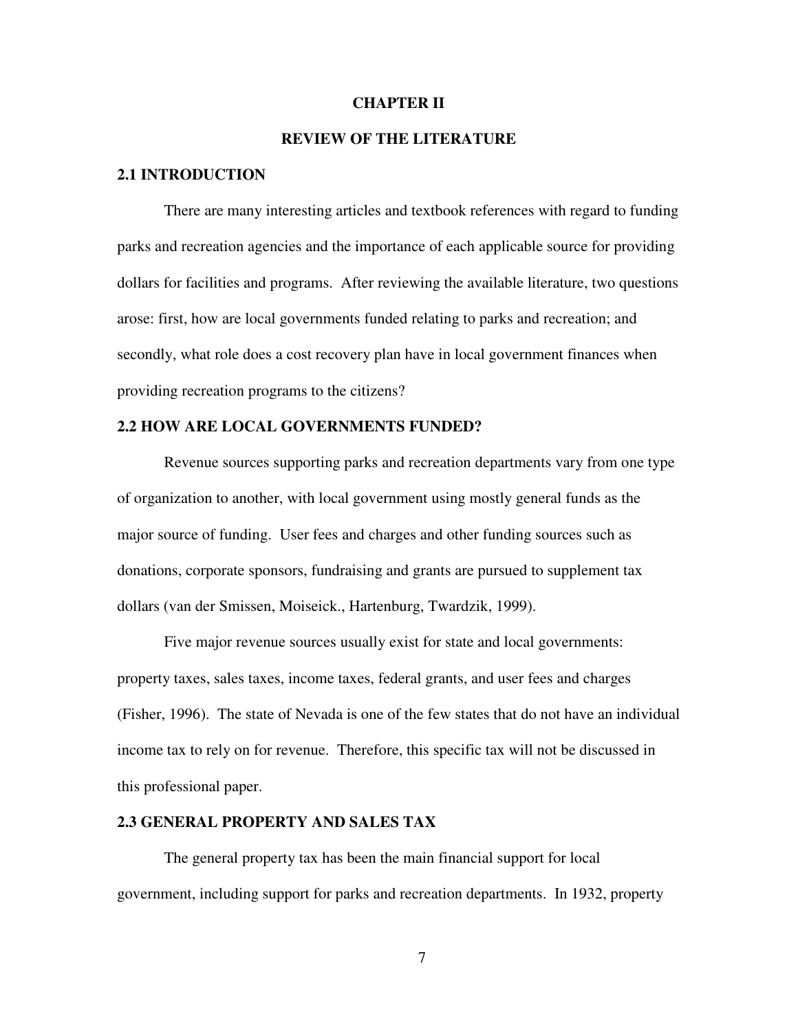# CHAPTER II

# REVIEW OF THE LITERATURE

## 2.1 INTRODUCTION

There are many interesting articles and textbook references with regard to funding parks and recreation agencies and the importance of each applicable source for providing dollars for facilities and programs. After reviewing the available literature, two questions arose: first, how are local governments funded relating to parks and recreation; and secondly, what role does a cost recovery plan have in local government finances when providing recreation programs to the citizens?

## 2.2 HOW ARE LOCAL GOVERNMENTS FUNDED?

Revenue sources supporting parks and recreation departments vary from one type of organization to another, with local government using mostly general funds as the major source of funding. User fees and charges and other funding sources such as donations, corporate sponsors, fundraising and grants are pursued to supplement tax dollars (van der Smissen, Moiseick., Hartenburg, Twardzik, 1999).

Five major revenue sources usually exist for state and local governments: property taxes, sales taxes, income taxes, federal grants, and user fees and charges (Fisher, 1996). The state of Nevada is one of the few states that do not have an individual income tax to rely on for revenue. Therefore, this specific tax will not be discussed in this professional paper.

## 2.3 GENERAL PROPERTY AND SALES TAX

The general property tax has been the main financial support for local government, including support for parks and recreation departments. In 1932, property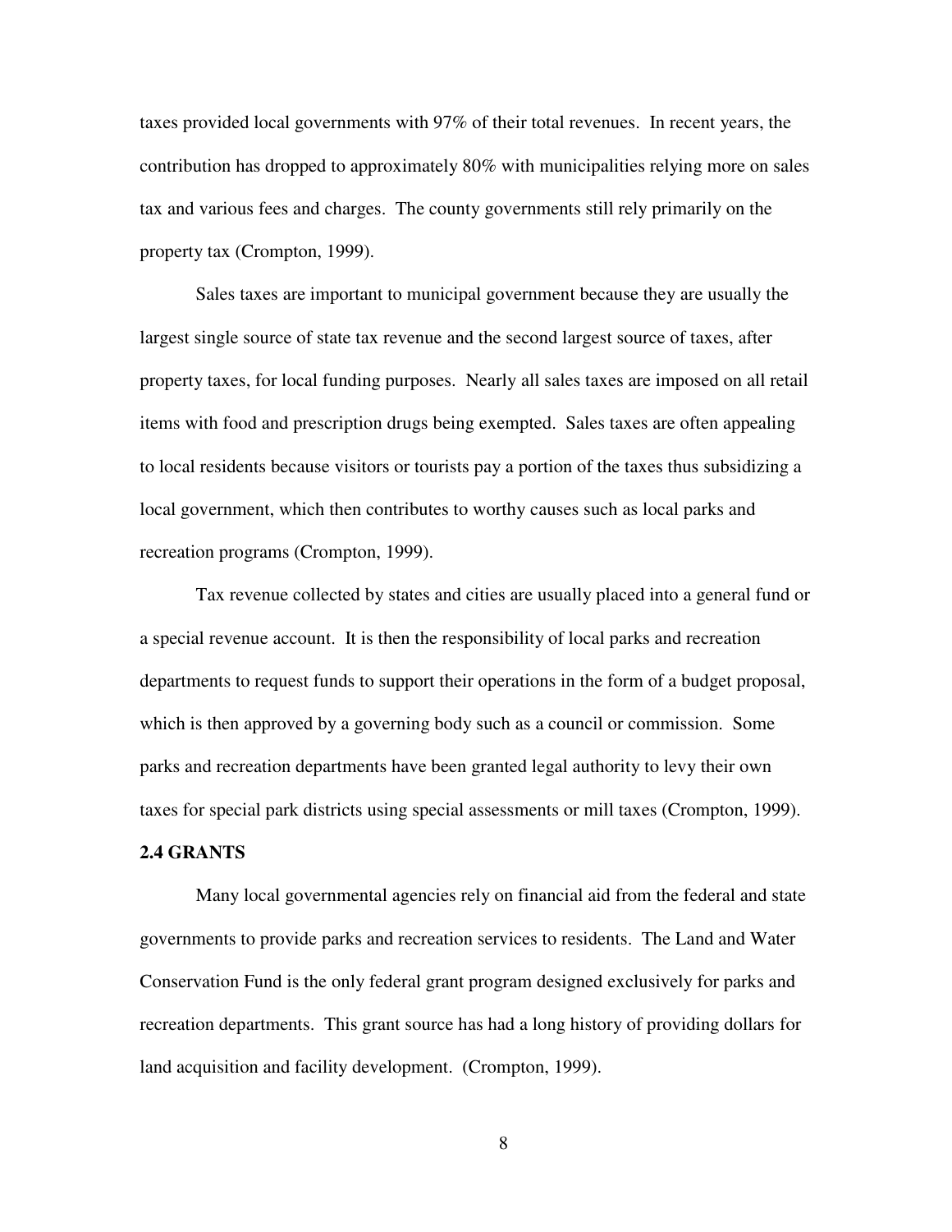taxes provided local governments with 97% of their total revenues. In recent years, the contribution has dropped to approximately 80% with municipalities relying more on sales tax and various fees and charges. The county governments still rely primarily on the property tax (Crompton, 1999).

Sales taxes are important to municipal government because they are usually the largest single source of state tax revenue and the second largest source of taxes, after property taxes, for local funding purposes. Nearly all sales taxes are imposed on all retail items with food and prescription drugs being exempted. Sales taxes are often appealing to local residents because visitors or tourists pay a portion of the taxes thus subsidizing a local government, which then contributes to worthy causes such as local parks and recreation programs (Crompton, 1999).

Tax revenue collected by states and cities are usually placed into a general fund or a special revenue account. It is then the responsibility of local parks and recreation departments to request funds to support their operations in the form of a budget proposal, which is then approved by a governing body such as a council or commission. Some parks and recreation departments have been granted legal authority to levy their own taxes for special park districts using special assessments or mill taxes (Crompton, 1999).

### 2.4 GRANTS

Many local governmental agencies rely on financial aid from the federal and state governments to provide parks and recreation services to residents. The Land and Water Conservation Fund is the only federal grant program designed exclusively for parks and recreation departments. This grant source has had a long history of providing dollars for land acquisition and facility development. (Crompton, 1999).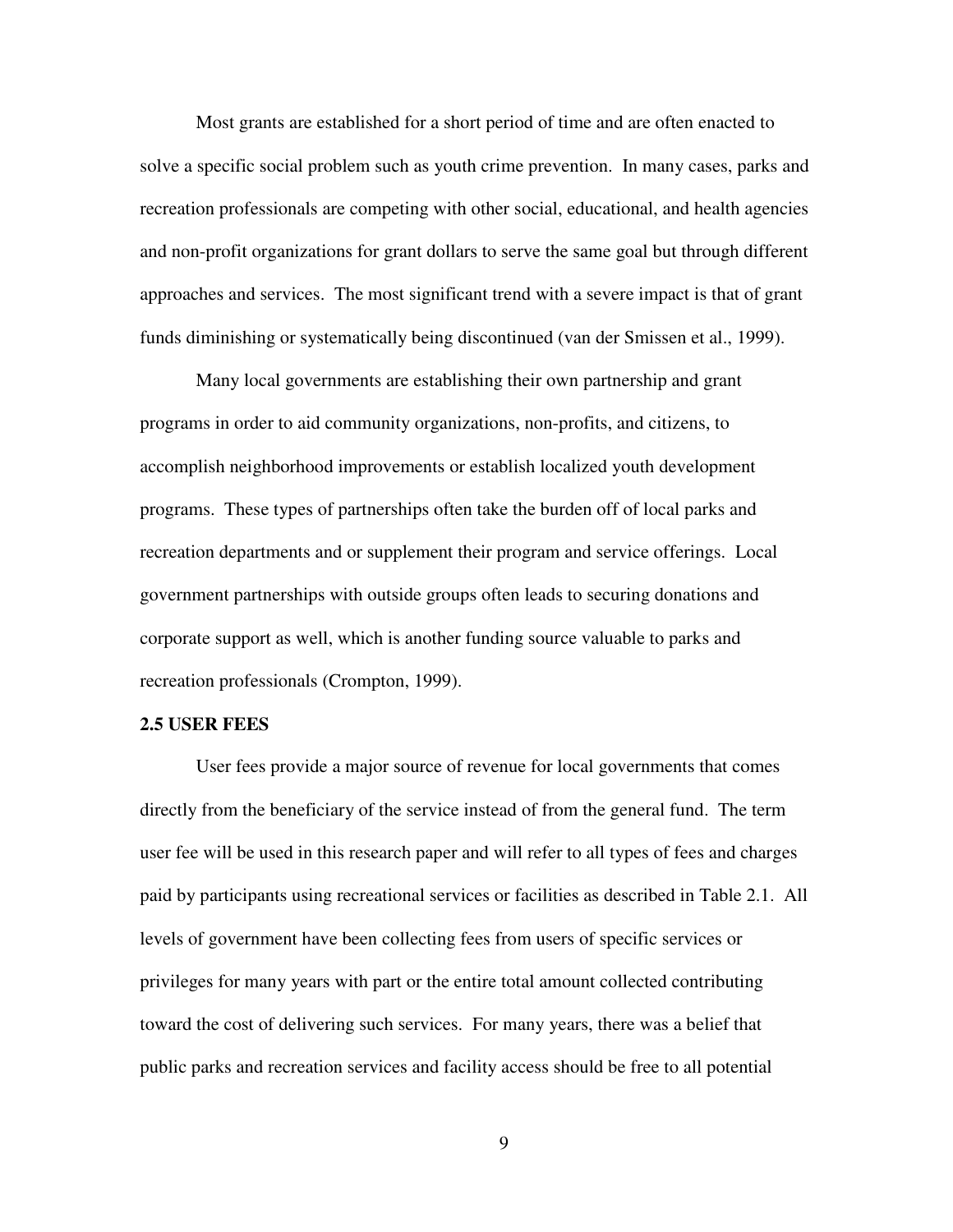Most grants are established for a short period of time and are often enacted to solve a specific social problem such as youth crime prevention. In many cases, parks and recreation professionals are competing with other social, educational, and health agencies and non-profit organizations for grant dollars to serve the same goal but through different approaches and services. The most significant trend with a severe impact is that of grant funds diminishing or systematically being discontinued (van der Smissen et al., 1999).

Many local governments are establishing their own partnership and grant programs in order to aid community organizations, non-profits, and citizens, to accomplish neighborhood improvements or establish localized youth development programs. These types of partnerships often take the burden off of local parks and recreation departments and or supplement their program and service offerings. Local government partnerships with outside groups often leads to securing donations and corporate support as well, which is another funding source valuable to parks and recreation professionals (Crompton, 1999).

## 2.5 USER FEES

User fees provide a major source of revenue for local governments that comes directly from the beneficiary of the service instead of from the general fund. The term user fee will be used in this research paper and will refer to all types of fees and charges paid by participants using recreational services or facilities as described in Table 2.1. All levels of government have been collecting fees from users of specific services or privileges for many years with part or the entire total amount collected contributing toward the cost of delivering such services. For many years, there was a belief that public parks and recreation services and facility access should be free to all potential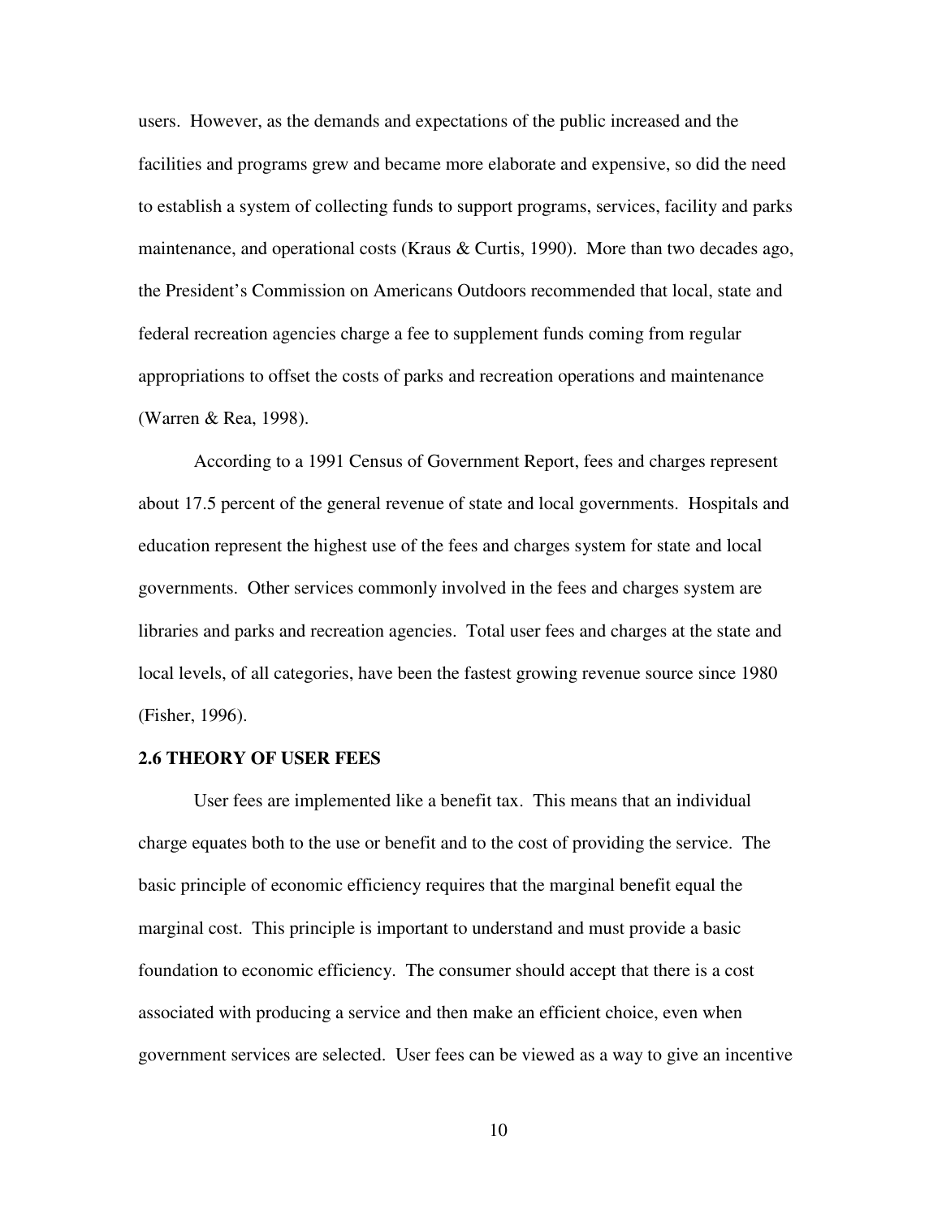users. However, as the demands and expectations of the public increased and the facilities and programs grew and became more elaborate and expensive, so did the need to establish a system of collecting funds to support programs, services, facility and parks maintenance, and operational costs (Kraus & Curtis, 1990). More than two decades ago, the President's Commission on Americans Outdoors recommended that local, state and federal recreation agencies charge a fee to supplement funds coming from regular appropriations to offset the costs of parks and recreation operations and maintenance (Warren & Rea, 1998).

According to a 1991 Census of Government Report, fees and charges represent about 17.5 percent of the general revenue of state and local governments. Hospitals and education represent the highest use of the fees and charges system for state and local governments. Other services commonly involved in the fees and charges system are libraries and parks and recreation agencies. Total user fees and charges at the state and local levels, of all categories, have been the fastest growing revenue source since 1980 (Fisher, 1996).

### 2.6 THEORY OF USER FEES

User fees are implemented like a benefit tax. This means that an individual charge equates both to the use or benefit and to the cost of providing the service. The basic principle of economic efficiency requires that the marginal benefit equal the marginal cost. This principle is important to understand and must provide a basic foundation to economic efficiency. The consumer should accept that there is a cost associated with producing a service and then make an efficient choice, even when government services are selected. User fees can be viewed as a way to give an incentive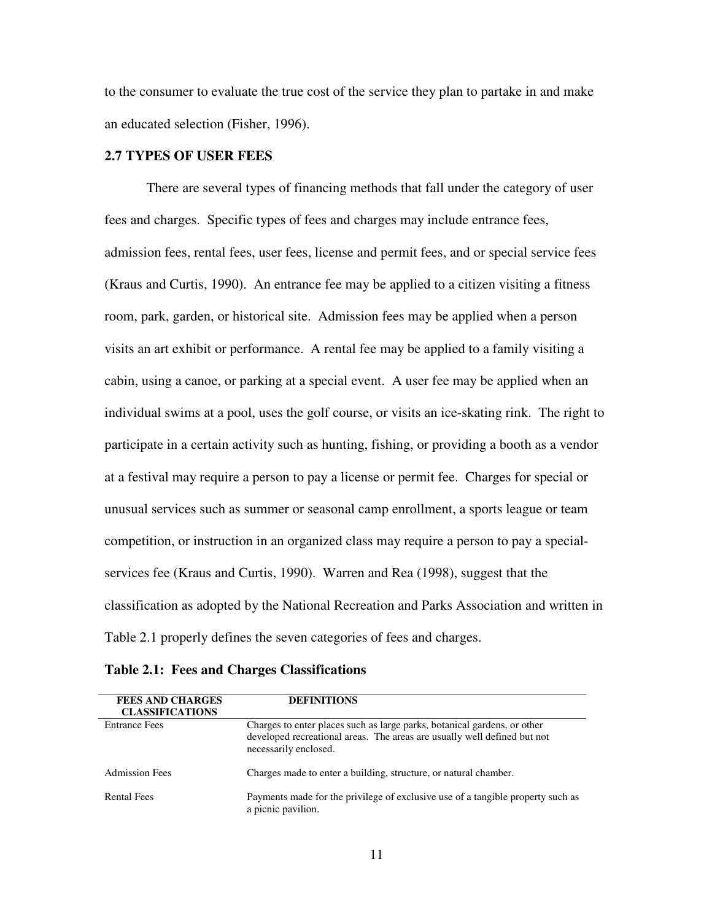to the consumer to evaluate the true cost of the service they plan to partake in and make an educated selection (Fisher, 1996).

### 2.7 TYPES OF USER FEES

There are several types of financing methods that fall under the category of user fees and charges. Specific types of fees and charges may include entrance fees, admission fees, rental fees, user fees, license and permit fees, and or special service fees (Kraus and Curtis, 1990). An entrance fee may be applied to a citizen visiting a fitness room, park, garden, or historical site. Admission fees may be applied when a person visits an art exhibit or performance. A rental fee may be applied to a family visiting a cabin, using a canoe, or parking at a special event. A user fee may be applied when an individual swims at a pool, uses the golf course, or visits an ice-skating rink. The right to participate in a certain activity such as hunting, fishing, or providing a booth as a vendor at a festival may require a person to pay a license or permit fee. Charges for special or unusual services such as summer or seasonal camp enrollment, a sports league or team competition, or instruction in an organized class may require a person to pay a special-services fee (Kraus and Curtis, 1990). Warren and Rea (1998), suggest that the classification as adopted by the National Recreation and Parks Association and written in Table 2.1 properly defines the seven categories of fees and charges.

**Table 2.1: Fees and Charges Classifications**

| FEES AND CHARGES CLASSIFICATIONS | DEFINITIONS |
|---|---|
| Entrance Fees | Charges to enter places such as large parks, botanical gardens, or other developed recreational areas. The areas are usually well defined but not necessarily enclosed. |
| Admission Fees | Charges made to enter a building, structure, or natural chamber. |
| Rental Fees | Payments made for the privilege of exclusive use of a tangible property such as a picnic pavilion. |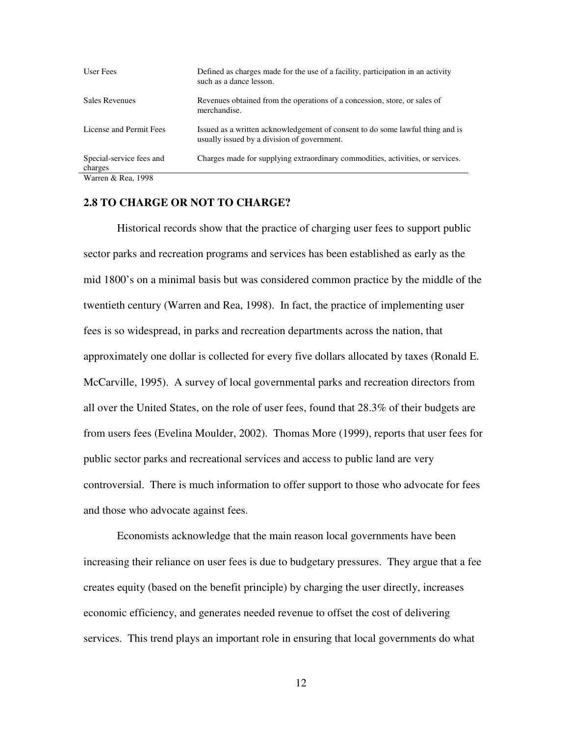| | |
|---|---|
| User Fees | Defined as charges made for the use of a facility, participation in an activity such as a dance lesson. |
| Sales Revenues | Revenues obtained from the operations of a concession, store, or sales of merchandise. |
| License and Permit Fees | Issued as a written acknowledgement of consent to do some lawful thing and is usually issued by a division of government. |
| Special-service fees and charges | Charges made for supplying extraordinary commodities, activities, or services. |

Warren & Rea, 1998

## 2.8 TO CHARGE OR NOT TO CHARGE?

Historical records show that the practice of charging user fees to support public sector parks and recreation programs and services has been established as early as the mid 1800's on a minimal basis but was considered common practice by the middle of the twentieth century (Warren and Rea, 1998). In fact, the practice of implementing user fees is so widespread, in parks and recreation departments across the nation, that approximately one dollar is collected for every five dollars allocated by taxes (Ronald E. McCarville, 1995). A survey of local governmental parks and recreation directors from all over the United States, on the role of user fees, found that 28.3% of their budgets are from users fees (Evelina Moulder, 2002). Thomas More (1999), reports that user fees for public sector parks and recreational services and access to public land are very controversial. There is much information to offer support to those who advocate for fees and those who advocate against fees.

Economists acknowledge that the main reason local governments have been increasing their reliance on user fees is due to budgetary pressures. They argue that a fee creates equity (based on the benefit principle) by charging the user directly, increases economic efficiency, and generates needed revenue to offset the cost of delivering services. This trend plays an important role in ensuring that local governments do what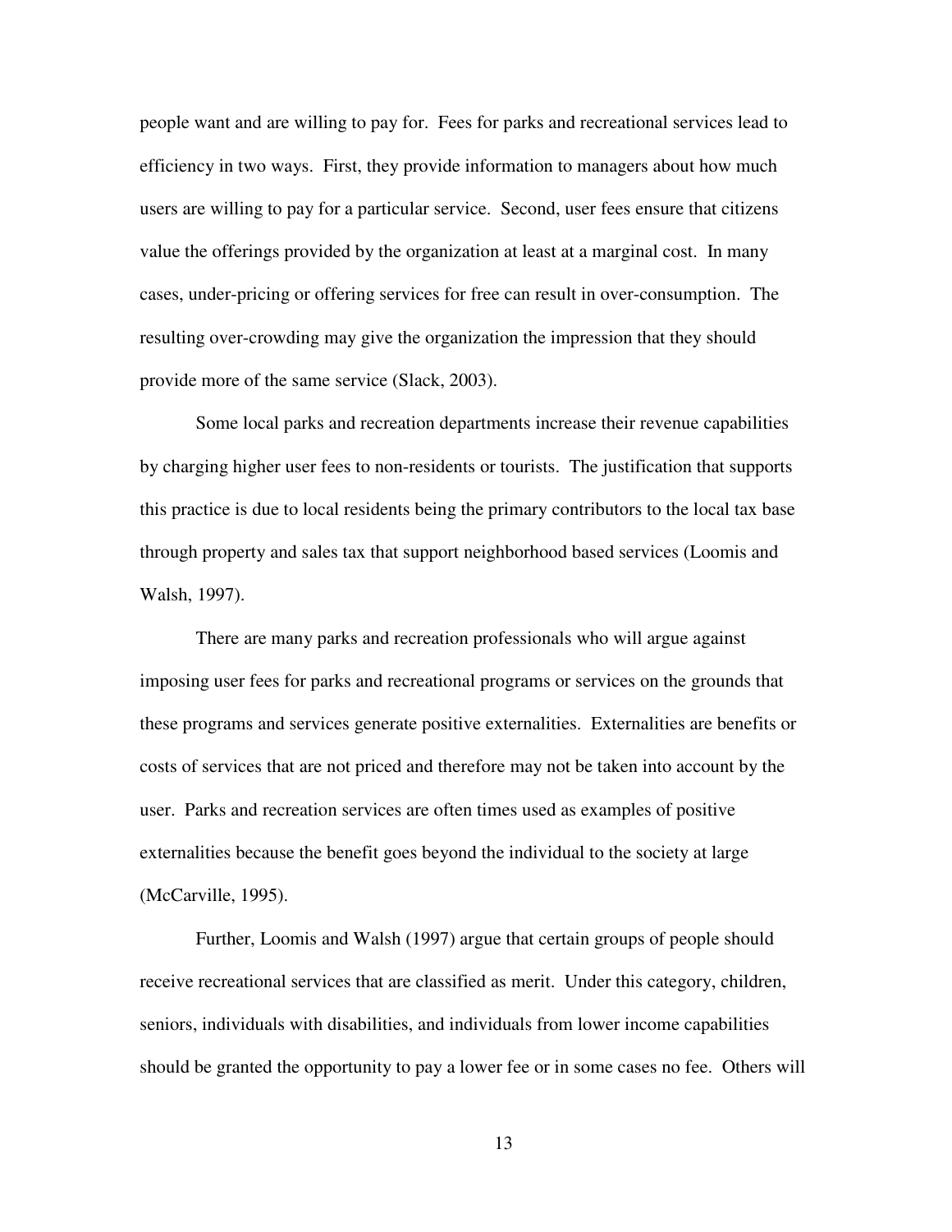people want and are willing to pay for. Fees for parks and recreational services lead to efficiency in two ways. First, they provide information to managers about how much users are willing to pay for a particular service. Second, user fees ensure that citizens value the offerings provided by the organization at least at a marginal cost. In many cases, under-pricing or offering services for free can result in over-consumption. The resulting over-crowding may give the organization the impression that they should provide more of the same service (Slack, 2003).

Some local parks and recreation departments increase their revenue capabilities by charging higher user fees to non-residents or tourists. The justification that supports this practice is due to local residents being the primary contributors to the local tax base through property and sales tax that support neighborhood based services (Loomis and Walsh, 1997).

There are many parks and recreation professionals who will argue against imposing user fees for parks and recreational programs or services on the grounds that these programs and services generate positive externalities. Externalities are benefits or costs of services that are not priced and therefore may not be taken into account by the user. Parks and recreation services are often times used as examples of positive externalities because the benefit goes beyond the individual to the society at large (McCarville, 1995).

Further, Loomis and Walsh (1997) argue that certain groups of people should receive recreational services that are classified as merit. Under this category, children, seniors, individuals with disabilities, and individuals from lower income capabilities should be granted the opportunity to pay a lower fee or in some cases no fee. Others will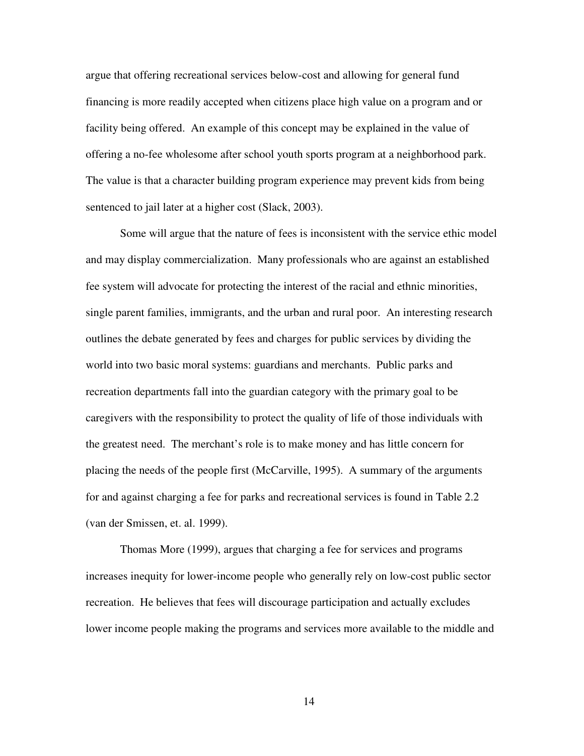argue that offering recreational services below-cost and allowing for general fund financing is more readily accepted when citizens place high value on a program and or facility being offered. An example of this concept may be explained in the value of offering a no-fee wholesome after school youth sports program at a neighborhood park. The value is that a character building program experience may prevent kids from being sentenced to jail later at a higher cost (Slack, 2003).

Some will argue that the nature of fees is inconsistent with the service ethic model and may display commercialization. Many professionals who are against an established fee system will advocate for protecting the interest of the racial and ethnic minorities, single parent families, immigrants, and the urban and rural poor. An interesting research outlines the debate generated by fees and charges for public services by dividing the world into two basic moral systems: guardians and merchants. Public parks and recreation departments fall into the guardian category with the primary goal to be caregivers with the responsibility to protect the quality of life of those individuals with the greatest need. The merchant's role is to make money and has little concern for placing the needs of the people first (McCarville, 1995). A summary of the arguments for and against charging a fee for parks and recreational services is found in Table 2.2 (van der Smissen, et. al. 1999).

Thomas More (1999), argues that charging a fee for services and programs increases inequity for lower-income people who generally rely on low-cost public sector recreation. He believes that fees will discourage participation and actually excludes lower income people making the programs and services more available to the middle and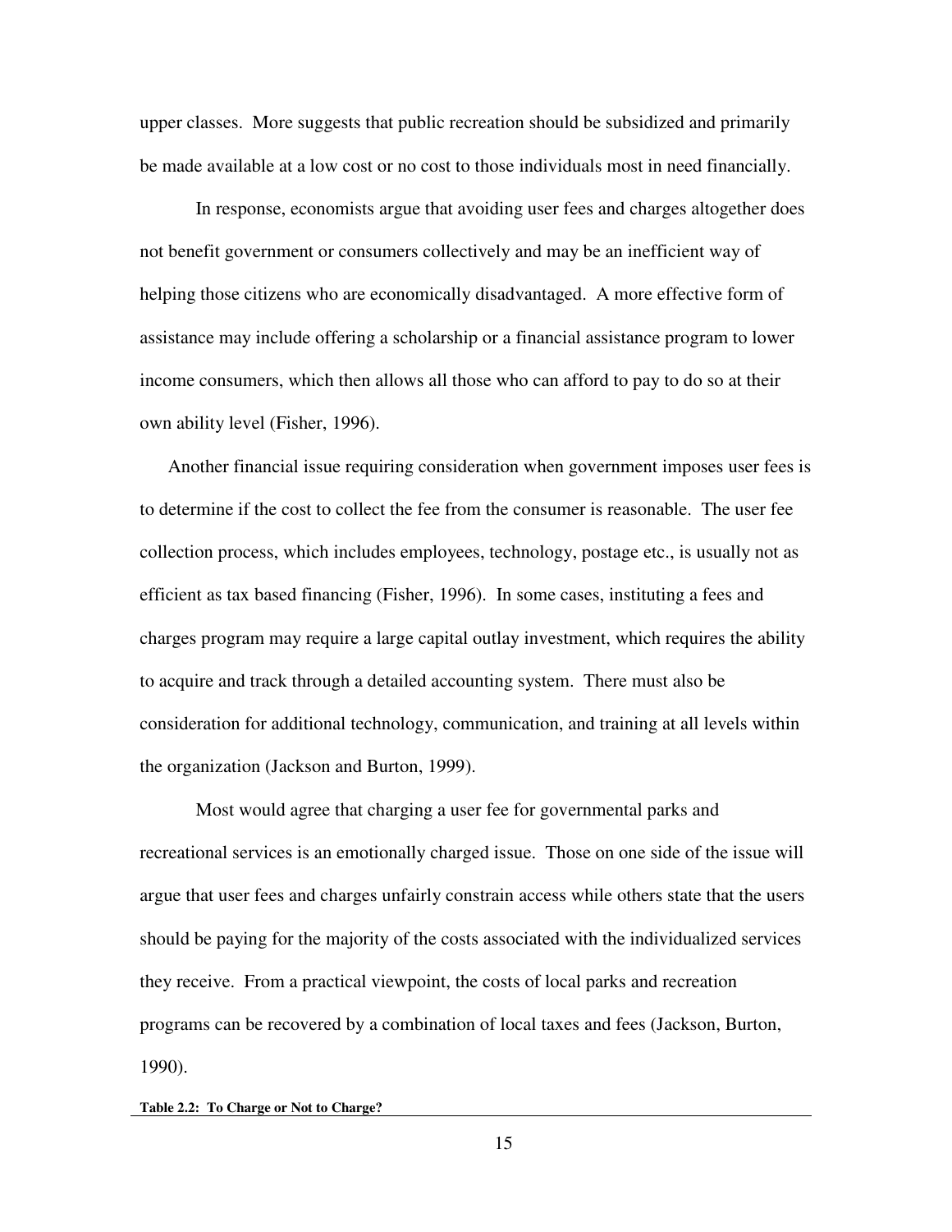upper classes. More suggests that public recreation should be subsidized and primarily be made available at a low cost or no cost to those individuals most in need financially.

In response, economists argue that avoiding user fees and charges altogether does not benefit government or consumers collectively and may be an inefficient way of helping those citizens who are economically disadvantaged. A more effective form of assistance may include offering a scholarship or a financial assistance program to lower income consumers, which then allows all those who can afford to pay to do so at their own ability level (Fisher, 1996).

Another financial issue requiring consideration when government imposes user fees is to determine if the cost to collect the fee from the consumer is reasonable. The user fee collection process, which includes employees, technology, postage etc., is usually not as efficient as tax based financing (Fisher, 1996). In some cases, instituting a fees and charges program may require a large capital outlay investment, which requires the ability to acquire and track through a detailed accounting system. There must also be consideration for additional technology, communication, and training at all levels within the organization (Jackson and Burton, 1999).

Most would agree that charging a user fee for governmental parks and recreational services is an emotionally charged issue. Those on one side of the issue will argue that user fees and charges unfairly constrain access while others state that the users should be paying for the majority of the costs associated with the individualized services they receive. From a practical viewpoint, the costs of local parks and recreation programs can be recovered by a combination of local taxes and fees (Jackson, Burton, 1990).

**Table 2.2: To Charge or Not to Charge?**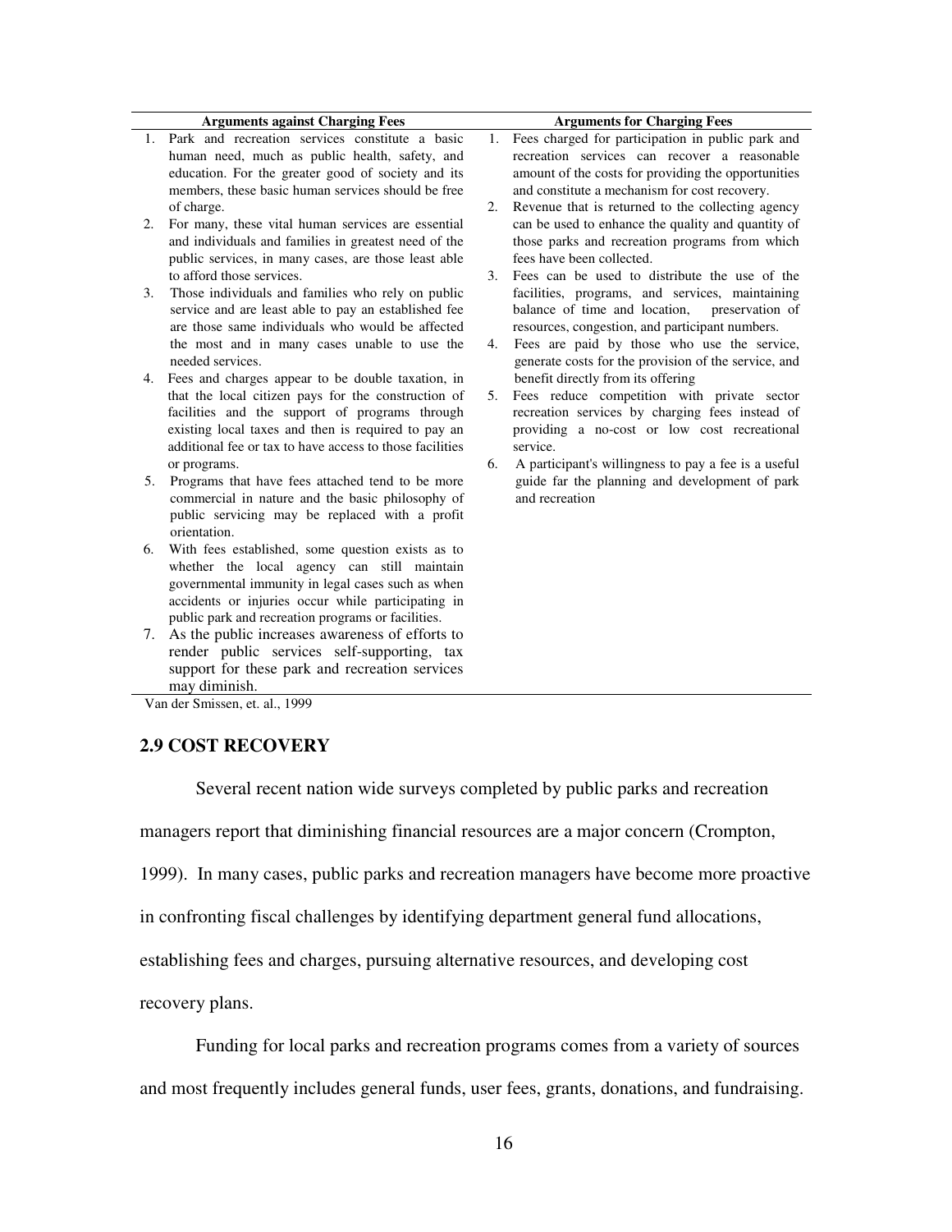| Arguments against Charging Fees | Arguments for Charging Fees |
|---|---|
| 1. Park and recreation services constitute a basic human need, much as public health, safety, and education. For the greater good of society and its members, these basic human services should be free of charge. | 1. Fees charged for participation in public park and recreation services can recover a reasonable amount of the costs for providing the opportunities and constitute a mechanism for cost recovery. |
| 2. For many, these vital human services are essential and individuals and families in greatest need of the public services, in many cases, are those least able to afford those services. | 2. Revenue that is returned to the collecting agency can be used to enhance the quality and quantity of those parks and recreation programs from which fees have been collected. |
| 3. Those individuals and families who rely on public service and are least able to pay an established fee are those same individuals who would be affected the most and in many cases unable to use the needed services. | 3. Fees can be used to distribute the use of the facilities, programs, and services, maintaining balance of time and location, preservation of resources, congestion, and participant numbers. |
| 4. Fees and charges appear to be double taxation, in that the local citizen pays for the construction of facilities and the support of programs through existing local taxes and then is required to pay an additional fee or tax to have access to those facilities or programs. | 4. Fees are paid by those who use the service, generate costs for the provision of the service, and benefit directly from its offering |
| 5. Programs that have fees attached tend to be more commercial in nature and the basic philosophy of public servicing may be replaced with a profit orientation. | 5. Fees reduce competition with private sector recreation services by charging fees instead of providing a no-cost or low cost recreational service. |
| 6. With fees established, some question exists as to whether the local agency can still maintain governmental immunity in legal cases such as when accidents or injuries occur while participating in public park and recreation programs or facilities. | 6. A participant's willingness to pay a fee is a useful guide far the planning and development of park and recreation |
| 7. As the public increases awareness of efforts to render public services self-supporting, tax support for these park and recreation services may diminish. | |

Van der Smissen, et. al., 1999

## 2.9 COST RECOVERY

Several recent nation wide surveys completed by public parks and recreation managers report that diminishing financial resources are a major concern (Crompton, 1999). In many cases, public parks and recreation managers have become more proactive in confronting fiscal challenges by identifying department general fund allocations, establishing fees and charges, pursuing alternative resources, and developing cost recovery plans.

Funding for local parks and recreation programs comes from a variety of sources and most frequently includes general funds, user fees, grants, donations, and fundraising.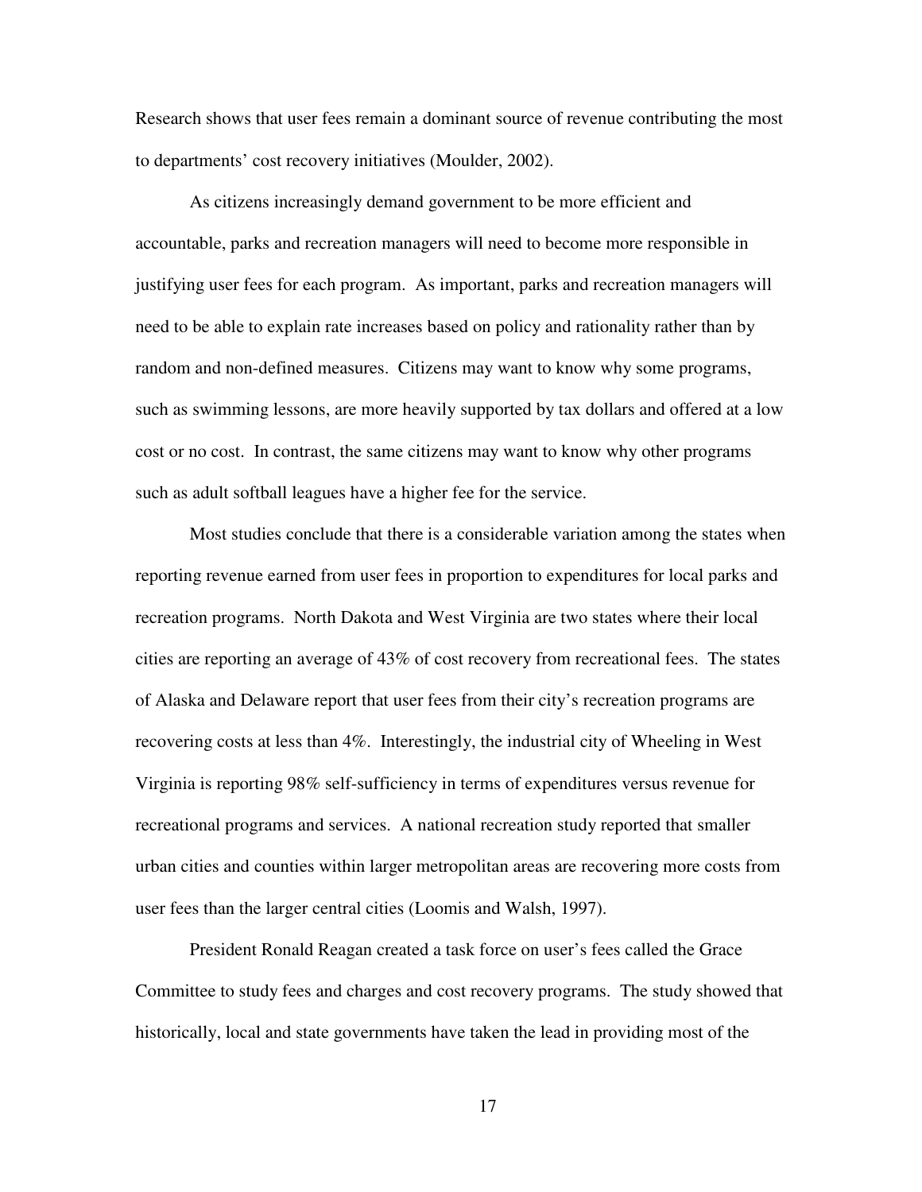Research shows that user fees remain a dominant source of revenue contributing the most to departments' cost recovery initiatives (Moulder, 2002).

As citizens increasingly demand government to be more efficient and accountable, parks and recreation managers will need to become more responsible in justifying user fees for each program. As important, parks and recreation managers will need to be able to explain rate increases based on policy and rationality rather than by random and non-defined measures. Citizens may want to know why some programs, such as swimming lessons, are more heavily supported by tax dollars and offered at a low cost or no cost. In contrast, the same citizens may want to know why other programs such as adult softball leagues have a higher fee for the service.

Most studies conclude that there is a considerable variation among the states when reporting revenue earned from user fees in proportion to expenditures for local parks and recreation programs. North Dakota and West Virginia are two states where their local cities are reporting an average of 43% of cost recovery from recreational fees. The states of Alaska and Delaware report that user fees from their city's recreation programs are recovering costs at less than 4%. Interestingly, the industrial city of Wheeling in West Virginia is reporting 98% self-sufficiency in terms of expenditures versus revenue for recreational programs and services. A national recreation study reported that smaller urban cities and counties within larger metropolitan areas are recovering more costs from user fees than the larger central cities (Loomis and Walsh, 1997).

President Ronald Reagan created a task force on user's fees called the Grace Committee to study fees and charges and cost recovery programs. The study showed that historically, local and state governments have taken the lead in providing most of the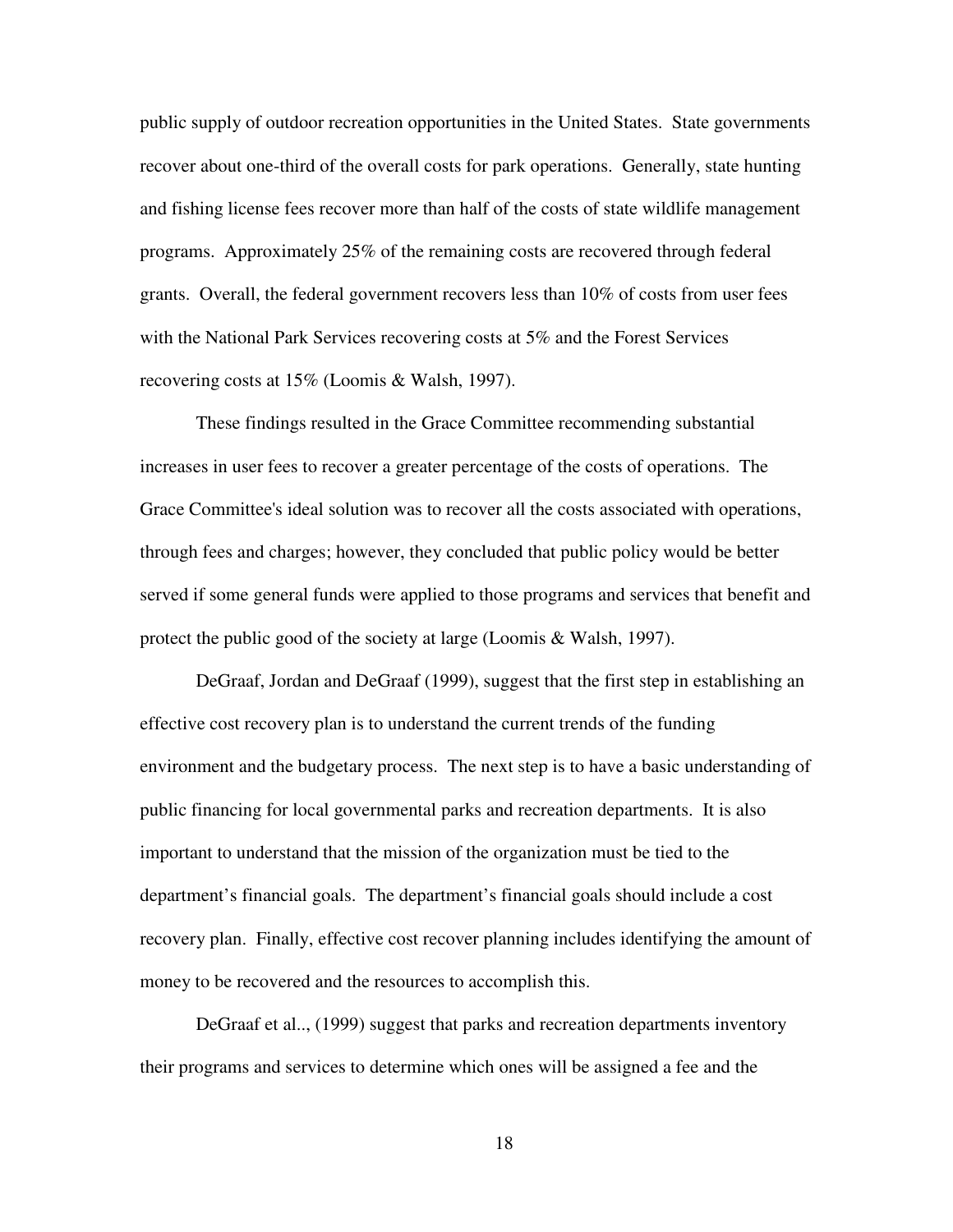public supply of outdoor recreation opportunities in the United States. State governments recover about one-third of the overall costs for park operations. Generally, state hunting and fishing license fees recover more than half of the costs of state wildlife management programs. Approximately 25% of the remaining costs are recovered through federal grants. Overall, the federal government recovers less than 10% of costs from user fees with the National Park Services recovering costs at 5% and the Forest Services recovering costs at 15% (Loomis & Walsh, 1997).

These findings resulted in the Grace Committee recommending substantial increases in user fees to recover a greater percentage of the costs of operations. The Grace Committee's ideal solution was to recover all the costs associated with operations, through fees and charges; however, they concluded that public policy would be better served if some general funds were applied to those programs and services that benefit and protect the public good of the society at large (Loomis & Walsh, 1997).

DeGraaf, Jordan and DeGraaf (1999), suggest that the first step in establishing an effective cost recovery plan is to understand the current trends of the funding environment and the budgetary process. The next step is to have a basic understanding of public financing for local governmental parks and recreation departments. It is also important to understand that the mission of the organization must be tied to the department's financial goals. The department's financial goals should include a cost recovery plan. Finally, effective cost recover planning includes identifying the amount of money to be recovered and the resources to accomplish this.

DeGraaf et al.., (1999) suggest that parks and recreation departments inventory their programs and services to determine which ones will be assigned a fee and the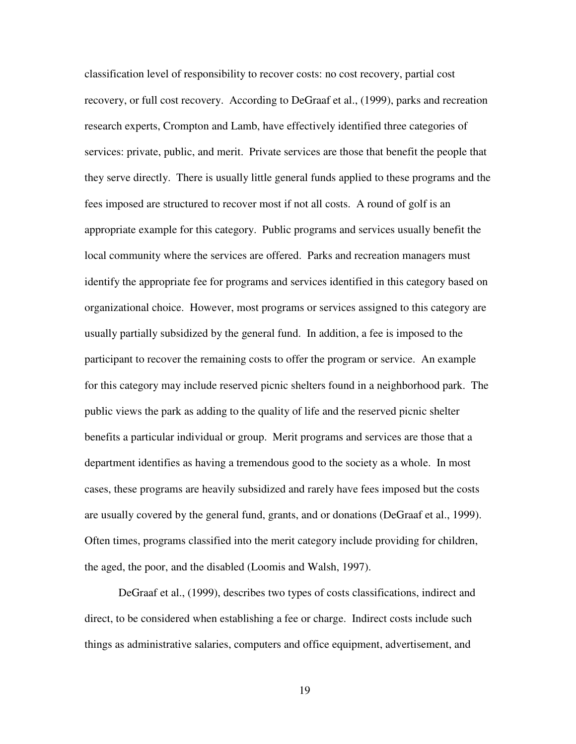classification level of responsibility to recover costs: no cost recovery, partial cost recovery, or full cost recovery. According to DeGraaf et al., (1999), parks and recreation research experts, Crompton and Lamb, have effectively identified three categories of services: private, public, and merit. Private services are those that benefit the people that they serve directly. There is usually little general funds applied to these programs and the fees imposed are structured to recover most if not all costs. A round of golf is an appropriate example for this category. Public programs and services usually benefit the local community where the services are offered. Parks and recreation managers must identify the appropriate fee for programs and services identified in this category based on organizational choice. However, most programs or services assigned to this category are usually partially subsidized by the general fund. In addition, a fee is imposed to the participant to recover the remaining costs to offer the program or service. An example for this category may include reserved picnic shelters found in a neighborhood park. The public views the park as adding to the quality of life and the reserved picnic shelter benefits a particular individual or group. Merit programs and services are those that a department identifies as having a tremendous good to the society as a whole. In most cases, these programs are heavily subsidized and rarely have fees imposed but the costs are usually covered by the general fund, grants, and or donations (DeGraaf et al., 1999). Often times, programs classified into the merit category include providing for children, the aged, the poor, and the disabled (Loomis and Walsh, 1997).

DeGraaf et al., (1999), describes two types of costs classifications, indirect and direct, to be considered when establishing a fee or charge. Indirect costs include such things as administrative salaries, computers and office equipment, advertisement, and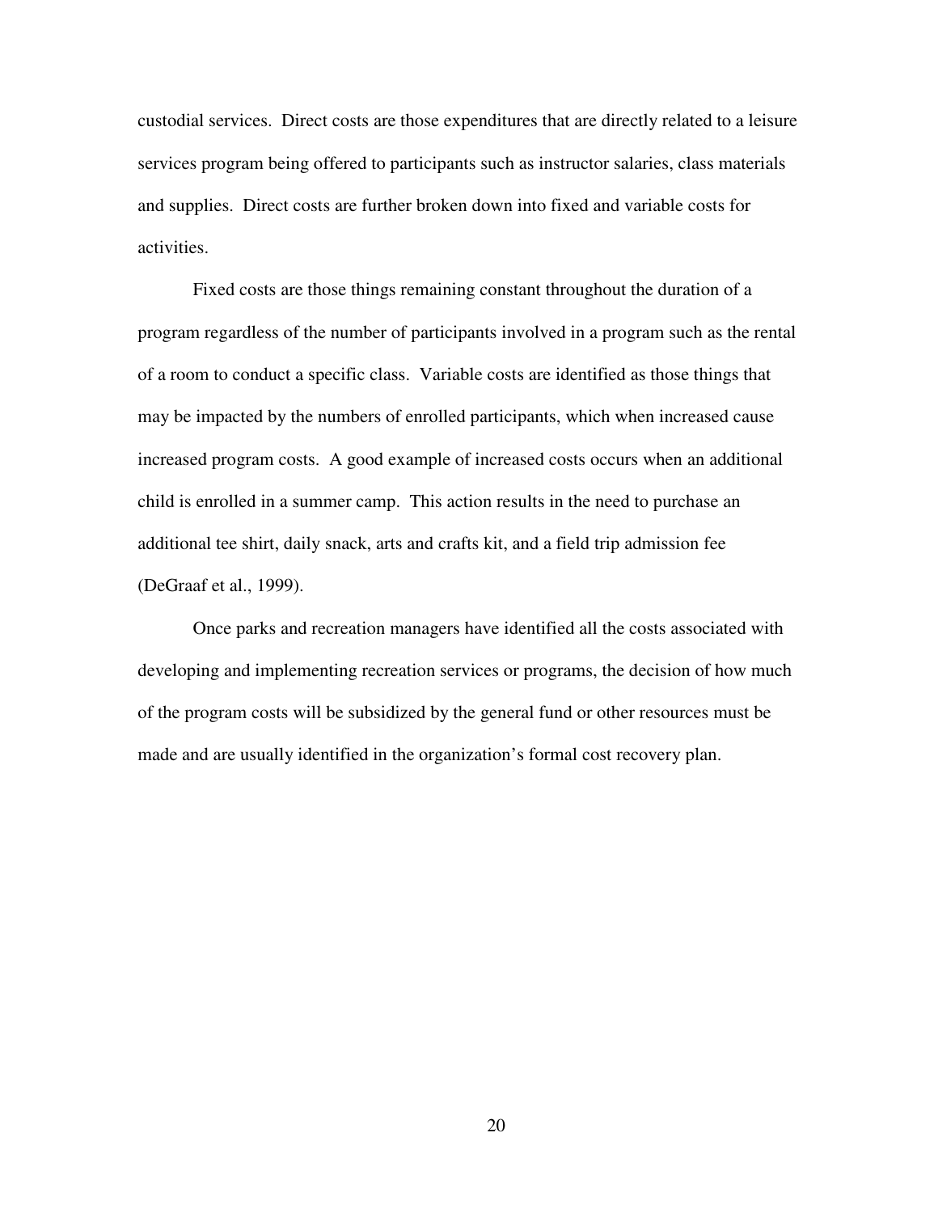custodial services. Direct costs are those expenditures that are directly related to a leisure services program being offered to participants such as instructor salaries, class materials and supplies. Direct costs are further broken down into fixed and variable costs for activities.

Fixed costs are those things remaining constant throughout the duration of a program regardless of the number of participants involved in a program such as the rental of a room to conduct a specific class. Variable costs are identified as those things that may be impacted by the numbers of enrolled participants, which when increased cause increased program costs. A good example of increased costs occurs when an additional child is enrolled in a summer camp. This action results in the need to purchase an additional tee shirt, daily snack, arts and crafts kit, and a field trip admission fee (DeGraaf et al., 1999).

Once parks and recreation managers have identified all the costs associated with developing and implementing recreation services or programs, the decision of how much of the program costs will be subsidized by the general fund or other resources must be made and are usually identified in the organization's formal cost recovery plan.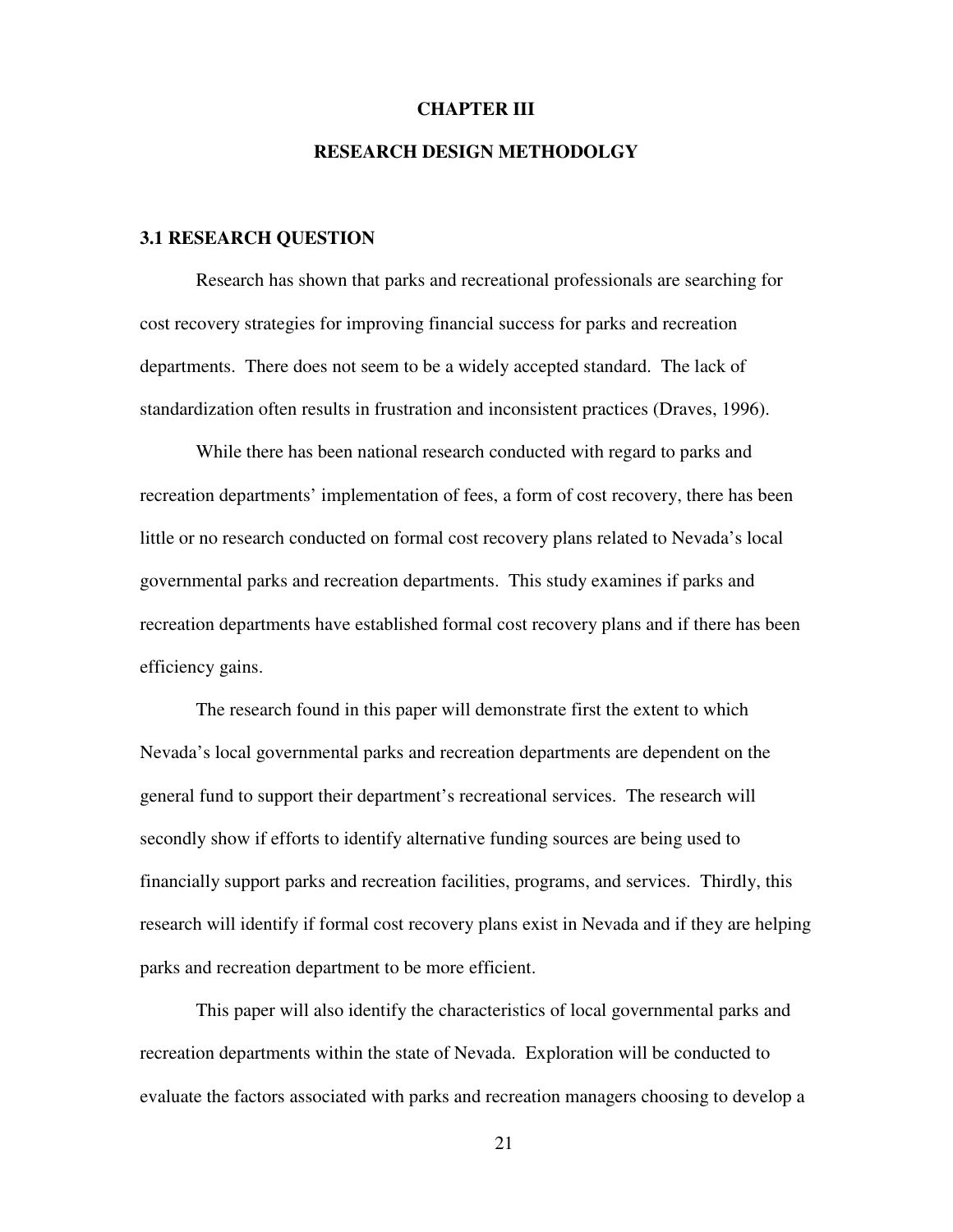# CHAPTER III

# RESEARCH DESIGN METHODOLGY

## 3.1 RESEARCH QUESTION

Research has shown that parks and recreational professionals are searching for cost recovery strategies for improving financial success for parks and recreation departments. There does not seem to be a widely accepted standard. The lack of standardization often results in frustration and inconsistent practices (Draves, 1996).

While there has been national research conducted with regard to parks and recreation departments' implementation of fees, a form of cost recovery, there has been little or no research conducted on formal cost recovery plans related to Nevada's local governmental parks and recreation departments. This study examines if parks and recreation departments have established formal cost recovery plans and if there has been efficiency gains.

The research found in this paper will demonstrate first the extent to which Nevada's local governmental parks and recreation departments are dependent on the general fund to support their department's recreational services. The research will secondly show if efforts to identify alternative funding sources are being used to financially support parks and recreation facilities, programs, and services. Thirdly, this research will identify if formal cost recovery plans exist in Nevada and if they are helping parks and recreation department to be more efficient.

This paper will also identify the characteristics of local governmental parks and recreation departments within the state of Nevada. Exploration will be conducted to evaluate the factors associated with parks and recreation managers choosing to develop a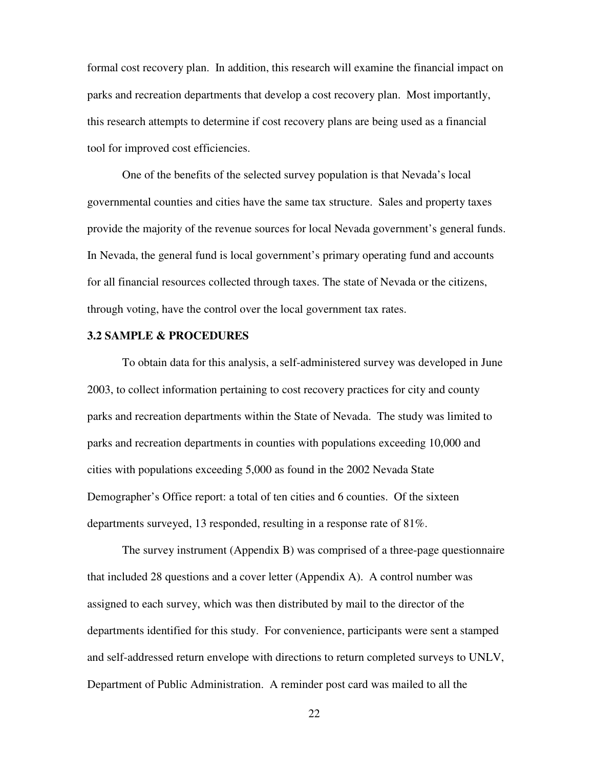formal cost recovery plan. In addition, this research will examine the financial impact on parks and recreation departments that develop a cost recovery plan. Most importantly, this research attempts to determine if cost recovery plans are being used as a financial tool for improved cost efficiencies.

One of the benefits of the selected survey population is that Nevada's local governmental counties and cities have the same tax structure. Sales and property taxes provide the majority of the revenue sources for local Nevada government's general funds. In Nevada, the general fund is local government's primary operating fund and accounts for all financial resources collected through taxes. The state of Nevada or the citizens, through voting, have the control over the local government tax rates.

### 3.2 SAMPLE & PROCEDURES

To obtain data for this analysis, a self-administered survey was developed in June 2003, to collect information pertaining to cost recovery practices for city and county parks and recreation departments within the State of Nevada. The study was limited to parks and recreation departments in counties with populations exceeding 10,000 and cities with populations exceeding 5,000 as found in the 2002 Nevada State Demographer's Office report: a total of ten cities and 6 counties. Of the sixteen departments surveyed, 13 responded, resulting in a response rate of 81%.

The survey instrument (Appendix B) was comprised of a three-page questionnaire that included 28 questions and a cover letter (Appendix A). A control number was assigned to each survey, which was then distributed by mail to the director of the departments identified for this study. For convenience, participants were sent a stamped and self-addressed return envelope with directions to return completed surveys to UNLV, Department of Public Administration. A reminder post card was mailed to all the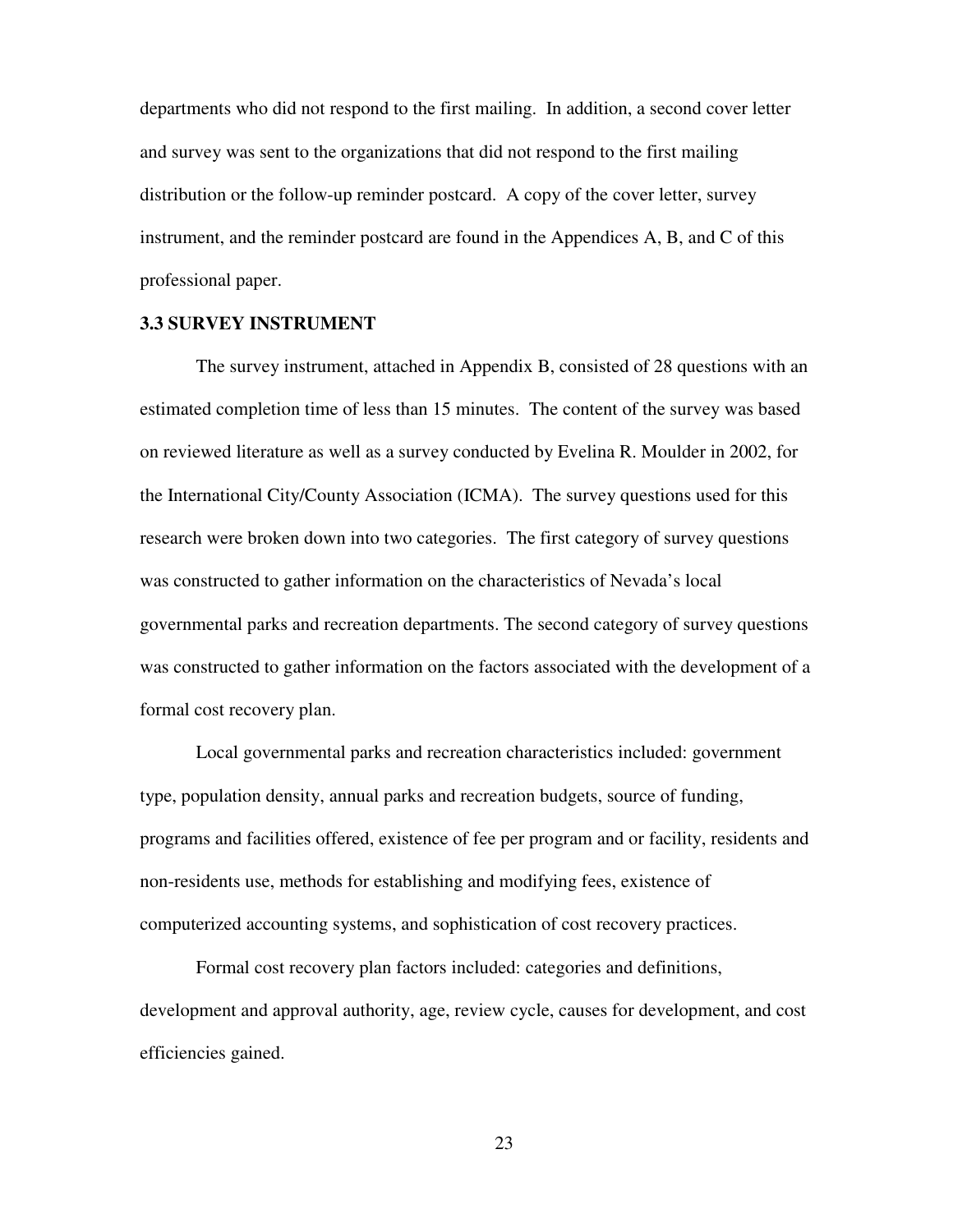departments who did not respond to the first mailing. In addition, a second cover letter and survey was sent to the organizations that did not respond to the first mailing distribution or the follow-up reminder postcard. A copy of the cover letter, survey instrument, and the reminder postcard are found in the Appendices A, B, and C of this professional paper.

### 3.3 SURVEY INSTRUMENT

The survey instrument, attached in Appendix B, consisted of 28 questions with an estimated completion time of less than 15 minutes. The content of the survey was based on reviewed literature as well as a survey conducted by Evelina R. Moulder in 2002, for the International City/County Association (ICMA). The survey questions used for this research were broken down into two categories. The first category of survey questions was constructed to gather information on the characteristics of Nevada's local governmental parks and recreation departments. The second category of survey questions was constructed to gather information on the factors associated with the development of a formal cost recovery plan.

Local governmental parks and recreation characteristics included: government type, population density, annual parks and recreation budgets, source of funding, programs and facilities offered, existence of fee per program and or facility, residents and non-residents use, methods for establishing and modifying fees, existence of computerized accounting systems, and sophistication of cost recovery practices.

Formal cost recovery plan factors included: categories and definitions, development and approval authority, age, review cycle, causes for development, and cost efficiencies gained.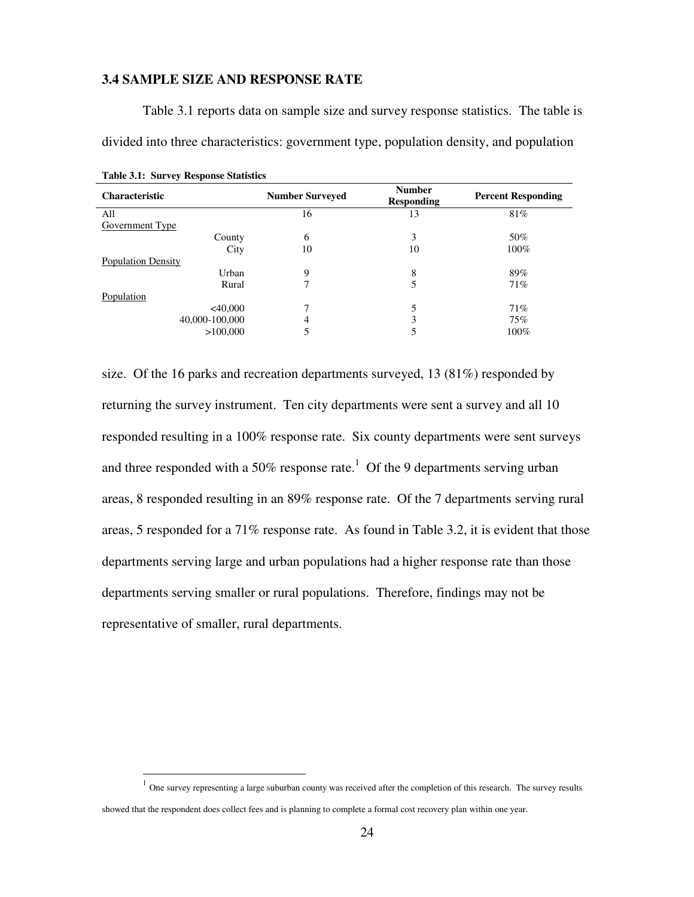### 3.4 SAMPLE SIZE AND RESPONSE RATE

Table 3.1 reports data on sample size and survey response statistics. The table is divided into three characteristics: government type, population density, and population size. Of the 16 parks and recreation departments surveyed, 13 (81%) responded by returning the survey instrument. Ten city departments were sent a survey and all 10 responded resulting in a 100% response rate. Six county departments were sent surveys and three responded with a 50% response rate.[1] Of the 9 departments serving urban areas, 8 responded resulting in an 89% response rate. Of the 7 departments serving rural areas, 5 responded for a 71% response rate. As found in Table 3.2, it is evident that those departments serving large and urban populations had a higher response rate than those departments serving smaller or rural populations. Therefore, findings may not be representative of smaller, rural departments.

**Table 3.1: Survey Response Statistics**

| Characteristic | | Number Surveyed | Number Responding | Percent Responding |
|---|---|---|---|---|
| All | | 16 | 13 | 81% |
| Government Type | | | | |
| | County | 6 | 3 | 50% |
| | City | 10 | 10 | 100% |
| Population Density | | | | |
| | Urban | 9 | 8 | 89% |
| | Rural | 7 | 5 | 71% |
| Population | | | | |
| | <40,000 | 7 | 5 | 71% |
| | 40,000-100,000 | 4 | 3 | 75% |
| | >100,000 | 5 | 5 | 100% |

---

[1] One survey representing a large suburban county was received after the completion of this research. The survey results showed that the respondent does collect fees and is planning to complete a formal cost recovery plan within one year.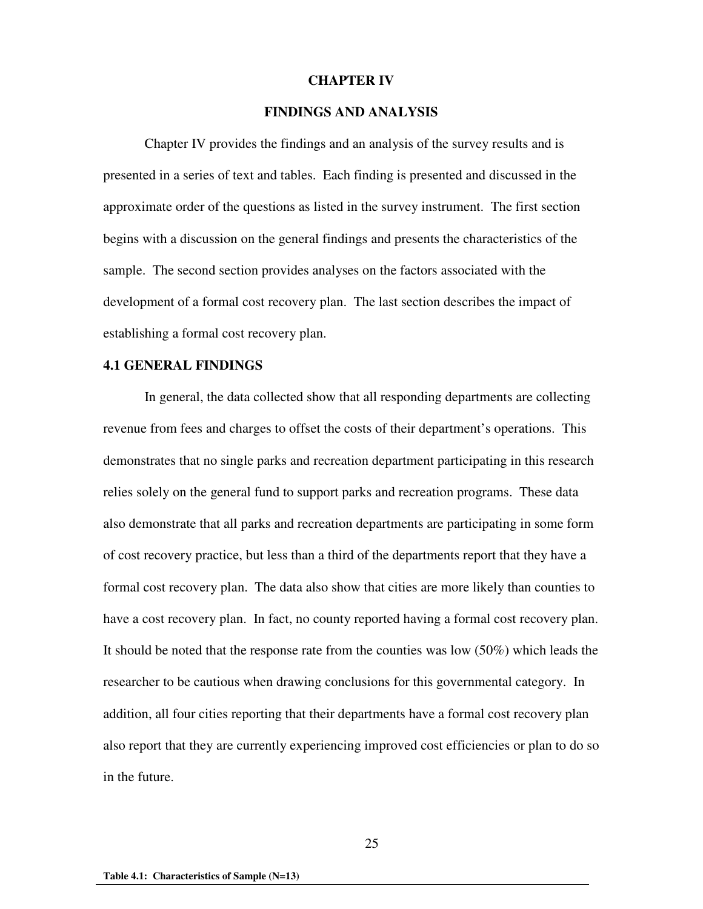# CHAPTER IV

# FINDINGS AND ANALYSIS

Chapter IV provides the findings and an analysis of the survey results and is presented in a series of text and tables. Each finding is presented and discussed in the approximate order of the questions as listed in the survey instrument. The first section begins with a discussion on the general findings and presents the characteristics of the sample. The second section provides analyses on the factors associated with the development of a formal cost recovery plan. The last section describes the impact of establishing a formal cost recovery plan.

## 4.1 GENERAL FINDINGS

In general, the data collected show that all responding departments are collecting revenue from fees and charges to offset the costs of their department's operations. This demonstrates that no single parks and recreation department participating in this research relies solely on the general fund to support parks and recreation programs. These data also demonstrate that all parks and recreation departments are participating in some form of cost recovery practice, but less than a third of the departments report that they have a formal cost recovery plan. The data also show that cities are more likely than counties to have a cost recovery plan. In fact, no county reported having a formal cost recovery plan. It should be noted that the response rate from the counties was low (50%) which leads the researcher to be cautious when drawing conclusions for this governmental category. In addition, all four cities reporting that their departments have a formal cost recovery plan also report that they are currently experiencing improved cost efficiencies or plan to do so in the future.

**Table 4.1: Characteristics of Sample (N=13)**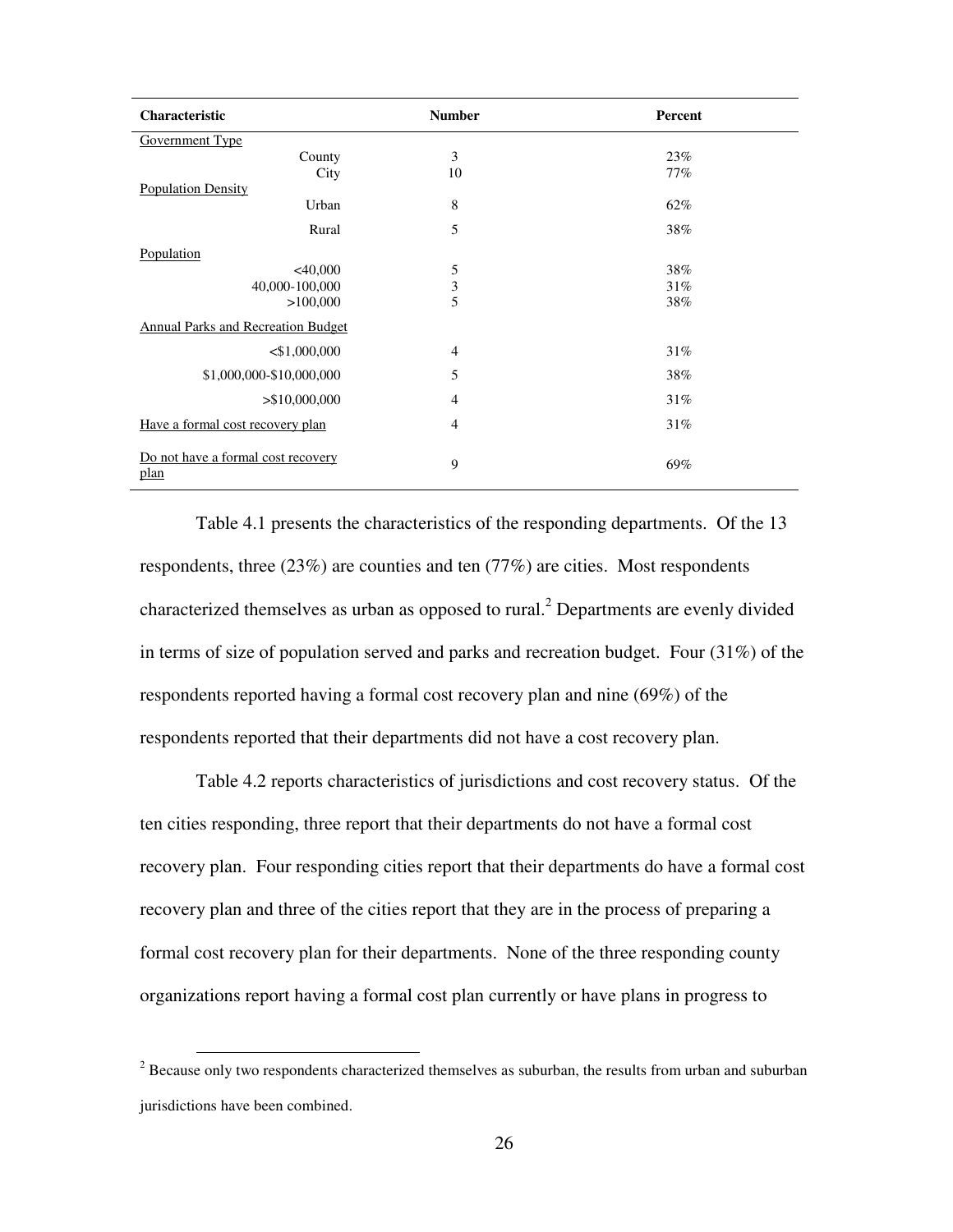| Characteristic | Number | Percent |
|---|---|---|
| Government Type | | |
| County | 3 | 23% |
| City | 10 | 77% |
| Population Density | | |
| Urban | 8 | 62% |
| Rural | 5 | 38% |
| Population | | |
| <40,000 | 5 | 38% |
| 40,000-100,000 | 3 | 31% |
| >100,000 | 5 | 38% |
| Annual Parks and Recreation Budget | | |
| <$1,000,000 | 4 | 31% |
| $1,000,000-$10,000,000 | 5 | 38% |
| >$10,000,000 | 4 | 31% |
| Have a formal cost recovery plan | 4 | 31% |
| Do not have a formal cost recovery plan | 9 | 69% |

Table 4.1 presents the characteristics of the responding departments. Of the 13 respondents, three (23%) are counties and ten (77%) are cities. Most respondents characterized themselves as urban as opposed to rural.[2] Departments are evenly divided in terms of size of population served and parks and recreation budget. Four (31%) of the respondents reported having a formal cost recovery plan and nine (69%) of the respondents reported that their departments did not have a cost recovery plan.

Table 4.2 reports characteristics of jurisdictions and cost recovery status. Of the ten cities responding, three report that their departments do not have a formal cost recovery plan. Four responding cities report that their departments do have a formal cost recovery plan and three of the cities report that they are in the process of preparing a formal cost recovery plan for their departments. None of the three responding county organizations report having a formal cost plan currently or have plans in progress to

[2] Because only two respondents characterized themselves as suburban, the results from urban and suburban jurisdictions have been combined.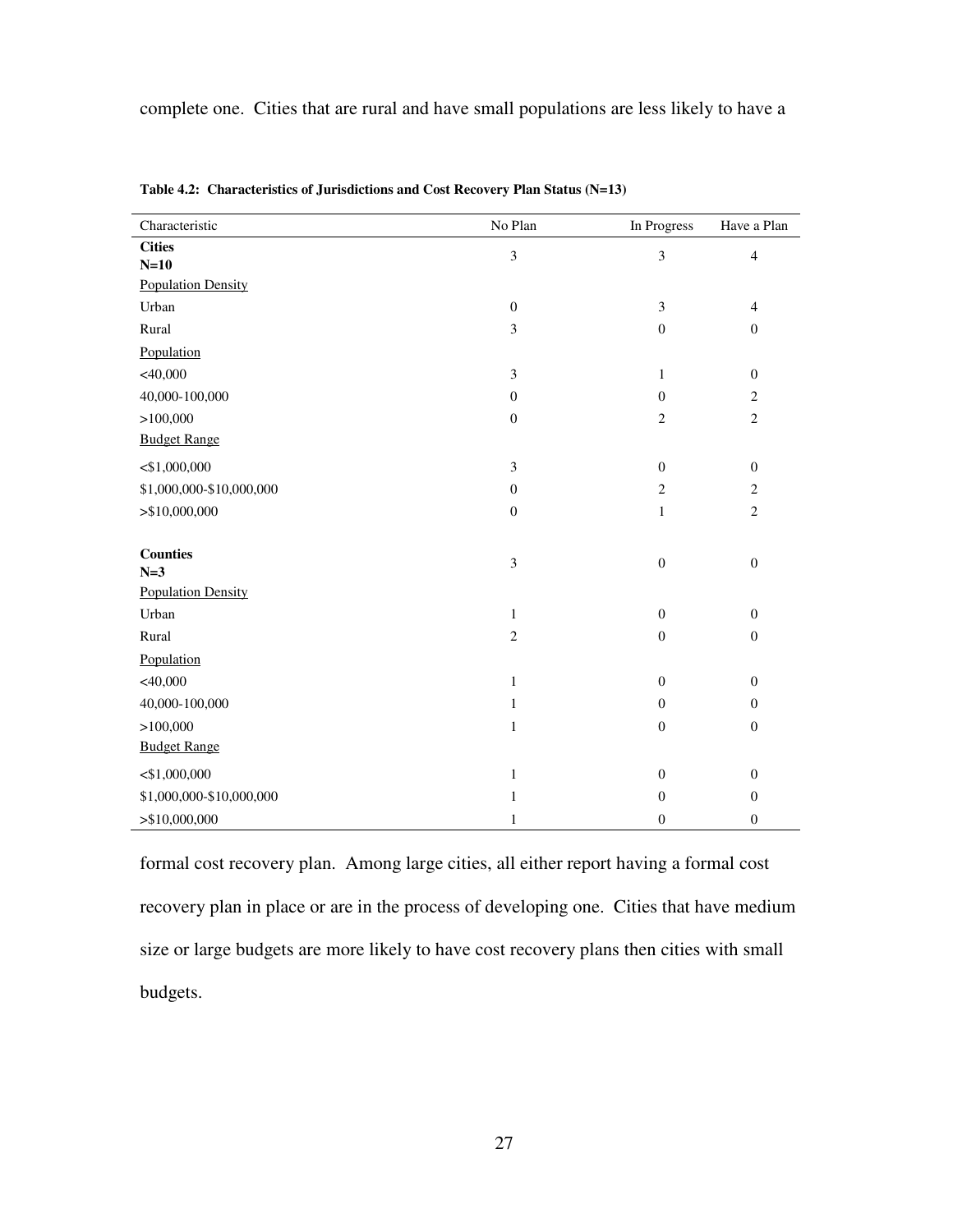complete one. Cities that are rural and have small populations are less likely to have a

**Table 4.2: Characteristics of Jurisdictions and Cost Recovery Plan Status (N=13)**

| Characteristic | No Plan | In Progress | Have a Plan |
|---|---|---|---|
| **Cities N=10** | 3 | 3 | 4 |
| Population Density | | | |
| Urban | 0 | 3 | 4 |
| Rural | 3 | 0 | 0 |
| Population | | | |
| <40,000 | 3 | 1 | 0 |
| 40,000-100,000 | 0 | 0 | 2 |
| >100,000 | 0 | 2 | 2 |
| Budget Range | | | |
| <$1,000,000 | 3 | 0 | 0 |
| $1,000,000-$10,000,000 | 0 | 2 | 2 |
| >$10,000,000 | 0 | 1 | 2 |
| **Counties N=3** | 3 | 0 | 0 |
| Population Density | | | |
| Urban | 1 | 0 | 0 |
| Rural | 2 | 0 | 0 |
| Population | | | |
| <40,000 | 1 | 0 | 0 |
| 40,000-100,000 | 1 | 0 | 0 |
| >100,000 | 1 | 0 | 0 |
| Budget Range | | | |
| <$1,000,000 | 1 | 0 | 0 |
| $1,000,000-$10,000,000 | 1 | 0 | 0 |
| >$10,000,000 | 1 | 0 | 0 |

formal cost recovery plan. Among large cities, all either report having a formal cost recovery plan in place or are in the process of developing one. Cities that have medium size or large budgets are more likely to have cost recovery plans then cities with small budgets.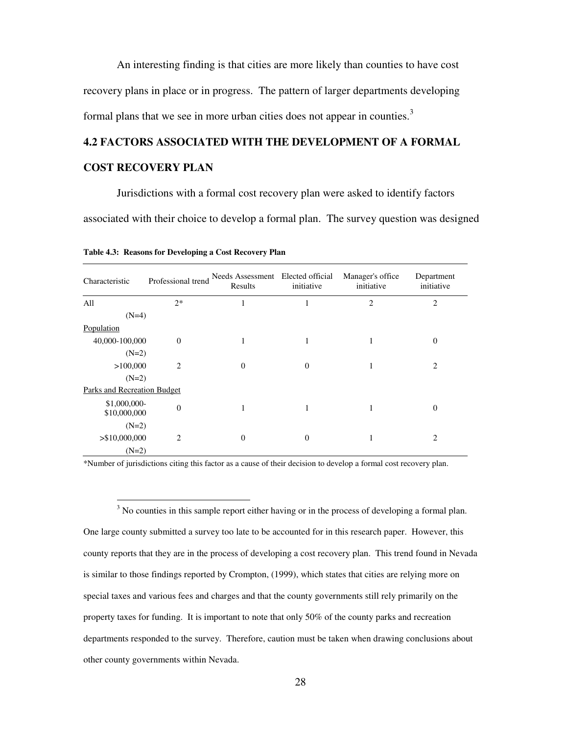An interesting finding is that cities are more likely than counties to have cost recovery plans in place or in progress. The pattern of larger departments developing formal plans that we see in more urban cities does not appear in counties.[3]

## 4.2 FACTORS ASSOCIATED WITH THE DEVELOPMENT OF A FORMAL COST RECOVERY PLAN

Jurisdictions with a formal cost recovery plan were asked to identify factors associated with their choice to develop a formal plan. The survey question was designed

**Table 4.3: Reasons for Developing a Cost Recovery Plan**

| Characteristic | Professional trend | Needs Assessment Results | Elected official initiative | Manager's office initiative | Department initiative |
|---|---|---|---|---|---|
| All (N=4) | 2* | 1 | 1 | 2 | 2 |
| Population | | | | | |
| 40,000-100,000 (N=2) | 0 | 1 | 1 | 1 | 0 |
| >100,000 (N=2) | 2 | 0 | 0 | 1 | 2 |
| Parks and Recreation Budget | | | | | |
| $1,000,000-$10,000,000 (N=2) | 0 | 1 | 1 | 1 | 0 |
| >$10,000,000 (N=2) | 2 | 0 | 0 | 1 | 2 |

*Number of jurisdictions citing this factor as a cause of their decision to develop a formal cost recovery plan.

---

[3] No counties in this sample report either having or in the process of developing a formal plan. One large county submitted a survey too late to be accounted for in this research paper. However, this county reports that they are in the process of developing a cost recovery plan. This trend found in Nevada is similar to those findings reported by Crompton, (1999), which states that cities are relying more on special taxes and various fees and charges and that the county governments still rely primarily on the property taxes for funding. It is important to note that only 50% of the county parks and recreation departments responded to the survey. Therefore, caution must be taken when drawing conclusions about other county governments within Nevada.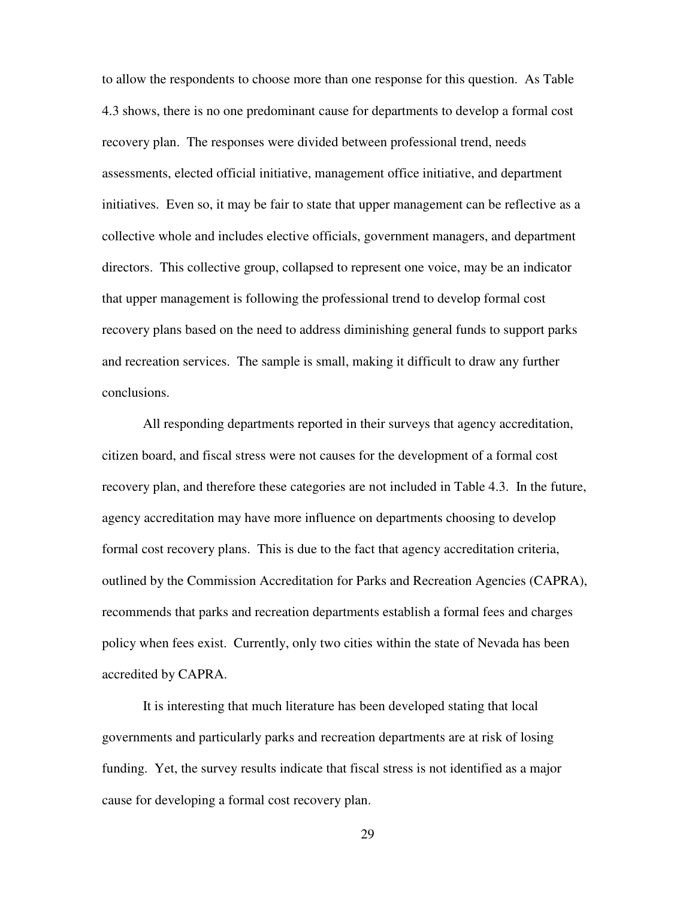to allow the respondents to choose more than one response for this question. As Table 4.3 shows, there is no one predominant cause for departments to develop a formal cost recovery plan. The responses were divided between professional trend, needs assessments, elected official initiative, management office initiative, and department initiatives. Even so, it may be fair to state that upper management can be reflective as a collective whole and includes elective officials, government managers, and department directors. This collective group, collapsed to represent one voice, may be an indicator that upper management is following the professional trend to develop formal cost recovery plans based on the need to address diminishing general funds to support parks and recreation services. The sample is small, making it difficult to draw any further conclusions.

All responding departments reported in their surveys that agency accreditation, citizen board, and fiscal stress were not causes for the development of a formal cost recovery plan, and therefore these categories are not included in Table 4.3. In the future, agency accreditation may have more influence on departments choosing to develop formal cost recovery plans. This is due to the fact that agency accreditation criteria, outlined by the Commission Accreditation for Parks and Recreation Agencies (CAPRA), recommends that parks and recreation departments establish a formal fees and charges policy when fees exist. Currently, only two cities within the state of Nevada has been accredited by CAPRA.

It is interesting that much literature has been developed stating that local governments and particularly parks and recreation departments are at risk of losing funding. Yet, the survey results indicate that fiscal stress is not identified as a major cause for developing a formal cost recovery plan.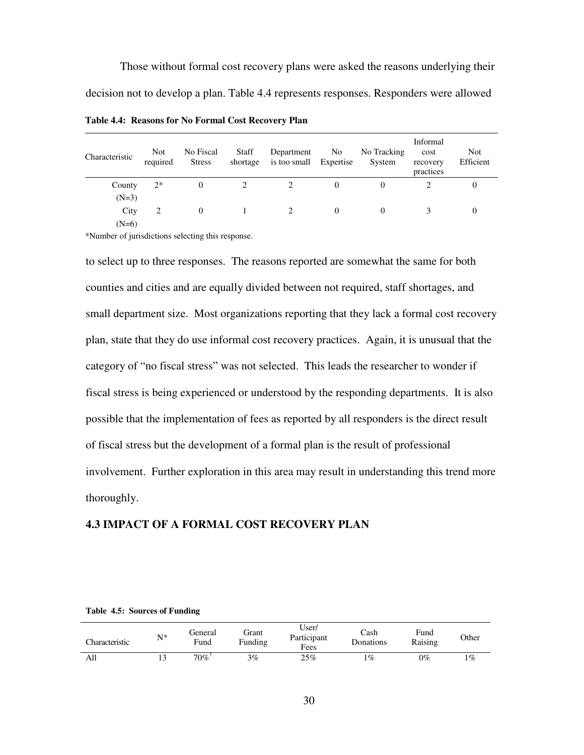Those without formal cost recovery plans were asked the reasons underlying their decision not to develop a plan. Table 4.4 represents responses. Responders were allowed to select up to three responses. The reasons reported are somewhat the same for both counties and cities and are equally divided between not required, staff shortages, and small department size. Most organizations reporting that they lack a formal cost recovery plan, state that they do use informal cost recovery practices. Again, it is unusual that the category of "no fiscal stress" was not selected. This leads the researcher to wonder if fiscal stress is being experienced or understood by the responding departments. It is also possible that the implementation of fees as reported by all responders is the direct result of fiscal stress but the development of a formal plan is the result of professional involvement. Further exploration in this area may result in understanding this trend more thoroughly.

**Table 4.4: Reasons for No Formal Cost Recovery Plan**

| Characteristic | Not required | No Fiscal Stress | Staff shortage | Department is too small | No Expertise | No Tracking System | Informal cost recovery practices | Not Efficient |
|---|---|---|---|---|---|---|---|---|
| County (N=3) | 2* | 0 | 2 | 2 | 0 | 0 | 2 | 0 |
| City (N=6) | 2 | 0 | 1 | 2 | 0 | 0 | 3 | 0 |

*Number of jurisdictions selecting this response.

## 4.3 IMPACT OF A FORMAL COST RECOVERY PLAN

**Table 4.5: Sources of Funding**

| Characteristic | N* | General Fund | Grant Funding | User/ Participant Fees | Cash Donations | Fund Raising | Other |
|---|---|---|---|---|---|---|---|
| All | 13 | 70%† | 3% | 25% | 1% | 0% | 1% |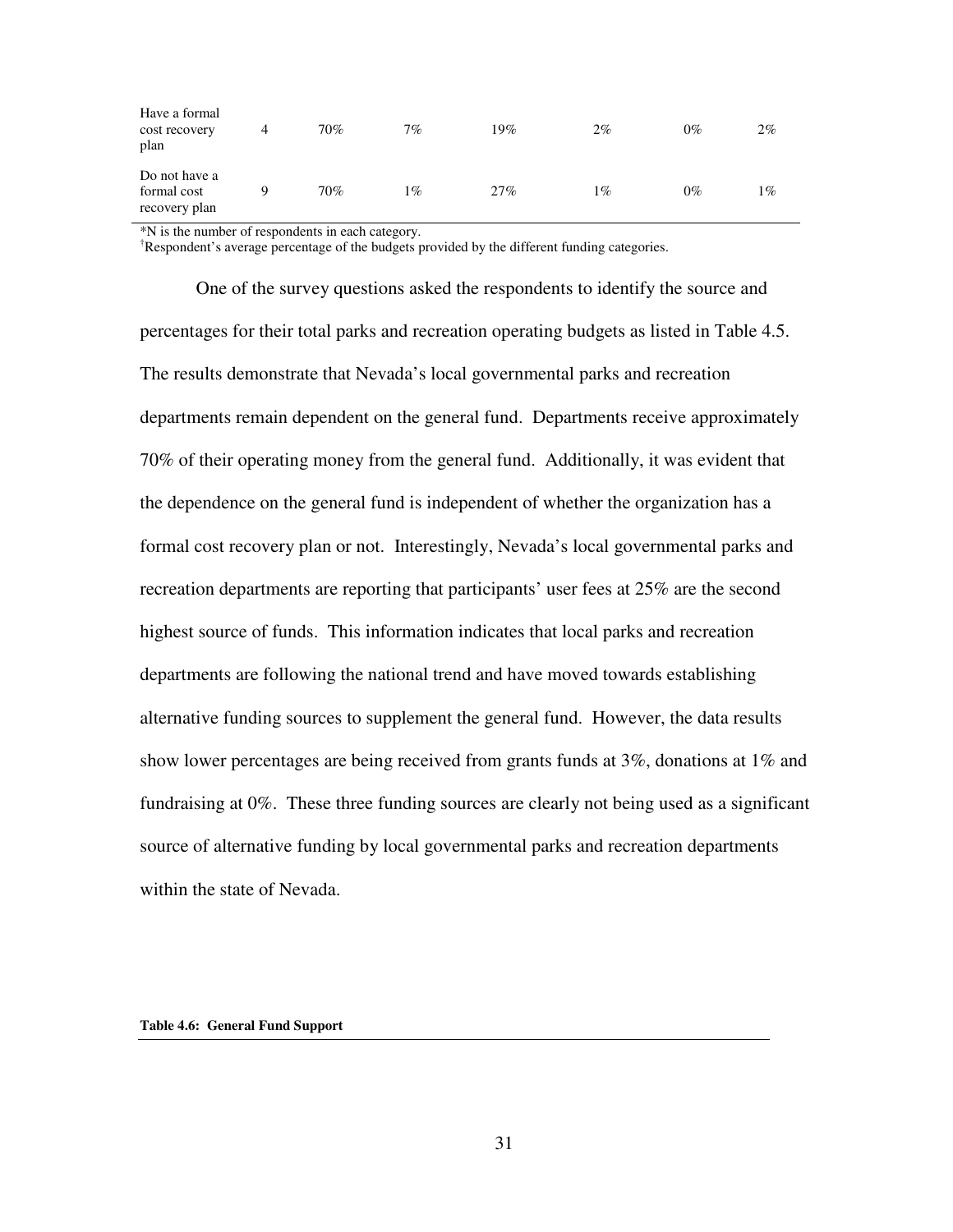| | | | | | | | |
|---|---|---|---|---|---|---|---|
| Have a formal cost recovery plan | 4 | 70% | 7% | 19% | 2% | 0% | 2% |
| Do not have a formal cost recovery plan | 9 | 70% | 1% | 27% | 1% | 0% | 1% |

*N is the number of respondents in each category.

†Respondent's average percentage of the budgets provided by the different funding categories.

One of the survey questions asked the respondents to identify the source and percentages for their total parks and recreation operating budgets as listed in Table 4.5. The results demonstrate that Nevada's local governmental parks and recreation departments remain dependent on the general fund. Departments receive approximately 70% of their operating money from the general fund. Additionally, it was evident that the dependence on the general fund is independent of whether the organization has a formal cost recovery plan or not. Interestingly, Nevada's local governmental parks and recreation departments are reporting that participants' user fees at 25% are the second highest source of funds. This information indicates that local parks and recreation departments are following the national trend and have moved towards establishing alternative funding sources to supplement the general fund. However, the data results show lower percentages are being received from grants funds at 3%, donations at 1% and fundraising at 0%. These three funding sources are clearly not being used as a significant source of alternative funding by local governmental parks and recreation departments within the state of Nevada.

**Table 4.6: General Fund Support**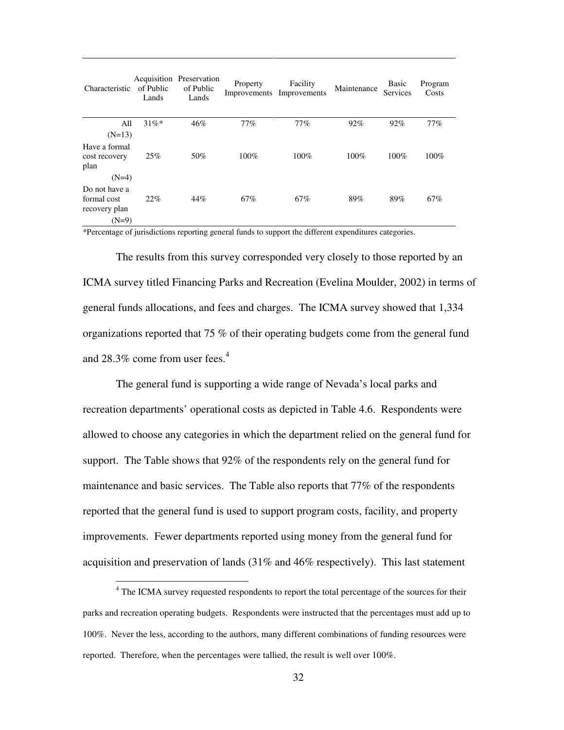| Characteristic | Acquisition of Public Lands | Preservation of Public Lands | Property Improvements | Facility Improvements | Maintenance | Basic Services | Program Costs |
|---|---|---|---|---|---|---|---|
| All (N=13) | 31%* | 46% | 77% | 77% | 92% | 92% | 77% |
| Have a formal cost recovery plan (N=4) | 25% | 50% | 100% | 100% | 100% | 100% | 100% |
| Do not have a formal cost recovery plan (N=9) | 22% | 44% | 67% | 67% | 89% | 89% | 67% |

*Percentage of jurisdictions reporting general funds to support the different expenditures categories.

The results from this survey corresponded very closely to those reported by an ICMA survey titled Financing Parks and Recreation (Evelina Moulder, 2002) in terms of general funds allocations, and fees and charges. The ICMA survey showed that 1,334 organizations reported that 75 % of their operating budgets come from the general fund and 28.3% come from user fees.[4]

The general fund is supporting a wide range of Nevada's local parks and recreation departments' operational costs as depicted in Table 4.6. Respondents were allowed to choose any categories in which the department relied on the general fund for support. The Table shows that 92% of the respondents rely on the general fund for maintenance and basic services. The Table also reports that 77% of the respondents reported that the general fund is used to support program costs, facility, and property improvements. Fewer departments reported using money from the general fund for acquisition and preservation of lands (31% and 46% respectively). This last statement

[4] The ICMA survey requested respondents to report the total percentage of the sources for their parks and recreation operating budgets. Respondents were instructed that the percentages must add up to 100%. Never the less, according to the authors, many different combinations of funding resources were reported. Therefore, when the percentages were tallied, the result is well over 100%.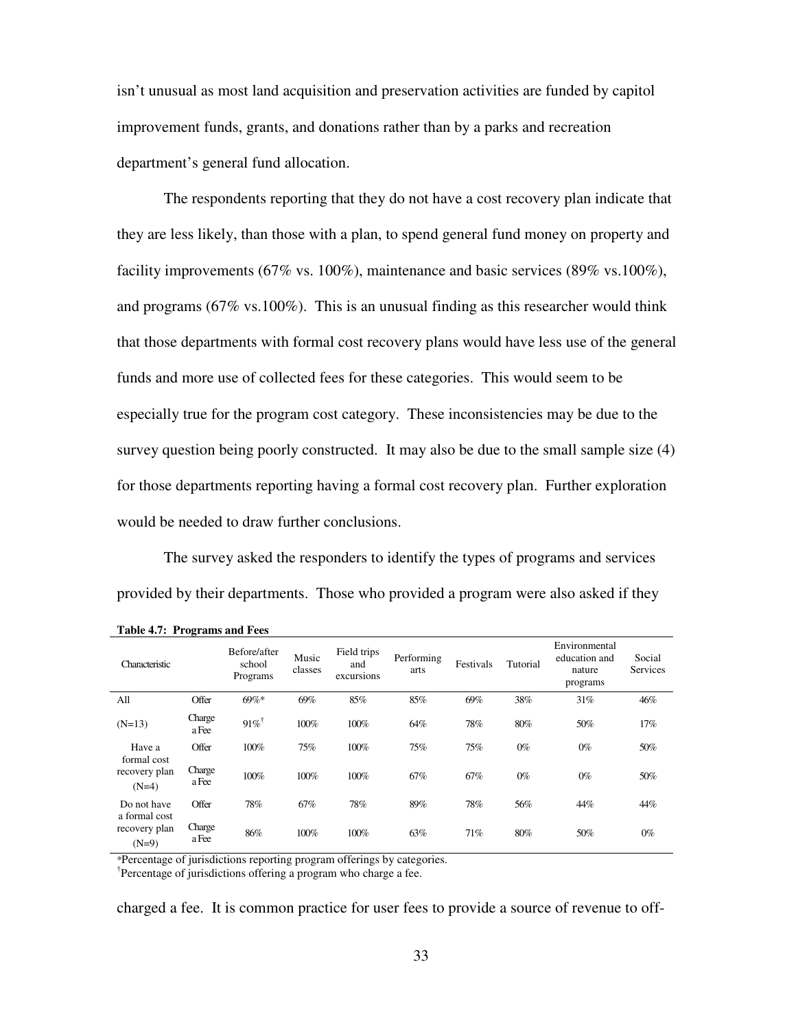isn't unusual as most land acquisition and preservation activities are funded by capitol improvement funds, grants, and donations rather than by a parks and recreation department's general fund allocation.

The respondents reporting that they do not have a cost recovery plan indicate that they are less likely, than those with a plan, to spend general fund money on property and facility improvements (67% vs. 100%), maintenance and basic services (89% vs.100%), and programs (67% vs.100%). This is an unusual finding as this researcher would think that those departments with formal cost recovery plans would have less use of the general funds and more use of collected fees for these categories. This would seem to be especially true for the program cost category. These inconsistencies may be due to the survey question being poorly constructed. It may also be due to the small sample size (4) for those departments reporting having a formal cost recovery plan. Further exploration would be needed to draw further conclusions.

The survey asked the responders to identify the types of programs and services provided by their departments. Those who provided a program were also asked if they

**Table 4.7: Programs and Fees**

| Characteristic | | Before/after school Programs | Music classes | Field trips and excursions | Performing arts | Festivals | Tutorial | Environmental education and nature programs | Social Services |
|---|---|---|---|---|---|---|---|---|---|
| All | Offer | 69%* | 69% | 85% | 85% | 69% | 38% | 31% | 46% |
| (N=13) | Charge a Fee | 91%† | 100% | 100% | 64% | 78% | 80% | 50% | 17% |
| Have a formal cost recovery plan | Offer | 100% | 75% | 100% | 75% | 75% | 0% | 0% | 50% |
| (N=4) | Charge a Fee | 100% | 100% | 100% | 67% | 67% | 0% | 0% | 50% |
| Do not have a formal cost recovery plan | Offer | 78% | 67% | 78% | 89% | 78% | 56% | 44% | 44% |
| (N=9) | Charge a Fee | 86% | 100% | 100% | 63% | 71% | 80% | 50% | 0% |

*Percentage of jurisdictions reporting program offerings by categories.
†Percentage of jurisdictions offering a program who charge a fee.

charged a fee. It is common practice for user fees to provide a source of revenue to off-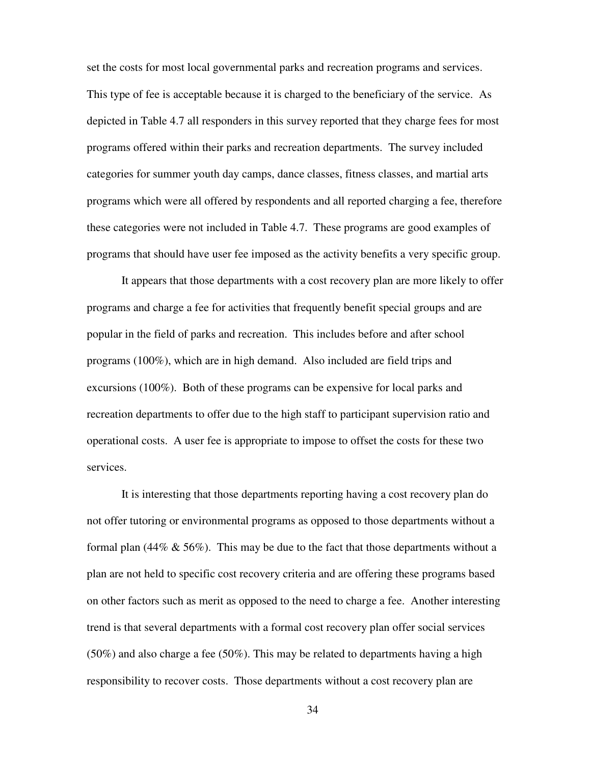set the costs for most local governmental parks and recreation programs and services. This type of fee is acceptable because it is charged to the beneficiary of the service. As depicted in Table 4.7 all responders in this survey reported that they charge fees for most programs offered within their parks and recreation departments. The survey included categories for summer youth day camps, dance classes, fitness classes, and martial arts programs which were all offered by respondents and all reported charging a fee, therefore these categories were not included in Table 4.7. These programs are good examples of programs that should have user fee imposed as the activity benefits a very specific group.

It appears that those departments with a cost recovery plan are more likely to offer programs and charge a fee for activities that frequently benefit special groups and are popular in the field of parks and recreation. This includes before and after school programs (100%), which are in high demand. Also included are field trips and excursions (100%). Both of these programs can be expensive for local parks and recreation departments to offer due to the high staff to participant supervision ratio and operational costs. A user fee is appropriate to impose to offset the costs for these two services.

It is interesting that those departments reporting having a cost recovery plan do not offer tutoring or environmental programs as opposed to those departments without a formal plan (44% & 56%). This may be due to the fact that those departments without a plan are not held to specific cost recovery criteria and are offering these programs based on other factors such as merit as opposed to the need to charge a fee. Another interesting trend is that several departments with a formal cost recovery plan offer social services (50%) and also charge a fee (50%). This may be related to departments having a high responsibility to recover costs. Those departments without a cost recovery plan are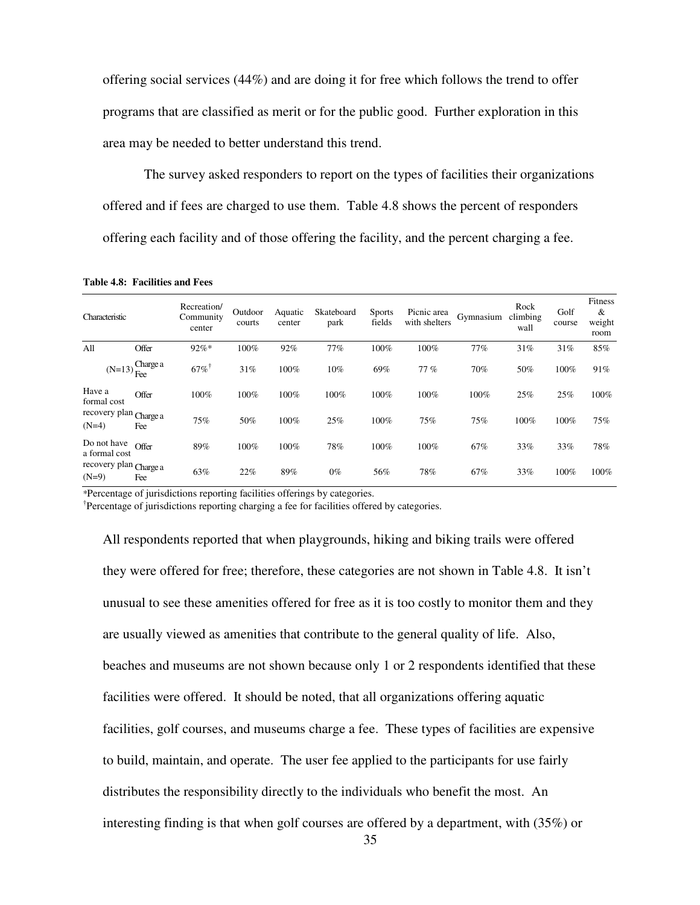offering social services (44%) and are doing it for free which follows the trend to offer programs that are classified as merit or for the public good. Further exploration in this area may be needed to better understand this trend.

The survey asked responders to report on the types of facilities their organizations offered and if fees are charged to use them. Table 4.8 shows the percent of responders offering each facility and of those offering the facility, and the percent charging a fee.

**Table 4.8: Facilities and Fees**

| Characteristic | | Recreation/ Community center | Outdoor courts | Aquatic center | Skateboard park | Sports fields | Picnic area with shelters | Gymnasium | Rock climbing wall | Golf course | Fitness & weight room |
|---|---|---|---|---|---|---|---|---|---|---|---|
| All | Offer | 92%* | 100% | 92% | 77% | 100% | 100% | 77% | 31% | 31% | 85% |
| (N=13) | Charge a Fee | 67%[†] | 31% | 100% | 10% | 69% | 77 % | 70% | 50% | 100% | 91% |
| Have a formal cost recovery plan | Offer | 100% | 100% | 100% | 100% | 100% | 100% | 100% | 25% | 25% | 100% |
| (N=4) | Charge a Fee | 75% | 50% | 100% | 25% | 100% | 75% | 75% | 100% | 100% | 75% |
| Do not have a formal cost recovery plan | Offer | 89% | 100% | 100% | 78% | 100% | 100% | 67% | 33% | 33% | 78% |
| (N=9) | Charge a Fee | 63% | 22% | 89% | 0% | 56% | 78% | 67% | 33% | 100% | 100% |

*Percentage of jurisdictions reporting facilities offerings by categories.
[†]Percentage of jurisdictions reporting charging a fee for facilities offered by categories.

All respondents reported that when playgrounds, hiking and biking trails were offered they were offered for free; therefore, these categories are not shown in Table 4.8. It isn't unusual to see these amenities offered for free as it is too costly to monitor them and they are usually viewed as amenities that contribute to the general quality of life. Also, beaches and museums are not shown because only 1 or 2 respondents identified that these facilities were offered. It should be noted, that all organizations offering aquatic facilities, golf courses, and museums charge a fee. These types of facilities are expensive to build, maintain, and operate. The user fee applied to the participants for use fairly distributes the responsibility directly to the individuals who benefit the most. An interesting finding is that when golf courses are offered by a department, with (35%) or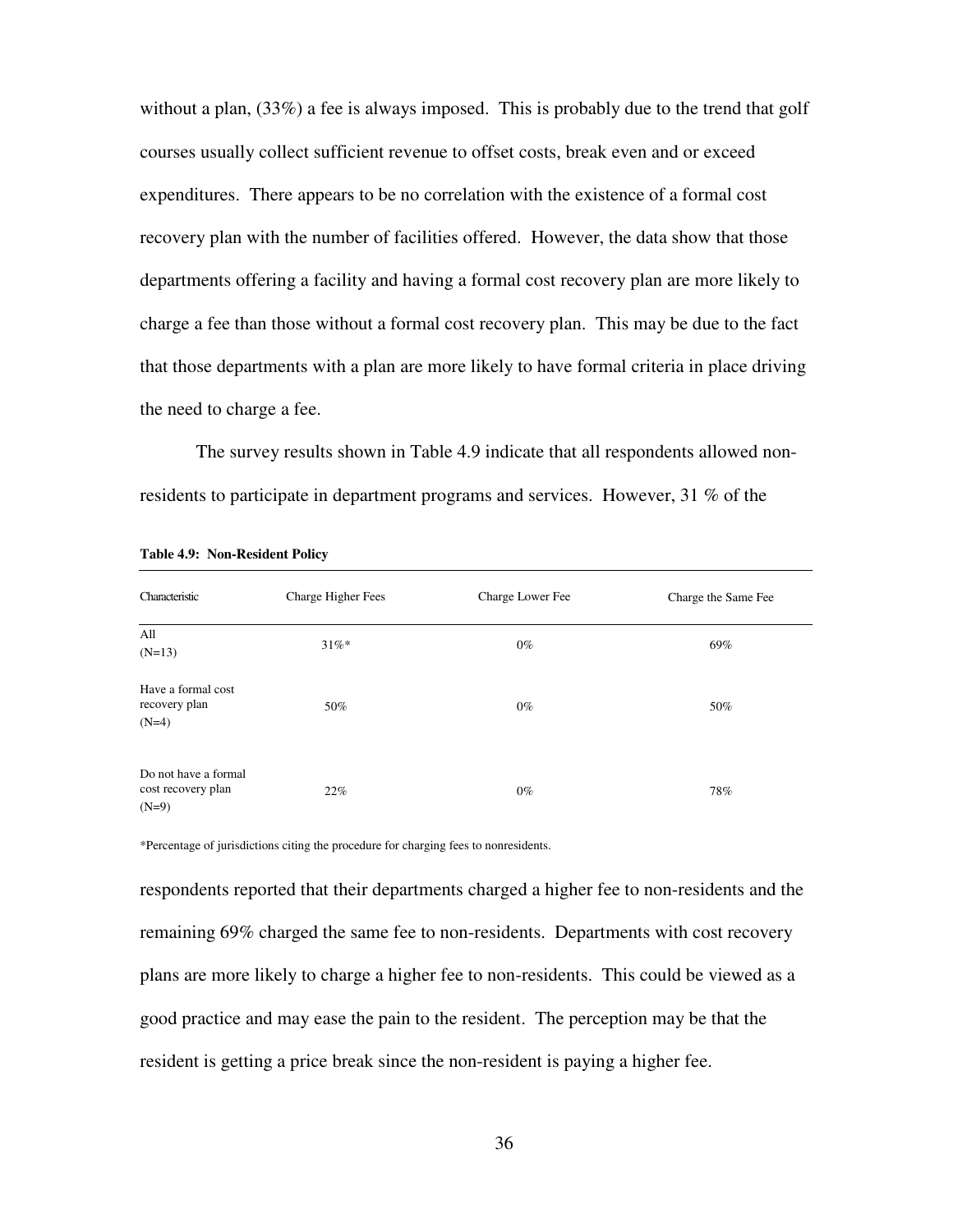without a plan, (33%) a fee is always imposed. This is probably due to the trend that golf courses usually collect sufficient revenue to offset costs, break even and or exceed expenditures. There appears to be no correlation with the existence of a formal cost recovery plan with the number of facilities offered. However, the data show that those departments offering a facility and having a formal cost recovery plan are more likely to charge a fee than those without a formal cost recovery plan. This may be due to the fact that those departments with a plan are more likely to have formal criteria in place driving the need to charge a fee.

The survey results shown in Table 4.9 indicate that all respondents allowed non-residents to participate in department programs and services. However, 31 % of the respondents reported that their departments charged a higher fee to non-residents and the remaining 69% charged the same fee to non-residents. Departments with cost recovery plans are more likely to charge a higher fee to non-residents. This could be viewed as a good practice and may ease the pain to the resident. The perception may be that the resident is getting a price break since the non-resident is paying a higher fee.

**Table 4.9: Non-Resident Policy**

| Characteristic | Charge Higher Fees | Charge Lower Fee | Charge the Same Fee |
|---|---|---|---|
| All (N=13) | 31%* | 0% | 69% |
| Have a formal cost recovery plan (N=4) | 50% | 0% | 50% |
| Do not have a formal cost recovery plan (N=9) | 22% | 0% | 78% |

*Percentage of jurisdictions citing the procedure for charging fees to nonresidents.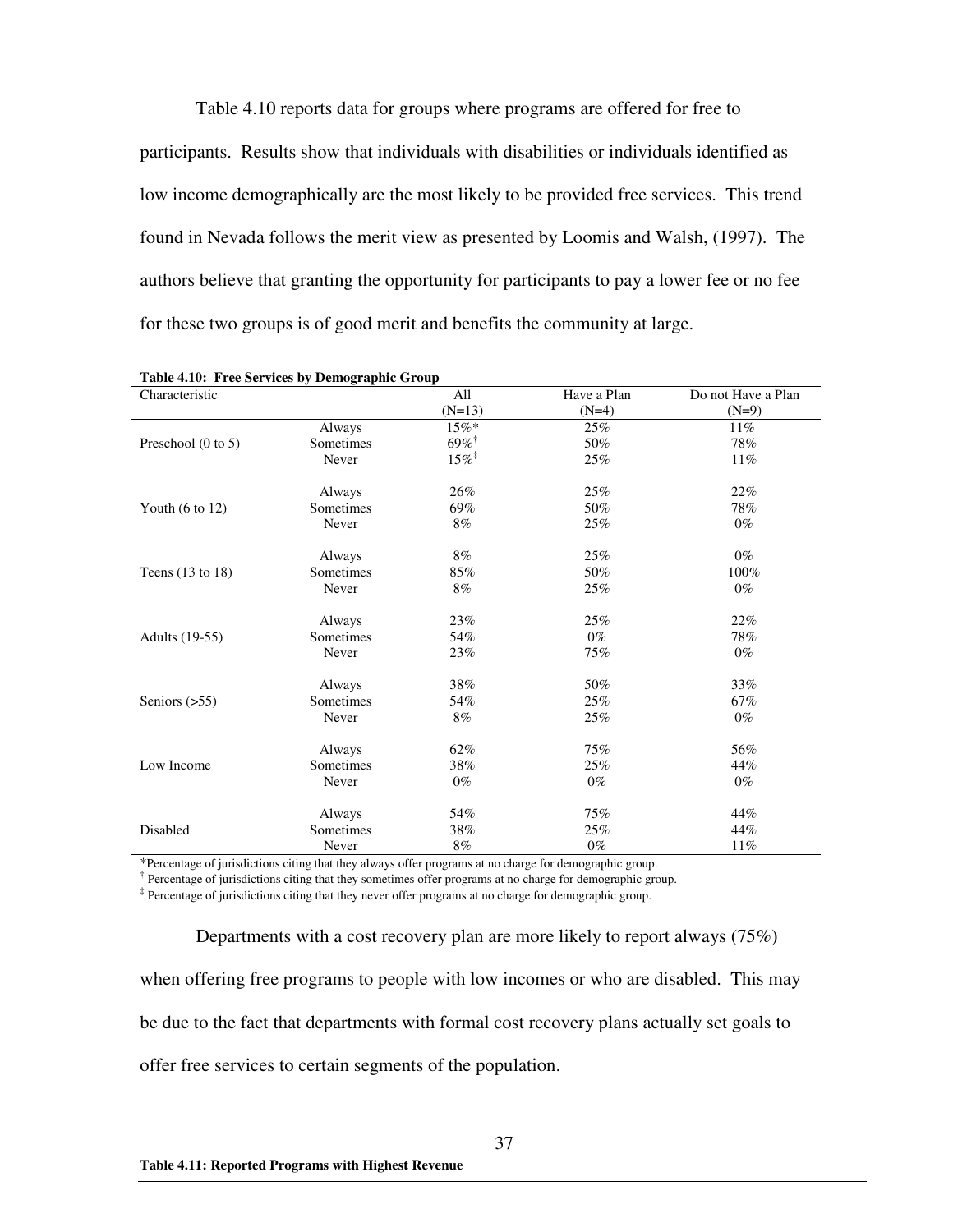Table 4.10 reports data for groups where programs are offered for free to participants. Results show that individuals with disabilities or individuals identified as low income demographically are the most likely to be provided free services. This trend found in Nevada follows the merit view as presented by Loomis and Walsh, (1997). The authors believe that granting the opportunity for participants to pay a lower fee or no fee for these two groups is of good merit and benefits the community at large.

**Table 4.10: Free Services by Demographic Group**

| Characteristic | | All (N=13) | Have a Plan (N=4) | Do not Have a Plan (N=9) |
|---|---|---|---|---|
| | Always | 15%* | 25% | 11% |
| Preschool (0 to 5) | Sometimes | 69%† | 50% | 78% |
| | Never | 15%‡ | 25% | 11% |
| | Always | 26% | 25% | 22% |
| Youth (6 to 12) | Sometimes | 69% | 50% | 78% |
| | Never | 8% | 25% | 0% |
| | Always | 8% | 25% | 0% |
| Teens (13 to 18) | Sometimes | 85% | 50% | 100% |
| | Never | 8% | 25% | 0% |
| | Always | 23% | 25% | 22% |
| Adults (19-55) | Sometimes | 54% | 0% | 78% |
| | Never | 23% | 75% | 0% |
| | Always | 38% | 50% | 33% |
| Seniors (>55) | Sometimes | 54% | 25% | 67% |
| | Never | 8% | 25% | 0% |
| | Always | 62% | 75% | 56% |
| Low Income | Sometimes | 38% | 25% | 44% |
| | Never | 0% | 0% | 0% |
| | Always | 54% | 75% | 44% |
| Disabled | Sometimes | 38% | 25% | 44% |
| | Never | 8% | 0% | 11% |

*Percentage of jurisdictions citing that they always offer programs at no charge for demographic group.

† Percentage of jurisdictions citing that they sometimes offer programs at no charge for demographic group.

‡ Percentage of jurisdictions citing that they never offer programs at no charge for demographic group.

Departments with a cost recovery plan are more likely to report always (75%) when offering free programs to people with low incomes or who are disabled. This may be due to the fact that departments with formal cost recovery plans actually set goals to offer free services to certain segments of the population.

**Table 4.11: Reported Programs with Highest Revenue**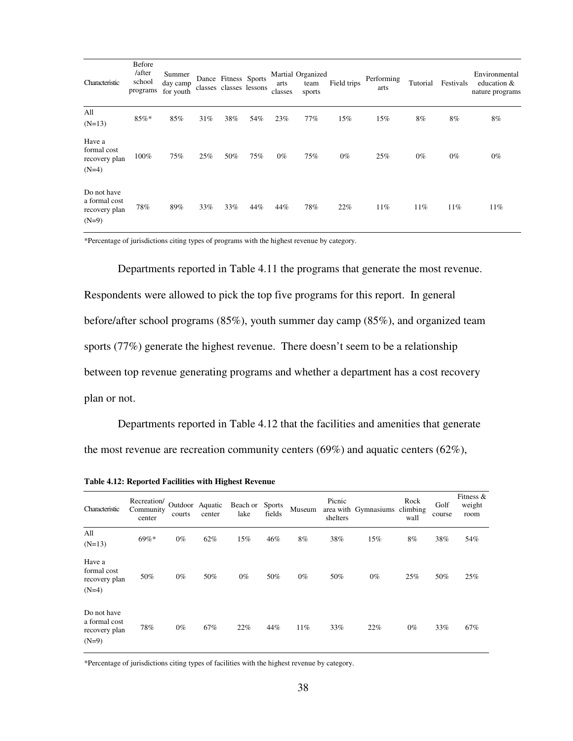| Characteristic | Before /after school programs | Summer day camp for youth | Dance classes | Fitness classes | Sports lessons | Martial arts classes | Organized team sports | Field trips | Performing arts | Tutorial | Festivals | Environmental education & nature programs |
|---|---|---|---|---|---|---|---|---|---|---|---|---|
| All (N=13) | 85%* | 85% | 31% | 38% | 54% | 23% | 77% | 15% | 15% | 8% | 8% | 8% |
| Have a formal cost recovery plan (N=4) | 100% | 75% | 25% | 50% | 75% | 0% | 75% | 0% | 25% | 0% | 0% | 0% |
| Do not have a formal cost recovery plan (N=9) | 78% | 89% | 33% | 33% | 44% | 44% | 78% | 22% | 11% | 11% | 11% | 11% |

*Percentage of jurisdictions citing types of programs with the highest revenue by category.

Departments reported in Table 4.11 the programs that generate the most revenue. Respondents were allowed to pick the top five programs for this report. In general before/after school programs (85%), youth summer day camp (85%), and organized team sports (77%) generate the highest revenue. There doesn't seem to be a relationship between top revenue generating programs and whether a department has a cost recovery plan or not.

Departments reported in Table 4.12 that the facilities and amenities that generate the most revenue are recreation community centers (69%) and aquatic centers (62%),

**Table 4.12: Reported Facilities with Highest Revenue**

| Characteristic | Recreation/ Community center | Outdoor courts | Aquatic center | Beach or lake | Sports fields | Museum | Picnic area with shelters | Gymnasiums | Rock climbing wall | Golf course | Fitness & weight room |
|---|---|---|---|---|---|---|---|---|---|---|---|
| All (N=13) | 69%* | 0% | 62% | 15% | 46% | 8% | 38% | 15% | 8% | 38% | 54% |
| Have a formal cost recovery plan (N=4) | 50% | 0% | 50% | 0% | 50% | 0% | 50% | 0% | 25% | 50% | 25% |
| Do not have a formal cost recovery plan (N=9) | 78% | 0% | 67% | 22% | 44% | 11% | 33% | 22% | 0% | 33% | 67% |

*Percentage of jurisdictions citing types of facilities with the highest revenue by category.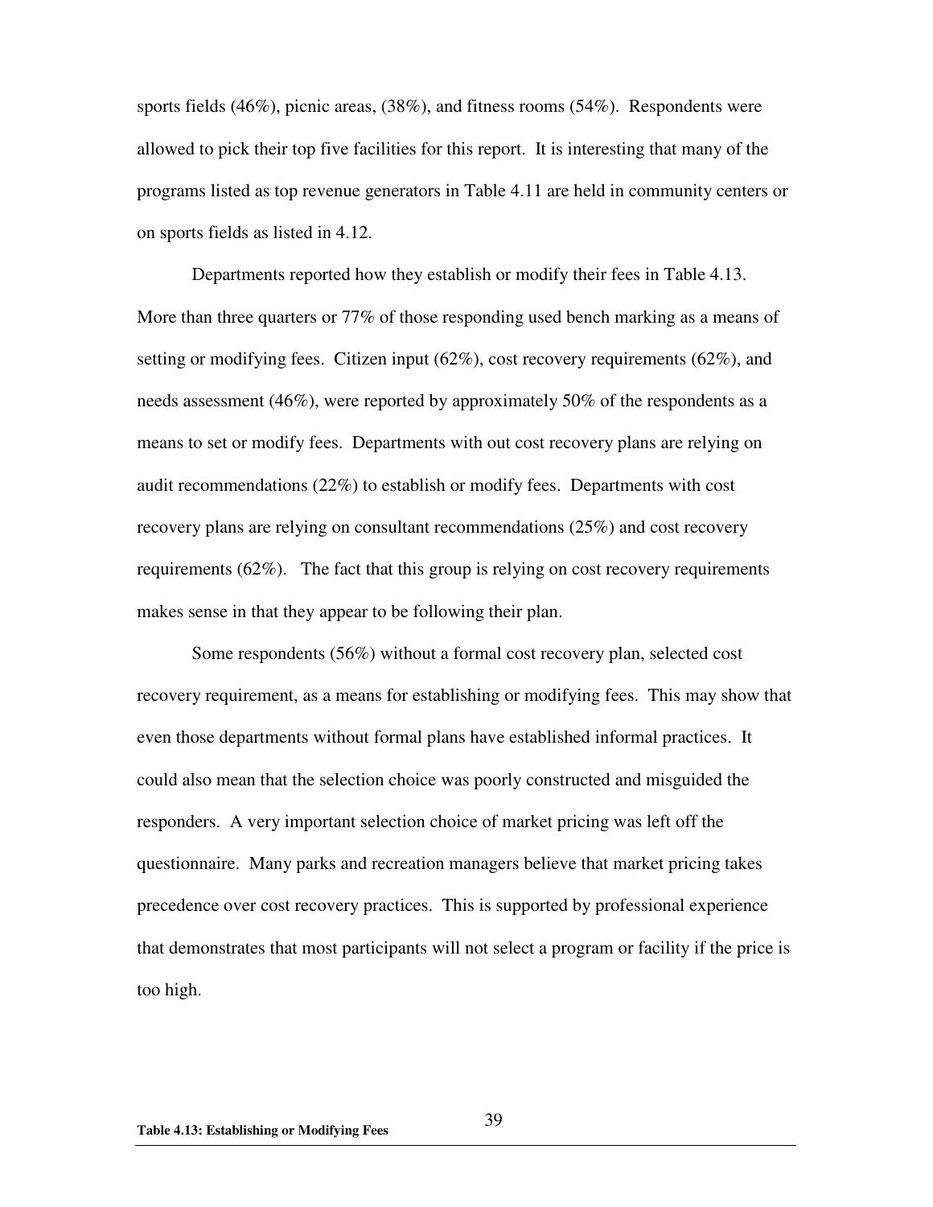sports fields (46%), picnic areas, (38%), and fitness rooms (54%). Respondents were allowed to pick their top five facilities for this report. It is interesting that many of the programs listed as top revenue generators in Table 4.11 are held in community centers or on sports fields as listed in 4.12.

Departments reported how they establish or modify their fees in Table 4.13. More than three quarters or 77% of those responding used bench marking as a means of setting or modifying fees. Citizen input (62%), cost recovery requirements (62%), and needs assessment (46%), were reported by approximately 50% of the respondents as a means to set or modify fees. Departments with out cost recovery plans are relying on audit recommendations (22%) to establish or modify fees. Departments with cost recovery plans are relying on consultant recommendations (25%) and cost recovery requirements (62%). The fact that this group is relying on cost recovery requirements makes sense in that they appear to be following their plan.

Some respondents (56%) without a formal cost recovery plan, selected cost recovery requirement, as a means for establishing or modifying fees. This may show that even those departments without formal plans have established informal practices. It could also mean that the selection choice was poorly constructed and misguided the responders. A very important selection choice of market pricing was left off the questionnaire. Many parks and recreation managers believe that market pricing takes precedence over cost recovery practices. This is supported by professional experience that demonstrates that most participants will not select a program or facility if the price is too high.

**Table 4.13: Establishing or Modifying Fees**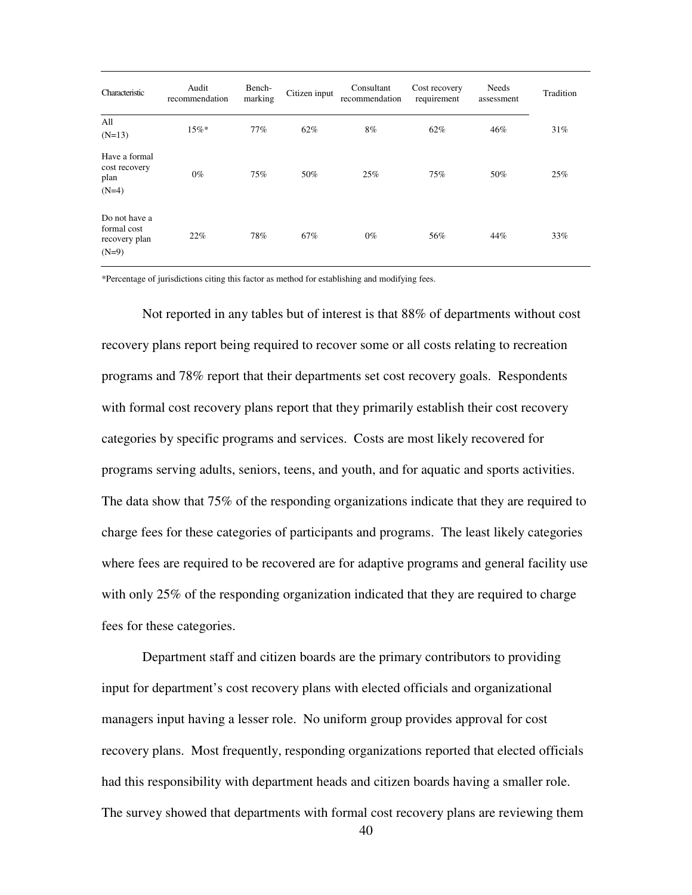| Characteristic | Audit recommendation | Bench-marking | Citizen input | Consultant recommendation | Cost recovery requirement | Needs assessment | Tradition |
|---|---|---|---|---|---|---|---|
| All (N=13) | 15%* | 77% | 62% | 8% | 62% | 46% | 31% |
| Have a formal cost recovery plan (N=4) | 0% | 75% | 50% | 25% | 75% | 50% | 25% |
| Do not have a formal cost recovery plan (N=9) | 22% | 78% | 67% | 0% | 56% | 44% | 33% |

*Percentage of jurisdictions citing this factor as method for establishing and modifying fees.

Not reported in any tables but of interest is that 88% of departments without cost recovery plans report being required to recover some or all costs relating to recreation programs and 78% report that their departments set cost recovery goals. Respondents with formal cost recovery plans report that they primarily establish their cost recovery categories by specific programs and services. Costs are most likely recovered for programs serving adults, seniors, teens, and youth, and for aquatic and sports activities. The data show that 75% of the responding organizations indicate that they are required to charge fees for these categories of participants and programs. The least likely categories where fees are required to be recovered are for adaptive programs and general facility use with only 25% of the responding organization indicated that they are required to charge fees for these categories.

Department staff and citizen boards are the primary contributors to providing input for department's cost recovery plans with elected officials and organizational managers input having a lesser role. No uniform group provides approval for cost recovery plans. Most frequently, responding organizations reported that elected officials had this responsibility with department heads and citizen boards having a smaller role. The survey showed that departments with formal cost recovery plans are reviewing them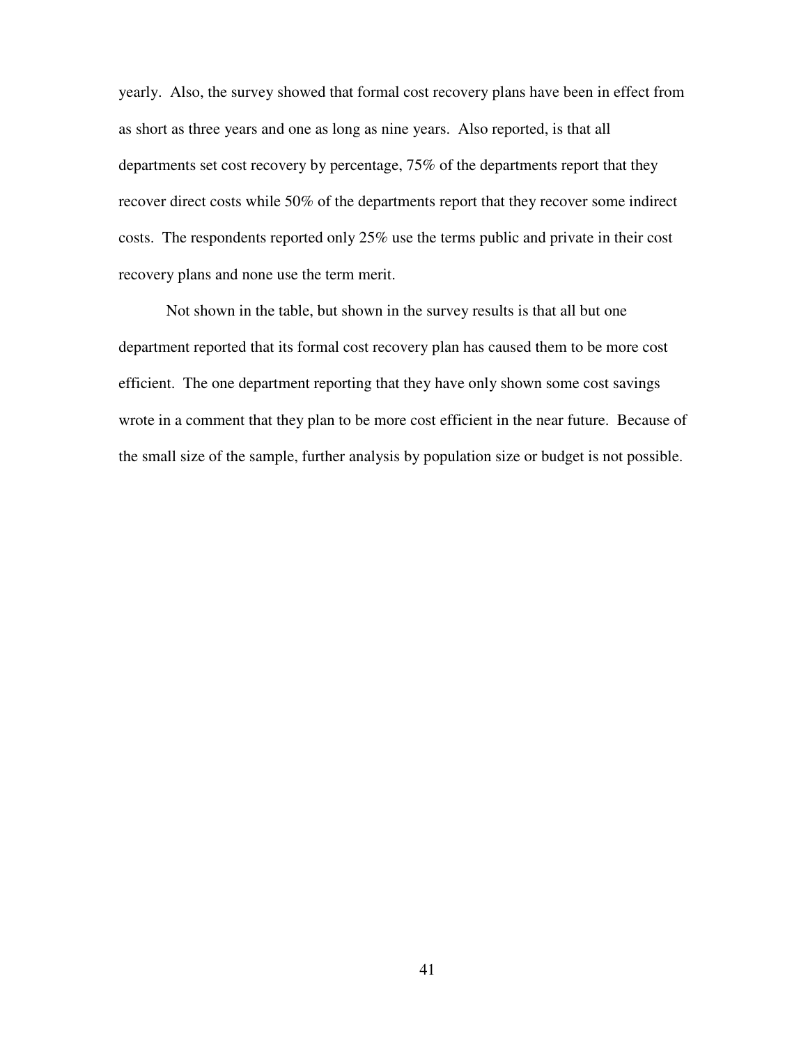yearly. Also, the survey showed that formal cost recovery plans have been in effect from as short as three years and one as long as nine years. Also reported, is that all departments set cost recovery by percentage, 75% of the departments report that they recover direct costs while 50% of the departments report that they recover some indirect costs. The respondents reported only 25% use the terms public and private in their cost recovery plans and none use the term merit.

Not shown in the table, but shown in the survey results is that all but one department reported that its formal cost recovery plan has caused them to be more cost efficient. The one department reporting that they have only shown some cost savings wrote in a comment that they plan to be more cost efficient in the near future. Because of the small size of the sample, further analysis by population size or budget is not possible.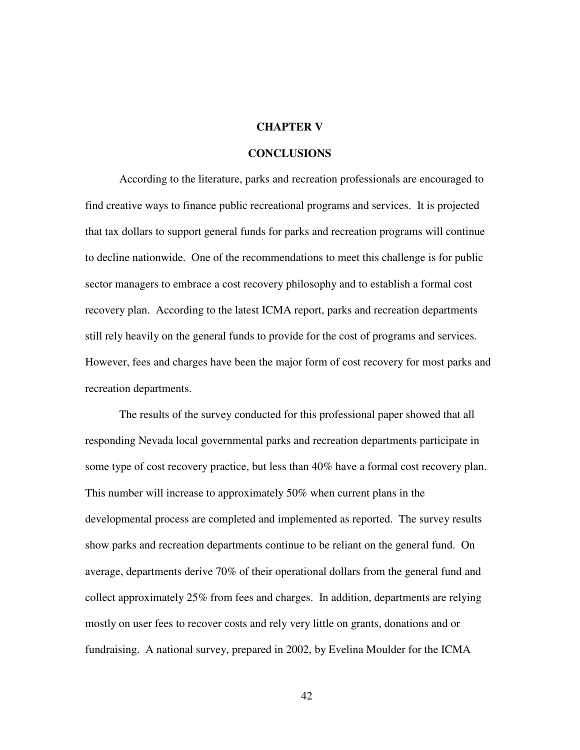# CHAPTER V

## CONCLUSIONS

According to the literature, parks and recreation professionals are encouraged to find creative ways to finance public recreational programs and services. It is projected that tax dollars to support general funds for parks and recreation programs will continue to decline nationwide. One of the recommendations to meet this challenge is for public sector managers to embrace a cost recovery philosophy and to establish a formal cost recovery plan. According to the latest ICMA report, parks and recreation departments still rely heavily on the general funds to provide for the cost of programs and services. However, fees and charges have been the major form of cost recovery for most parks and recreation departments.

The results of the survey conducted for this professional paper showed that all responding Nevada local governmental parks and recreation departments participate in some type of cost recovery practice, but less than 40% have a formal cost recovery plan. This number will increase to approximately 50% when current plans in the developmental process are completed and implemented as reported. The survey results show parks and recreation departments continue to be reliant on the general fund. On average, departments derive 70% of their operational dollars from the general fund and collect approximately 25% from fees and charges. In addition, departments are relying mostly on user fees to recover costs and rely very little on grants, donations and or fundraising. A national survey, prepared in 2002, by Evelina Moulder for the ICMA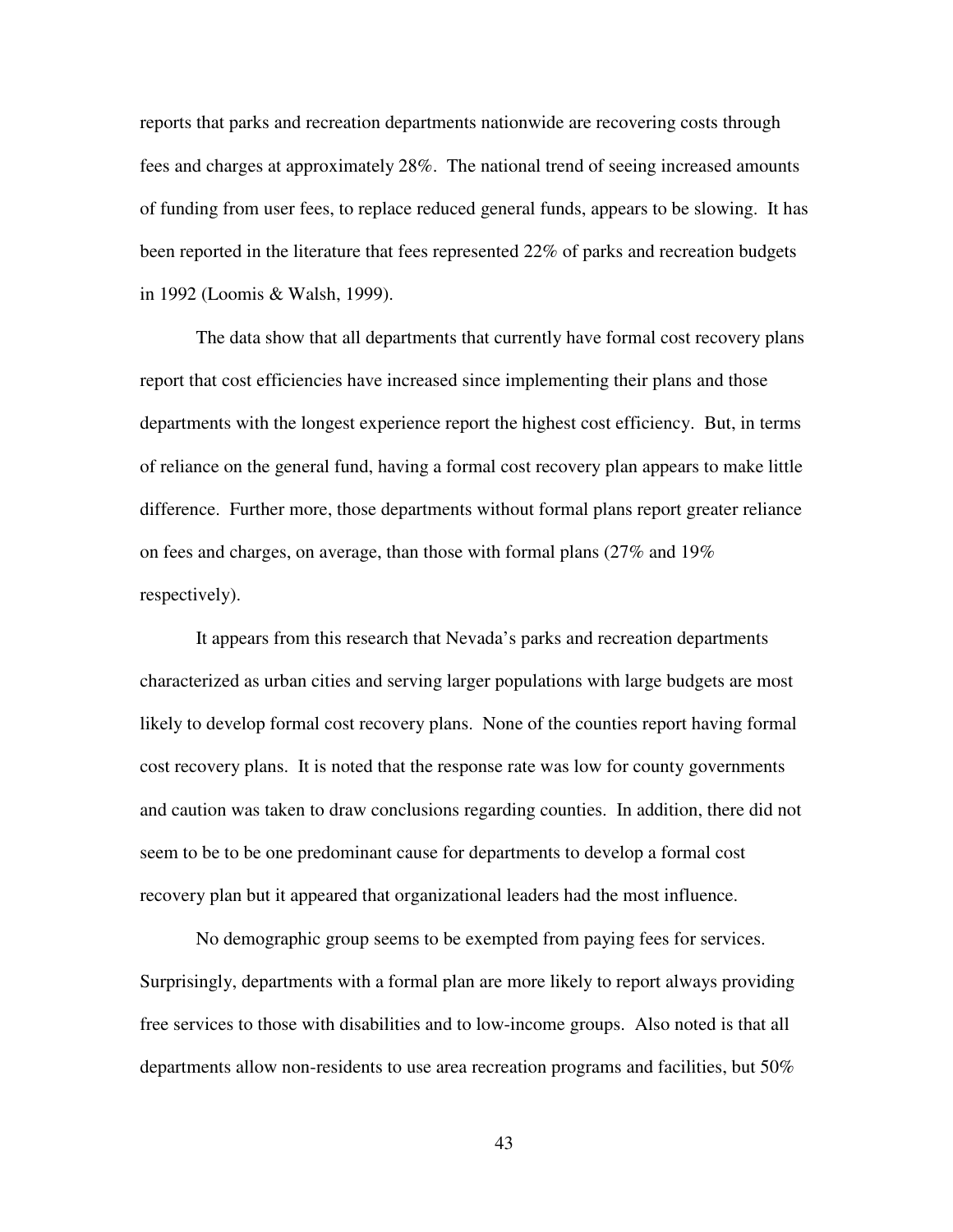reports that parks and recreation departments nationwide are recovering costs through fees and charges at approximately 28%. The national trend of seeing increased amounts of funding from user fees, to replace reduced general funds, appears to be slowing. It has been reported in the literature that fees represented 22% of parks and recreation budgets in 1992 (Loomis & Walsh, 1999).

The data show that all departments that currently have formal cost recovery plans report that cost efficiencies have increased since implementing their plans and those departments with the longest experience report the highest cost efficiency. But, in terms of reliance on the general fund, having a formal cost recovery plan appears to make little difference. Further more, those departments without formal plans report greater reliance on fees and charges, on average, than those with formal plans (27% and 19% respectively).

It appears from this research that Nevada's parks and recreation departments characterized as urban cities and serving larger populations with large budgets are most likely to develop formal cost recovery plans. None of the counties report having formal cost recovery plans. It is noted that the response rate was low for county governments and caution was taken to draw conclusions regarding counties. In addition, there did not seem to be to be one predominant cause for departments to develop a formal cost recovery plan but it appeared that organizational leaders had the most influence.

No demographic group seems to be exempted from paying fees for services. Surprisingly, departments with a formal plan are more likely to report always providing free services to those with disabilities and to low-income groups. Also noted is that all departments allow non-residents to use area recreation programs and facilities, but 50%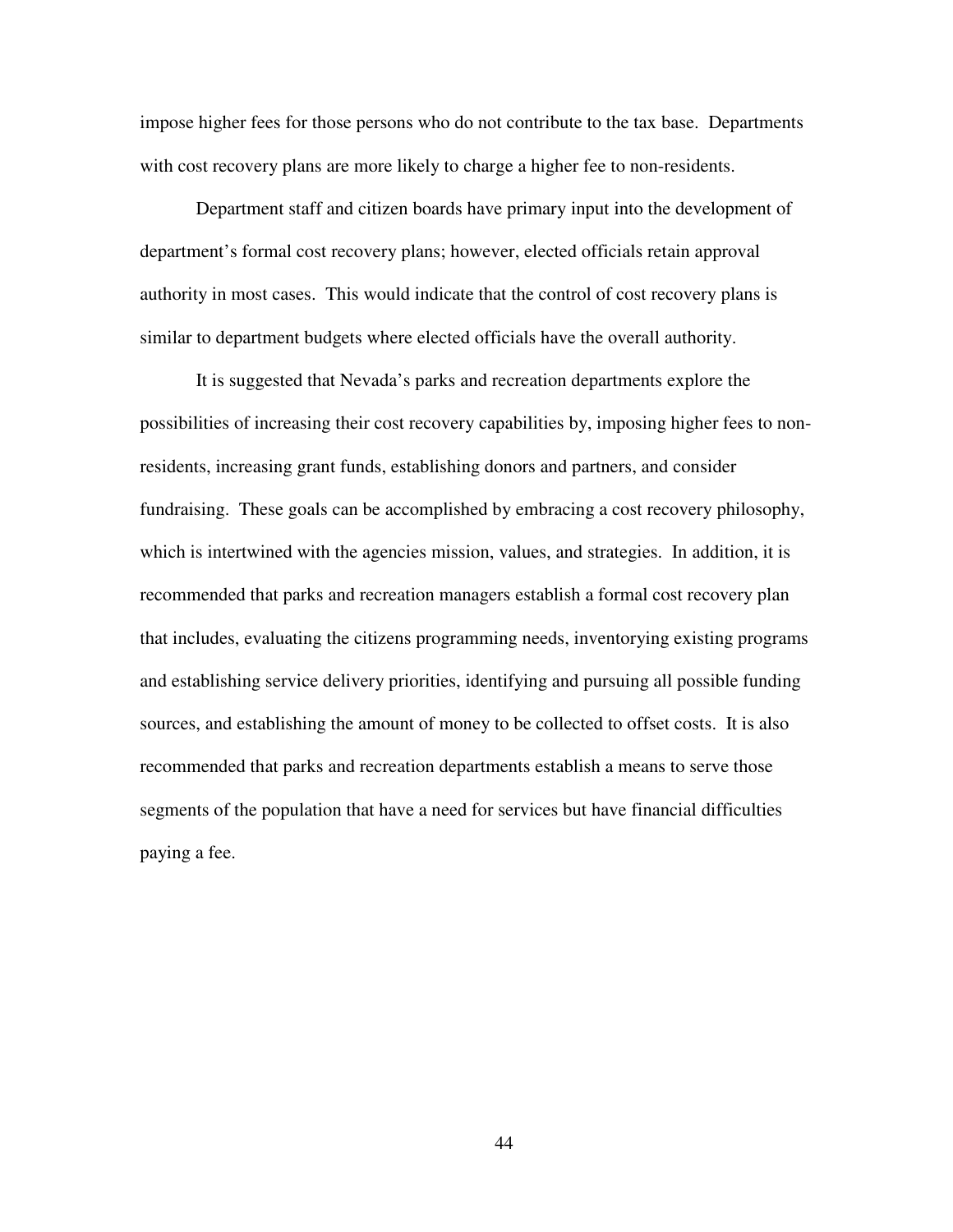impose higher fees for those persons who do not contribute to the tax base. Departments with cost recovery plans are more likely to charge a higher fee to non-residents.

Department staff and citizen boards have primary input into the development of department's formal cost recovery plans; however, elected officials retain approval authority in most cases. This would indicate that the control of cost recovery plans is similar to department budgets where elected officials have the overall authority.

It is suggested that Nevada's parks and recreation departments explore the possibilities of increasing their cost recovery capabilities by, imposing higher fees to non-residents, increasing grant funds, establishing donors and partners, and consider fundraising. These goals can be accomplished by embracing a cost recovery philosophy, which is intertwined with the agencies mission, values, and strategies. In addition, it is recommended that parks and recreation managers establish a formal cost recovery plan that includes, evaluating the citizens programming needs, inventorying existing programs and establishing service delivery priorities, identifying and pursuing all possible funding sources, and establishing the amount of money to be collected to offset costs. It is also recommended that parks and recreation departments establish a means to serve those segments of the population that have a need for services but have financial difficulties paying a fee.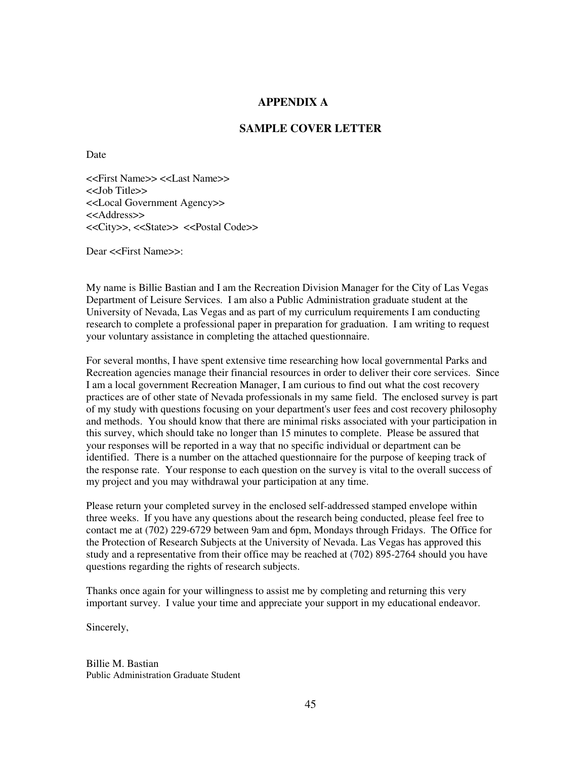# APPENDIX A

## SAMPLE COVER LETTER

Date

<<First Name>> <<Last Name>>
<<Job Title>>
<<Local Government Agency>>
<<Address>>
<<City>>, <<State>>  <<Postal Code>>

Dear <<First Name>>:

My name is Billie Bastian and I am the Recreation Division Manager for the City of Las Vegas Department of Leisure Services. I am also a Public Administration graduate student at the University of Nevada, Las Vegas and as part of my curriculum requirements I am conducting research to complete a professional paper in preparation for graduation. I am writing to request your voluntary assistance in completing the attached questionnaire.

For several months, I have spent extensive time researching how local governmental Parks and Recreation agencies manage their financial resources in order to deliver their core services. Since I am a local government Recreation Manager, I am curious to find out what the cost recovery practices are of other state of Nevada professionals in my same field. The enclosed survey is part of my study with questions focusing on your department's user fees and cost recovery philosophy and methods. You should know that there are minimal risks associated with your participation in this survey, which should take no longer than 15 minutes to complete. Please be assured that your responses will be reported in a way that no specific individual or department can be identified. There is a number on the attached questionnaire for the purpose of keeping track of the response rate. Your response to each question on the survey is vital to the overall success of my project and you may withdrawal your participation at any time.

Please return your completed survey in the enclosed self-addressed stamped envelope within three weeks. If you have any questions about the research being conducted, please feel free to contact me at (702) 229-6729 between 9am and 6pm, Mondays through Fridays. The Office for the Protection of Research Subjects at the University of Nevada. Las Vegas has approved this study and a representative from their office may be reached at (702) 895-2764 should you have questions regarding the rights of research subjects.

Thanks once again for your willingness to assist me by completing and returning this very important survey. I value your time and appreciate your support in my educational endeavor.

Sincerely,

Billie M. Bastian
Public Administration Graduate Student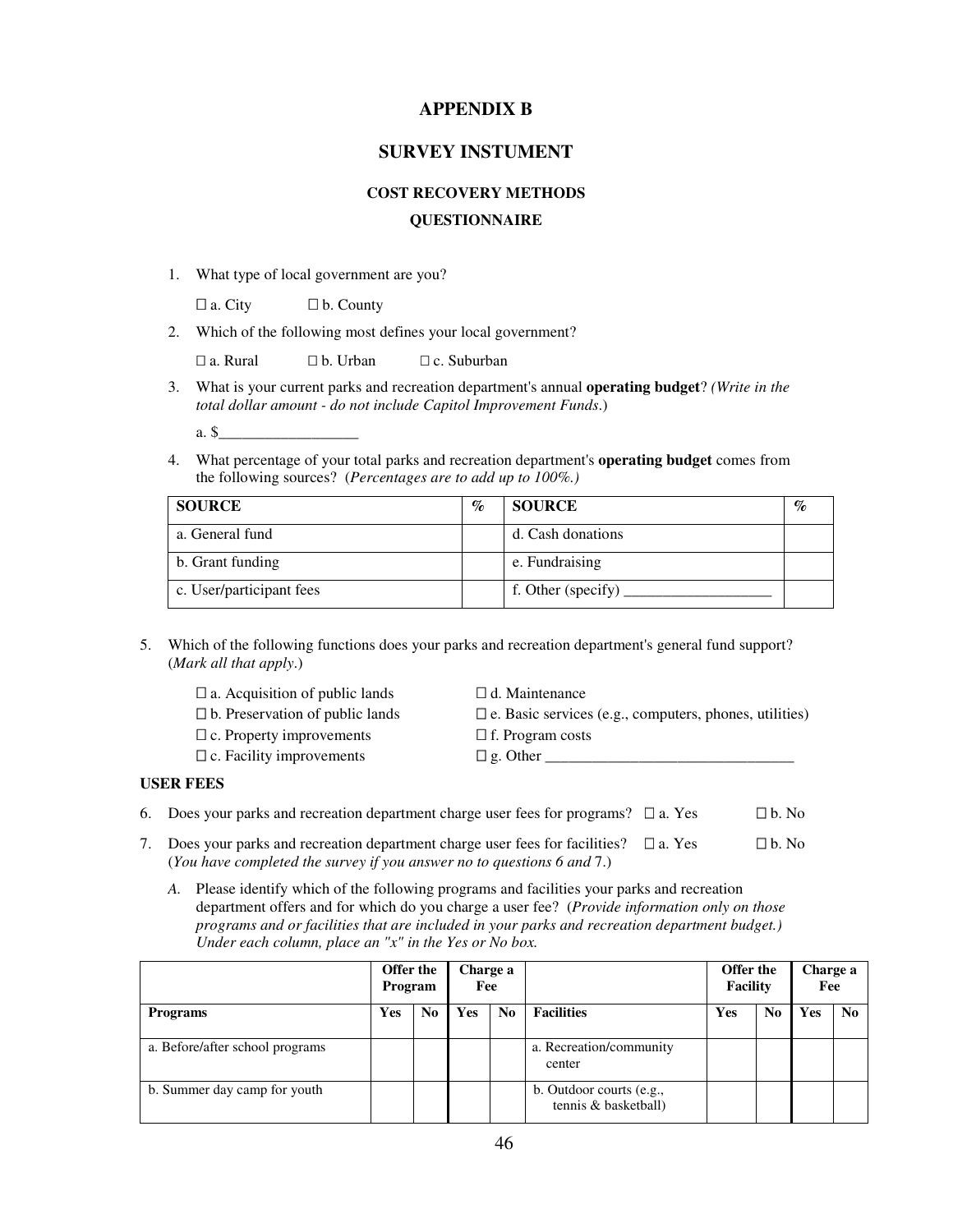# APPENDIX B

## SURVEY INSTUMENT

### COST RECOVERY METHODS

### QUESTIONNAIRE

1. What type of local government are you?

   ☐ a. City ☐ b. County

2. Which of the following most defines your local government?

   ☐ a. Rural ☐ b. Urban ☐ c. Suburban

3. What is your current parks and recreation department's annual **operating budget**? *(Write in the total dollar amount - do not include Capitol Improvement Funds*.)

   a. $__________________

4. What percentage of your total parks and recreation department's **operating budget** comes from the following sources? (*Percentages are to add up to 100%.)*

| SOURCE | % | SOURCE | % |
|---|---|---|---|
| a. General fund | | d. Cash donations | |
| b. Grant funding | | e. Fundraising | |
| c. User/participant fees | | f. Other (specify) ___________________ | |

5. Which of the following functions does your parks and recreation department's general fund support? (*Mark all that apply*.)

   ☐ a. Acquisition of public lands
   ☐ b. Preservation of public lands
   ☐ c. Property improvements
   ☐ c. Facility improvements
   ☐ d. Maintenance
   ☐ e. Basic services (e.g., computers, phones, utilities)
   ☐ f. Program costs
   ☐ g. Other ________________________________

**USER FEES**

6. Does your parks and recreation department charge user fees for programs? ☐ a. Yes ☐ b. No

7. Does your parks and recreation department charge user fees for facilities? ☐ a. Yes ☐ b. No
   (*You have completed the survey if you answer no to questions 6 and* 7.)

   *A.* Please identify which of the following programs and facilities your parks and recreation department offers and for which do you charge a user fee? (*Provide information only on those programs and or facilities that are included in your parks and recreation department budget.) Under each column, place an "x" in the Yes or No box.*

| | Offer the Program | | Charge a Fee | | | Offer the Facility | | Charge a Fee | |
|---|---|---|---|---|---|---|---|---|---|
| **Programs** | **Yes** | **No** | **Yes** | **No** | **Facilities** | **Yes** | **No** | **Yes** | **No** |
| a. Before/after school programs | | | | | a. Recreation/community center | | | | |
| b. Summer day camp for youth | | | | | b. Outdoor courts (e.g., tennis & basketball) | | | | |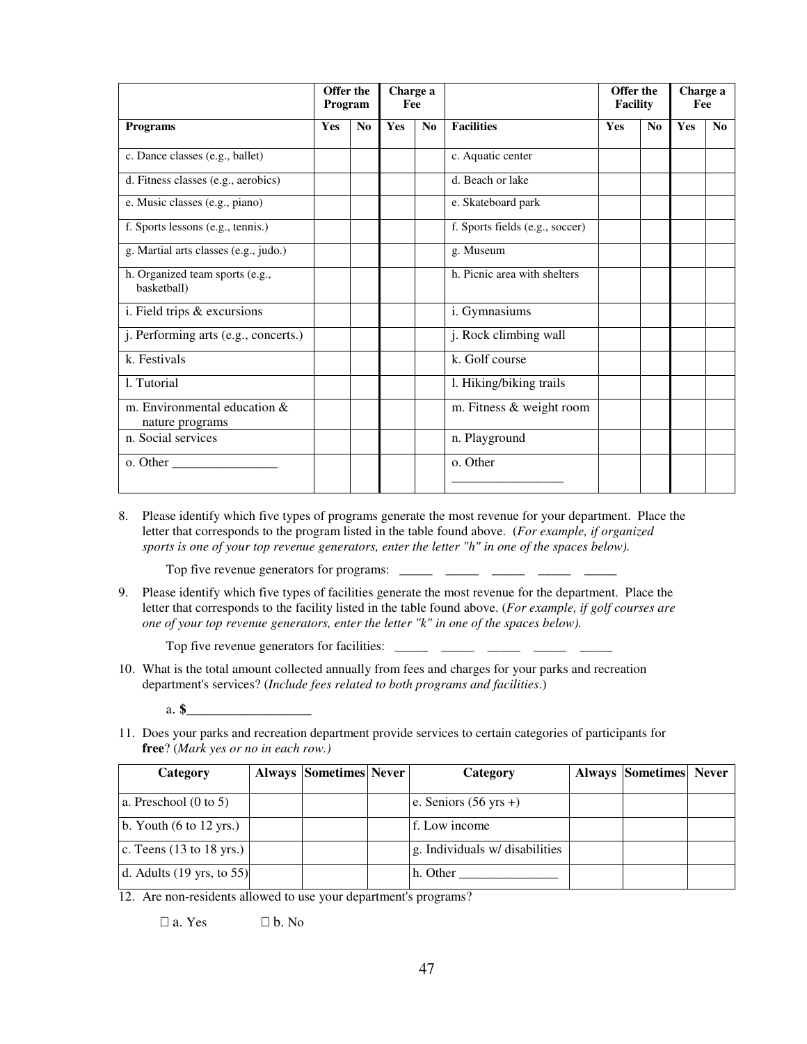| | Offer the Program | | Charge a Fee | | | Offer the Facility | | Charge a Fee | |
|---|---|---|---|---|---|---|---|---|---|
| **Programs** | **Yes** | **No** | **Yes** | **No** | **Facilities** | **Yes** | **No** | **Yes** | **No** |
| c. Dance classes (e.g., ballet) | | | | | c. Aquatic center | | | | |
| d. Fitness classes (e.g., aerobics) | | | | | d. Beach or lake | | | | |
| e. Music classes (e.g., piano) | | | | | e. Skateboard park | | | | |
| f. Sports lessons (e.g., tennis.) | | | | | f. Sports fields (e.g., soccer) | | | | |
| g. Martial arts classes (e.g., judo.) | | | | | g. Museum | | | | |
| h. Organized team sports (e.g., basketball) | | | | | h. Picnic area with shelters | | | | |
| i. Field trips & excursions | | | | | i. Gymnasiums | | | | |
| j. Performing arts (e.g., concerts.) | | | | | j. Rock climbing wall | | | | |
| k. Festivals | | | | | k. Golf course | | | | |
| l. Tutorial | | | | | l. Hiking/biking trails | | | | |
| m. Environmental education & nature programs | | | | | m. Fitness & weight room | | | | |
| n. Social services | | | | | n. Playground | | | | |
| o. Other ________________ | | | | | o. Other ________________ | | | | |

8. Please identify which five types of programs generate the most revenue for your department. Place the letter that corresponds to the program listed in the table found above. (*For example, if organized sports is one of your top revenue generators, enter the letter "h" in one of the spaces below).*

   Top five revenue generators for programs: _____ _____ _____ _____ _____

9. Please identify which five types of facilities generate the most revenue for the department. Place the letter that corresponds to the facility listed in the table found above. (*For example, if golf courses are one of your top revenue generators, enter the letter "k" in one of the spaces below).*

   Top five revenue generators for facilities: _____ _____ _____ _____ _____

10. What is the total amount collected annually from fees and charges for your parks and recreation department's services? (*Include fees related to both programs and facilities*.)

    a. **$**___________________

11. Does your parks and recreation department provide services to certain categories of participants for **free**? (*Mark yes or no in each row.)*

| Category | Always | Sometimes | Never | Category | Always | Sometimes | Never |
|---|---|---|---|---|---|---|---|
| a. Preschool (0 to 5) | | | | e. Seniors (56 yrs +) | | | |
| b. Youth (6 to 12 yrs.) | | | | f. Low income | | | |
| c. Teens (13 to 18 yrs.) | | | | g. Individuals w/ disabilities | | | |
| d. Adults (19 yrs, to 55) | | | | h. Other _______________ | | | |

12. Are non-residents allowed to use your department's programs?

    ☐ a. Yes ☐ b. No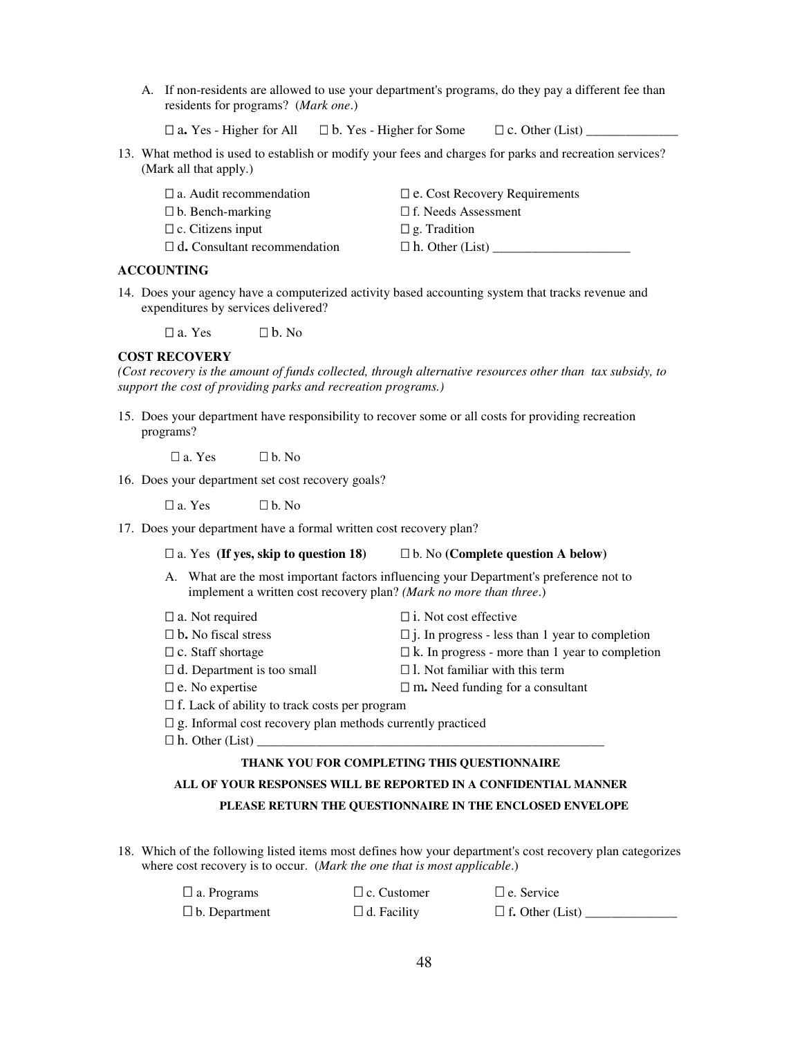A. If non-residents are allowed to use your department's programs, do they pay a different fee than residents for programs? (*Mark one*.)

☐ a**.** Yes - Higher for All ☐ b. Yes - Higher for Some ☐ c. Other (List) ______________

13. What method is used to establish or modify your fees and charges for parks and recreation services? (Mark all that apply.)

☐ a. Audit recommendation
☐ b. Bench-marking
☐ c. Citizens input
☐ d**.** Consultant recommendation
☐ e. Cost Recovery Requirements
☐ f. Needs Assessment
☐ g. Tradition
☐ h. Other (List) _____________________

**ACCOUNTING**

14. Does your agency have a computerized activity based accounting system that tracks revenue and expenditures by services delivered?

☐ a. Yes ☐ b. No

**COST RECOVERY**

*(Cost recovery is the amount of funds collected, through alternative resources other than tax subsidy, to support the cost of providing parks and recreation programs.)*

15. Does your department have responsibility to recover some or all costs for providing recreation programs?

☐ a. Yes ☐ b. No

16. Does your department set cost recovery goals?

☐ a. Yes ☐ b. No

17. Does your department have a formal written cost recovery plan?

☐ a. Yes **(If yes, skip to question 18)** ☐ b. No (**Complete question A below)**

A. What are the most important factors influencing your Department's preference not to implement a written cost recovery plan? *(Mark no more than three*.)

☐ a. Not required
☐ b**.** No fiscal stress
☐ c. Staff shortage
☐ d. Department is too small
☐ e. No expertise
☐ f. Lack of ability to track costs per program
☐ g. Informal cost recovery plan methods currently practiced
☐ h. Other (List) _______________________________________________________
☐ i. Not cost effective
☐ j. In progress - less than 1 year to completion
☐ k. In progress - more than 1 year to completion
☐ l. Not familiar with this term
☐ m**.** Need funding for a consultant

**THANK YOU FOR COMPLETING THIS QUESTIONNAIRE**

**ALL OF YOUR RESPONSES WILL BE REPORTED IN A CONFIDENTIAL MANNER**

**PLEASE RETURN THE QUESTIONNAIRE IN THE ENCLOSED ENVELOPE**

18. Which of the following listed items most defines how your department's cost recovery plan categorizes where cost recovery is to occur. (*Mark the one that is most applicable*.)

☐ a. Programs
☐ b. Department
☐ c. Customer
☐ d. Facility
☐ e. Service
☐ f**.** Other (List) ______________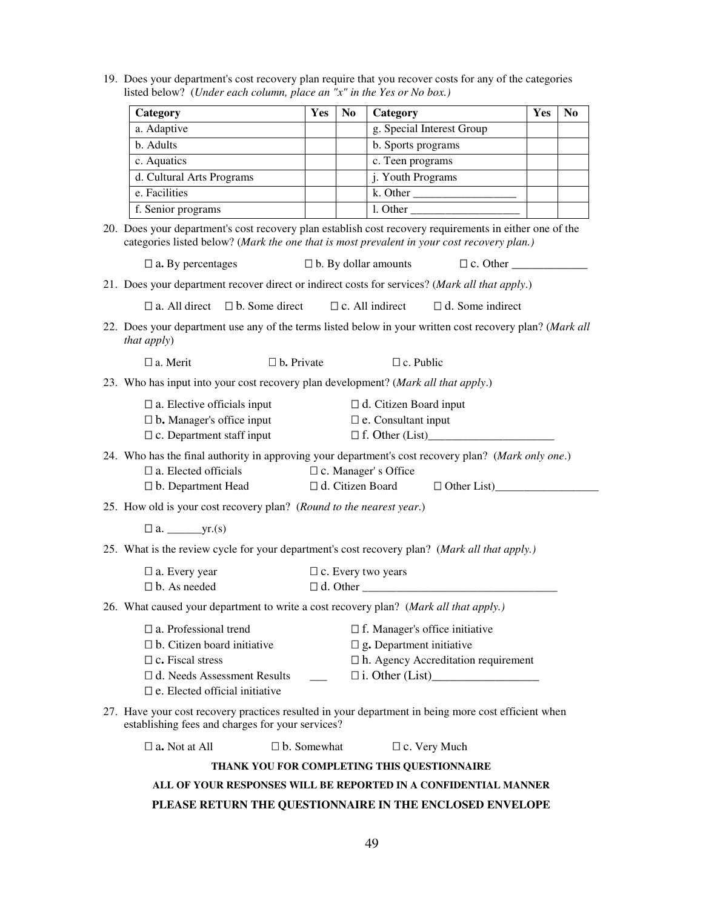19. Does your department's cost recovery plan require that you recover costs for any of the categories listed below? (*Under each column, place an "x" in the Yes or No box.)*

| Category | Yes | No | Category | Yes | No |
|---|---|---|---|---|---|
| a. Adaptive | | | g. Special Interest Group | | |
| b. Adults | | | b. Sports programs | | |
| c. Aquatics | | | c. Teen programs | | |
| d. Cultural Arts Programs | | | j. Youth Programs | | |
| e. Facilities | | | k. Other __________________ | | |
| f. Senior programs | | | l. Other ___________________ | | |

20. Does your department's cost recovery plan establish cost recovery requirements in either one of the categories listed below? (*Mark the one that is most prevalent in your cost recovery plan.)*

 □ a. By percentages  □ b. By dollar amounts  □ c. Other _____________

21. Does your department recover direct or indirect costs for services? (*Mark all that apply*.)

 □ a. All direct  □ b. Some direct  □ c. All indirect  □ d. Some indirect

22. Does your department use any of the terms listed below in your written cost recovery plan? (*Mark all that apply*)

 □ a. Merit  □ b. Private  □ c. Public

23. Who has input into your cost recovery plan development? (*Mark all that apply*.)

 □ a. Elective officials input  □ d. Citizen Board input
 □ b. Manager's office input  □ e. Consultant input
 □ c. Department staff input  □ f. Other (List)_____________________

24. Who has the final authority in approving your department's cost recovery plan? (*Mark only one*.)
 □ a. Elected officials  □ c. Manager' s Office
 □ b. Department Head  □ d. Citizen Board  □ Other List)__________________

25. How old is your cost recovery plan? (*Round to the nearest year*.)

 □ a. ______yr.(s)

25. What is the review cycle for your department's cost recovery plan? (*Mark all that apply.)*

 □ a. Every year  □ c. Every two years
 □ b. As needed  □ d. Other _________________________________

26. What caused your department to write a cost recovery plan? (*Mark all that apply.)*

 □ a. Professional trend  □ f. Manager's office initiative
 □ b. Citizen board initiative  □ g. Department initiative
 □ c. Fiscal stress  □ h. Agency Accreditation requirement
 □ d. Needs Assessment Results ___  □ i. Other (List)_________________
 □ e. Elected official initiative

27. Have your cost recovery practices resulted in your department in being more cost efficient when establishing fees and charges for your services?

 □ a. Not at All  □ b. Somewhat  □ c. Very Much

**THANK YOU FOR COMPLETING THIS QUESTIONNAIRE**

**ALL OF YOUR RESPONSES WILL BE REPORTED IN A CONFIDENTIAL MANNER**

**PLEASE RETURN THE QUESTIONNAIRE IN THE ENCLOSED ENVELOPE**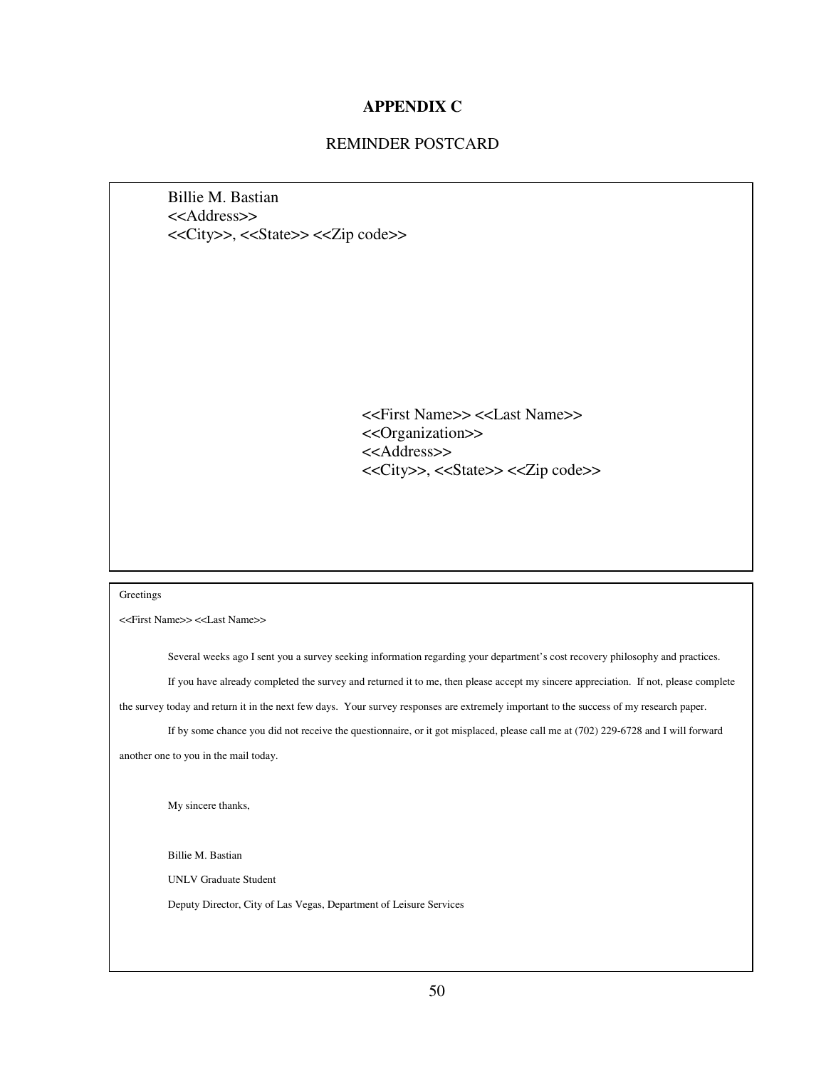# APPENDIX C

## REMINDER POSTCARD

Billie M. Bastian
<<Address>>
<<City>>, <<State>> <<Zip code>>

<<First Name>> <<Last Name>>
<<Organization>>
<<Address>>
<<City>>, <<State>> <<Zip code>>

---

Greetings

<<First Name>> <<Last Name>>

Several weeks ago I sent you a survey seeking information regarding your department's cost recovery philosophy and practices.

If you have already completed the survey and returned it to me, then please accept my sincere appreciation. If not, please complete the survey today and return it in the next few days. Your survey responses are extremely important to the success of my research paper.

If by some chance you did not receive the questionnaire, or it got misplaced, please call me at (702) 229-6728 and I will forward another one to you in the mail today.

My sincere thanks,

Billie M. Bastian

UNLV Graduate Student

Deputy Director, City of Las Vegas, Department of Leisure Services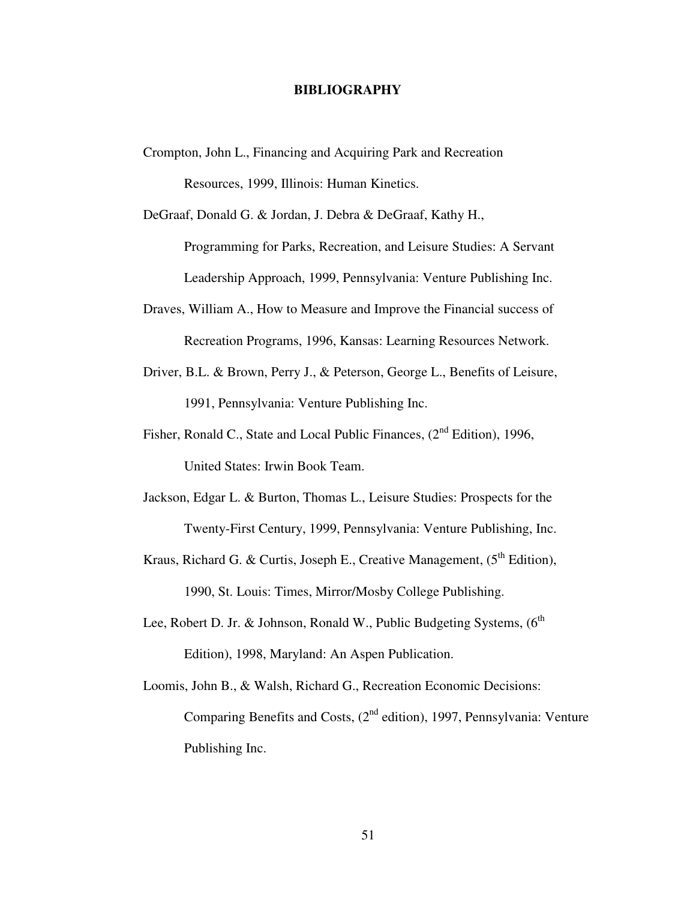# BIBLIOGRAPHY

Crompton, John L., Financing and Acquiring Park and Recreation Resources, 1999, Illinois: Human Kinetics.

DeGraaf, Donald G. & Jordan, J. Debra & DeGraaf, Kathy H., Programming for Parks, Recreation, and Leisure Studies: A Servant Leadership Approach, 1999, Pennsylvania: Venture Publishing Inc.

Draves, William A., How to Measure and Improve the Financial success of Recreation Programs, 1996, Kansas: Learning Resources Network.

Driver, B.L. & Brown, Perry J., & Peterson, George L., Benefits of Leisure, 1991, Pennsylvania: Venture Publishing Inc.

Fisher, Ronald C., State and Local Public Finances, (2nd Edition), 1996, United States: Irwin Book Team.

Jackson, Edgar L. & Burton, Thomas L., Leisure Studies: Prospects for the Twenty-First Century, 1999, Pennsylvania: Venture Publishing, Inc.

Kraus, Richard G. & Curtis, Joseph E., Creative Management, (5th Edition), 1990, St. Louis: Times, Mirror/Mosby College Publishing.

Lee, Robert D. Jr. & Johnson, Ronald W., Public Budgeting Systems, (6th Edition), 1998, Maryland: An Aspen Publication.

Loomis, John B., & Walsh, Richard G., Recreation Economic Decisions: Comparing Benefits and Costs, (2nd edition), 1997, Pennsylvania: Venture Publishing Inc.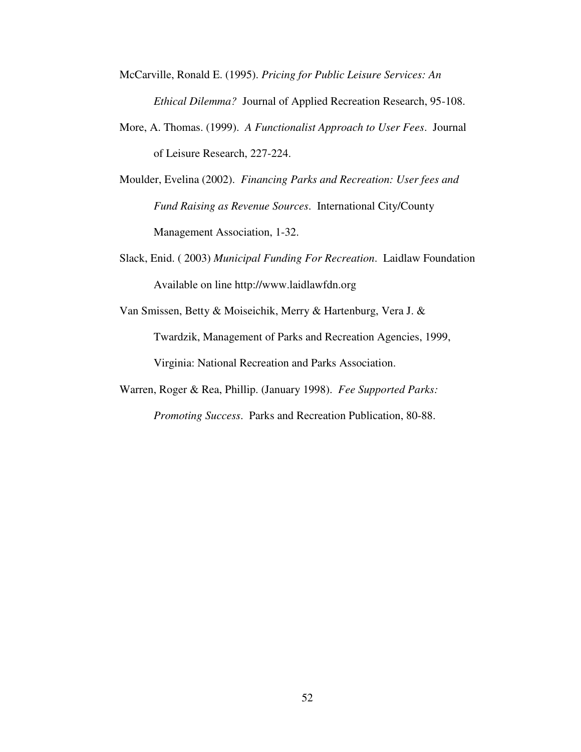McCarville, Ronald E. (1995). *Pricing for Public Leisure Services: An Ethical Dilemma?* Journal of Applied Recreation Research, 95-108.

More, A. Thomas. (1999). *A Functionalist Approach to User Fees*. Journal of Leisure Research, 227-224.

Moulder, Evelina (2002). *Financing Parks and Recreation: User fees and Fund Raising as Revenue Sources*. International City/County Management Association, 1-32.

Slack, Enid. ( 2003) *Municipal Funding For Recreation*. Laidlaw Foundation Available on line http://www.laidlawfdn.org

Van Smissen, Betty & Moiseichik, Merry & Hartenburg, Vera J. & Twardzik, Management of Parks and Recreation Agencies, 1999, Virginia: National Recreation and Parks Association.

Warren, Roger & Rea, Phillip. (January 1998). *Fee Supported Parks: Promoting Success*. Parks and Recreation Publication, 80-88.